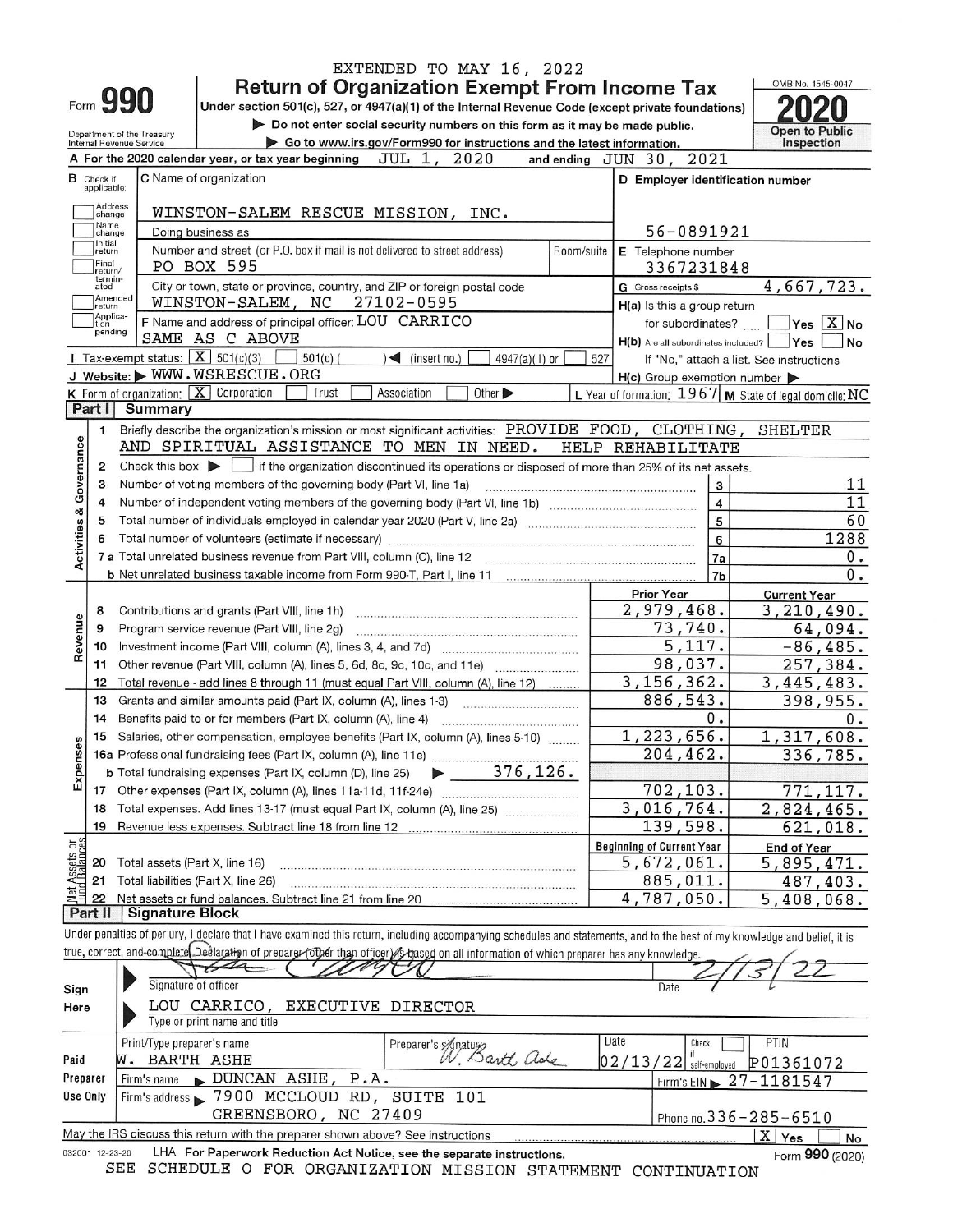EXTENDED TO MAY 16, 2022

# Form 990 — Return of Organization Exempt From Income Tax — 2020

Under section 501(c), 527, or 4947(a)(1) of the Internal Revenue Code (except private foundations)

▶ Do not enter social security numbers on this form as it may be made public.

▶ Go to www.irs.gov/Form990 for instructions and the latest information.

Department of the Treasury, Internal Revenue Service

OMB No. 1545-0047 — Open to Public Inspection

**A** For the 2020 calendar year, or tax year beginning JUL 1, 2020 and ending JUN 30, 2021

**B** Check if applicable: Address change, Name change, Initial return, Final return/terminated, Amended return, Application pending

**C** Name of organization: WINSTON-SALEM RESCUE MISSION, INC.

Doing business as

Number and street (or P.O. box if mail is not delivered to street address): PO BOX 595 — Room/suite

City or town, state or province, country, and ZIP or foreign postal code: WINSTON-SALEM, NC 27102-0595

**D** Employer identification number: 56-0891921

**E** Telephone number: 3367231848

**G** Gross receipts $ 4,667,723.

**F** Name and address of principal officer: LOU CARRICO, SAME AS C ABOVE

**H(a)** Is this a group return for subordinates? Yes [ ] No [X]

**H(b)** Are all subordinates included? Yes [ ] No [ ] If "No," attach a list. See instructions

**H(c)** Group exemption number ▶

**I** Tax-exempt status: [X] 501(c)(3) [ ] 501(c) ( ) ◀ (insert no.) [ ] 4947(a)(1) or [ ] 527

**J** Website: ▶ WWW.WSRESCUE.ORG

**K** Form of organization: [X] Corporation [ ] Trust [ ] Association [ ] Other ▶

**L** Year of formation: 1967 **M** State of legal domicile: NC

## Part I Summary

**Activities & Governance**

1. Briefly describe the organization's mission or most significant activities: PROVIDE FOOD, CLOTHING, SHELTER AND SPIRITUAL ASSISTANCE TO MEN IN NEED. HELP REHABILITATE
2. Check this box ▶ [ ] if the organization discontinued its operations or disposed of more than 25% of its net assets.

| Line | Description | | Value |
|---|---|---|---|
| 3 | Number of voting members of the governing body (Part VI, line 1a) | 3 | 11 |
| 4 | Number of independent voting members of the governing body (Part VI, line 1b) | 4 | 11 |
| 5 | Total number of individuals employed in calendar year 2020 (Part V, line 2a) | 5 | 60 |
| 6 | Total number of volunteers (estimate if necessary) | 6 | 1288 |
| 7a | Total unrelated business revenue from Part VIII, column (C), line 12 | 7a | 0. |
| 7b | Net unrelated business taxable income from Form 990-T, Part I, line 11 | 7b | 0. |

| Line | Description | Prior Year | Current Year |
|---|---|---|---|
| **Revenue** | | | |
| 8 | Contributions and grants (Part VIII, line 1h) | 2,979,468. | 3,210,490. |
| 9 | Program service revenue (Part VIII, line 2g) | 73,740. | 64,094. |
| 10 | Investment income (Part VIII, column (A), lines 3, 4, and 7d) | 5,117. | -86,485. |
| 11 | Other revenue (Part VIII, column (A), lines 5, 6d, 8c, 9c, 10c, and 11e) | 98,037. | 257,384. |
| 12 | Total revenue - add lines 8 through 11 (must equal Part VIII, column (A), line 12) | 3,156,362. | 3,445,483. |
| **Expenses** | | | |
| 13 | Grants and similar amounts paid (Part IX, column (A), lines 1-3) | 886,543. | 398,955. |
| 14 | Benefits paid to or for members (Part IX, column (A), line 4) | 0. | 0. |
| 15 | Salaries, other compensation, employee benefits (Part IX, column (A), lines 5-10) | 1,223,656. | 1,317,608. |
| 16a | Professional fundraising fees (Part IX, column (A), line 11e) | 204,462. | 336,785. |
| b | Total fundraising expenses (Part IX, column (D), line 25) ▶ 376,126. | | |
| 17 | Other expenses (Part IX, column (A), lines 11a-11d, 11f-24e) | 702,103. | 771,117. |
| 18 | Total expenses. Add lines 13-17 (must equal Part IX, column (A), line 25) | 3,016,764. | 2,824,465. |
| 19 | Revenue less expenses. Subtract line 18 from line 12 | 139,598. | 621,018. |

| Line | Net Assets or Fund Balances | Beginning of Current Year | End of Year |
|---|---|---|---|
| 20 | Total assets (Part X, line 16) | 5,672,061. | 5,895,471. |
| 21 | Total liabilities (Part X, line 26) | 885,011. | 487,403. |
| 22 | Net assets or fund balances. Subtract line 21 from line 20 | 4,787,050. | 5,408,068. |

## Part II Signature Block

Under penalties of perjury, I declare that I have examined this return, including accompanying schedules and statements, and to the best of my knowledge and belief, it is true, correct, and complete. Declaration of preparer (other than officer) is based on all information of which preparer has any knowledge.

**Sign Here**

Signature of officer: [signature] Date: 2/13/22

LOU CARRICO, EXECUTIVE DIRECTOR
Type or print name and title

**Paid Preparer Use Only**

| Print/Type preparer's name | Preparer's signature | Date | Check if self-employed | PTIN |
|---|---|---|---|---|
| W. BARTH ASHE | W. Barth Ashe | 02/13/22 | [ ] | P01361072 |

Firm's name ▶ DUNCAN ASHE, P.A. — Firm's EIN ▶ 27-1181547

Firm's address ▶ 7900 MCCLOUD RD, SUITE 101, GREENSBORO, NC 27409 — Phone no. 336-285-6510

May the IRS discuss this return with the preparer shown above? See instructions [X] Yes [ ] No

032001 12-23-20 LHA For Paperwork Reduction Act Notice, see the separate instructions. Form 990 (2020)

SEE SCHEDULE O FOR ORGANIZATION MISSION STATEMENT CONTINUATION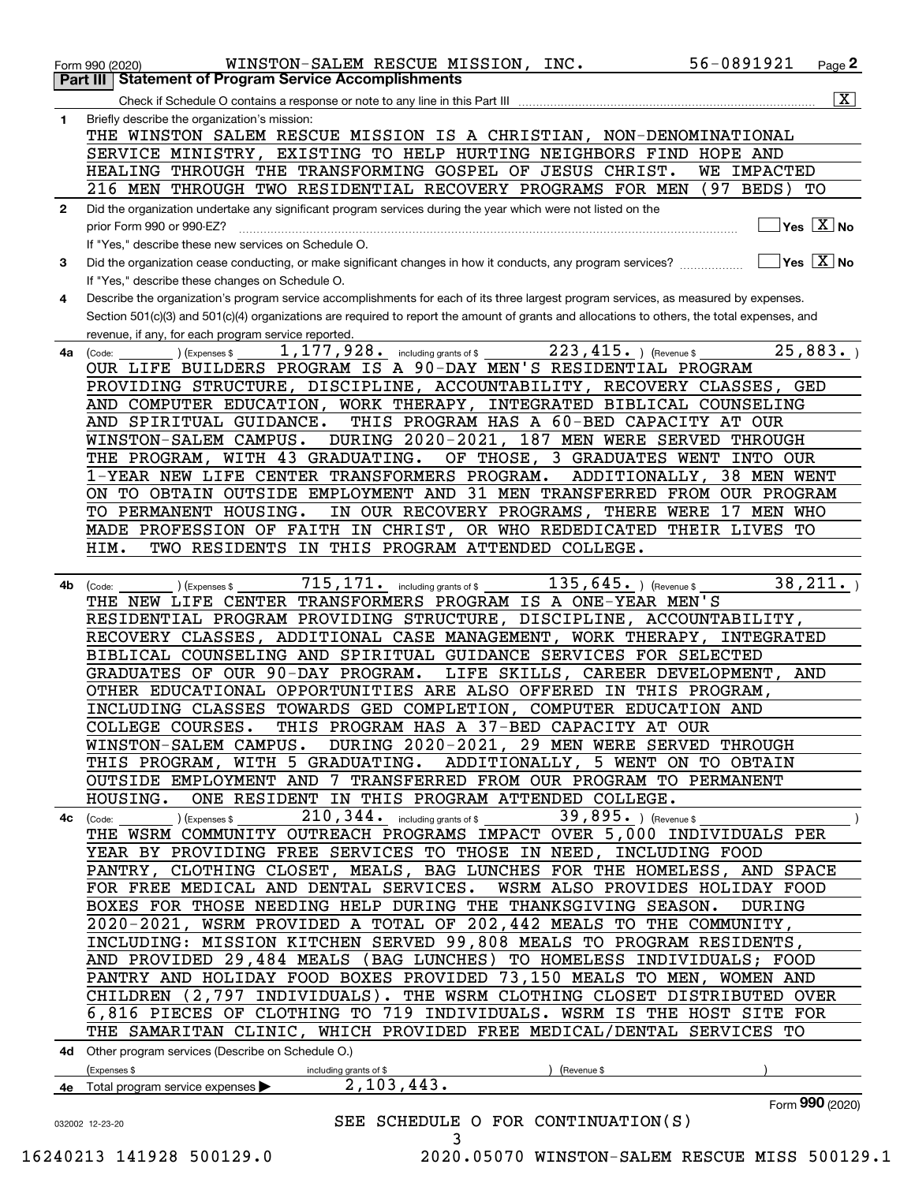Form 990 (2020) WINSTON-SALEM RESCUE MISSION, INC. 56-0891921 Page 2

**Part III | Statement of Program Service Accomplishments**

Check if Schedule O contains a response or note to any line in this Part III ..... [X]

**1** Briefly describe the organization's mission:

THE WINSTON SALEM RESCUE MISSION IS A CHRISTIAN, NON-DENOMINATIONAL SERVICE MINISTRY, EXISTING TO HELP HURTING NEIGHBORS FIND HOPE AND HEALING THROUGH THE TRANSFORMING GOSPEL OF JESUS CHRIST. WE IMPACTED 216 MEN THROUGH TWO RESIDENTIAL RECOVERY PROGRAMS FOR MEN (97 BEDS) TO

**2** Did the organization undertake any significant program services during the year which were not listed on the prior Form 990 or 990-EZ? ..... [ ] Yes [X] No

If "Yes," describe these new services on Schedule O.

**3** Did the organization cease conducting, or make significant changes in how it conducts, any program services? ..... [ ] Yes [X] No

If "Yes," describe these changes on Schedule O.

**4** Describe the organization's program service accomplishments for each of its three largest program services, as measured by expenses. Section 501(c)(3) and 501(c)(4) organizations are required to report the amount of grants and allocations to others, the total expenses, and revenue, if any, for each program service reported.

**4a** (Code: ) (Expenses $ 1,177,928. including grants of $ 223,415. ) (Revenue $ 25,883. )

OUR LIFE BUILDERS PROGRAM IS A 90-DAY MEN'S RESIDENTIAL PROGRAM PROVIDING STRUCTURE, DISCIPLINE, ACCOUNTABILITY, RECOVERY CLASSES, GED AND COMPUTER EDUCATION, WORK THERAPY, INTEGRATED BIBLICAL COUNSELING AND SPIRITUAL GUIDANCE. THIS PROGRAM HAS A 60-BED CAPACITY AT OUR WINSTON-SALEM CAMPUS. DURING 2020-2021, 187 MEN WERE SERVED THROUGH THE PROGRAM, WITH 43 GRADUATING. OF THOSE, 3 GRADUATES WENT INTO OUR 1-YEAR NEW LIFE CENTER TRANSFORMERS PROGRAM. ADDITIONALLY, 38 MEN WENT ON TO OBTAIN OUTSIDE EMPLOYMENT AND 31 MEN TRANSFERRED FROM OUR PROGRAM TO PERMANENT HOUSING. IN OUR RECOVERY PROGRAMS, THERE WERE 17 MEN WHO MADE PROFESSION OF FAITH IN CHRIST, OR WHO REDEDICATED THEIR LIVES TO HIM. TWO RESIDENTS IN THIS PROGRAM ATTENDED COLLEGE.

**4b** (Code: ) (Expenses $ 715,171. including grants of $ 135,645. ) (Revenue $ 38,211. )

THE NEW LIFE CENTER TRANSFORMERS PROGRAM IS A ONE-YEAR MEN'S RESIDENTIAL PROGRAM PROVIDING STRUCTURE, DISCIPLINE, ACCOUNTABILITY, RECOVERY CLASSES, ADDITIONAL CASE MANAGEMENT, WORK THERAPY, INTEGRATED BIBLICAL COUNSELING AND SPIRITUAL GUIDANCE SERVICES FOR SELECTED GRADUATES OF OUR 90-DAY PROGRAM. LIFE SKILLS, CAREER DEVELOPMENT, AND OTHER EDUCATIONAL OPPORTUNITIES ARE ALSO OFFERED IN THIS PROGRAM, INCLUDING CLASSES TOWARDS GED COMPLETION, COMPUTER EDUCATION AND COLLEGE COURSES. THIS PROGRAM HAS A 37-BED CAPACITY AT OUR WINSTON-SALEM CAMPUS. DURING 2020-2021, 29 MEN WERE SERVED THROUGH THIS PROGRAM, WITH 5 GRADUATING. ADDITIONALLY, 5 WENT ON TO OBTAIN OUTSIDE EMPLOYMENT AND 7 TRANSFERRED FROM OUR PROGRAM TO PERMANENT HOUSING. ONE RESIDENT IN THIS PROGRAM ATTENDED COLLEGE.

**4c** (Code: ) (Expenses $ 210,344. including grants of $ 39,895. ) (Revenue $ )

THE WSRM COMMUNITY OUTREACH PROGRAMS IMPACT OVER 5,000 INDIVIDUALS PER YEAR BY PROVIDING FREE SERVICES TO THOSE IN NEED, INCLUDING FOOD PANTRY, CLOTHING CLOSET, MEALS, BAG LUNCHES FOR THE HOMELESS, AND SPACE FOR FREE MEDICAL AND DENTAL SERVICES. WSRM ALSO PROVIDES HOLIDAY FOOD BOXES FOR THOSE NEEDING HELP DURING THE THANKSGIVING SEASON. DURING 2020-2021, WSRM PROVIDED A TOTAL OF 202,442 MEALS TO THE COMMUNITY, INCLUDING: MISSION KITCHEN SERVED 99,808 MEALS TO PROGRAM RESIDENTS, AND PROVIDED 29,484 MEALS (BAG LUNCHES) TO HOMELESS INDIVIDUALS; FOOD PANTRY AND HOLIDAY FOOD BOXES PROVIDED 73,150 MEALS TO MEN, WOMEN AND CHILDREN (2,797 INDIVIDUALS). THE WSRM CLOTHING CLOSET DISTRIBUTED OVER 6,816 PIECES OF CLOTHING TO 719 INDIVIDUALS. WSRM IS THE HOST SITE FOR THE SAMARITAN CLINIC, WHICH PROVIDED FREE MEDICAL/DENTAL SERVICES TO

**4d** Other program services (Describe on Schedule O.)

(Expenses $ including grants of $ ) (Revenue $ )

**4e** Total program service expenses ▶ 2,103,443.

SEE SCHEDULE O FOR CONTINUATION(S)

Form **990** (2020)

032002 12-23-20

16240213 141928 500129.0 2020.05070 WINSTON-SALEM RESCUE MISS 500129.1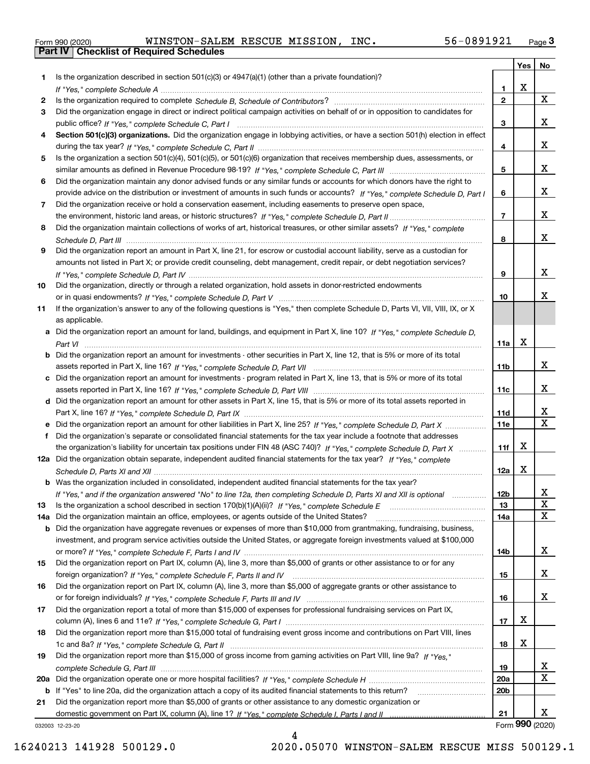Form 990 (2020) WINSTON-SALEM RESCUE MISSION, INC. 56-0891921

## Part IV Checklist of Required Schedules

| | | | Yes | No |
|---|---|---|---|---|
| 1 | Is the organization described in section 501(c)(3) or 4947(a)(1) (other than a private foundation)? *If "Yes," complete Schedule A* | 1 | X | |
| 2 | Is the organization required to complete *Schedule B, Schedule of Contributors*? | 2 | | X |
| 3 | Did the organization engage in direct or indirect political campaign activities on behalf of or in opposition to candidates for public office? *If "Yes," complete Schedule C, Part I* | 3 | | X |
| 4 | **Section 501(c)(3) organizations.** Did the organization engage in lobbying activities, or have a section 501(h) election in effect during the tax year? *If "Yes," complete Schedule C, Part II* | 4 | | X |
| 5 | Is the organization a section 501(c)(4), 501(c)(5), or 501(c)(6) organization that receives membership dues, assessments, or similar amounts as defined in Revenue Procedure 98-19? *If "Yes," complete Schedule C, Part III* | 5 | | X |
| 6 | Did the organization maintain any donor advised funds or any similar funds or accounts for which donors have the right to provide advice on the distribution or investment of amounts in such funds or accounts? *If "Yes," complete Schedule D, Part I* | 6 | | X |
| 7 | Did the organization receive or hold a conservation easement, including easements to preserve open space, the environment, historic land areas, or historic structures? *If "Yes," complete Schedule D, Part II* | 7 | | X |
| 8 | Did the organization maintain collections of works of art, historical treasures, or other similar assets? *If "Yes," complete Schedule D, Part III* | 8 | | X |
| 9 | Did the organization report an amount in Part X, line 21, for escrow or custodial account liability, serve as a custodian for amounts not listed in Part X; or provide credit counseling, debt management, credit repair, or debt negotiation services? *If "Yes," complete Schedule D, Part IV* | 9 | | X |
| 10 | Did the organization, directly or through a related organization, hold assets in donor-restricted endowments or in quasi endowments? *If "Yes," complete Schedule D, Part V* | 10 | | X |
| 11 | If the organization's answer to any of the following questions is "Yes," then complete Schedule D, Parts VI, VII, VIII, IX, or X as applicable. | | | |
| a | Did the organization report an amount for land, buildings, and equipment in Part X, line 10? *If "Yes," complete Schedule D, Part VI* | 11a | X | |
| b | Did the organization report an amount for investments - other securities in Part X, line 12, that is 5% or more of its total assets reported in Part X, line 16? *If "Yes," complete Schedule D, Part VII* | 11b | | X |
| c | Did the organization report an amount for investments - program related in Part X, line 13, that is 5% or more of its total assets reported in Part X, line 16? *If "Yes," complete Schedule D, Part VIII* | 11c | | X |
| d | Did the organization report an amount for other assets in Part X, line 15, that is 5% or more of its total assets reported in Part X, line 16? *If "Yes," complete Schedule D, Part IX* | 11d | | X |
| e | Did the organization report an amount for other liabilities in Part X, line 25? *If "Yes," complete Schedule D, Part X* | 11e | | X |
| f | Did the organization's separate or consolidated financial statements for the tax year include a footnote that addresses the organization's liability for uncertain tax positions under FIN 48 (ASC 740)? *If "Yes," complete Schedule D, Part X* | 11f | X | |
| 12a | Did the organization obtain separate, independent audited financial statements for the tax year? *If "Yes," complete Schedule D, Parts XI and XII* | 12a | X | |
| b | Was the organization included in consolidated, independent audited financial statements for the tax year? *If "Yes," and if the organization answered "No" to line 12a, then completing Schedule D, Parts XI and XII is optional* | 12b | | X |
| 13 | Is the organization a school described in section 170(b)(1)(A)(ii)? *If "Yes," complete Schedule E* | 13 | | X |
| 14a | Did the organization maintain an office, employees, or agents outside of the United States? | 14a | | X |
| b | Did the organization have aggregate revenues or expenses of more than $10,000 from grantmaking, fundraising, business, investment, and program service activities outside the United States, or aggregate foreign investments valued at $100,000 or more? *If "Yes," complete Schedule F, Parts I and IV* | 14b | | X |
| 15 | Did the organization report on Part IX, column (A), line 3, more than $5,000 of grants or other assistance to or for any foreign organization? *If "Yes," complete Schedule F, Parts II and IV* | 15 | | X |
| 16 | Did the organization report on Part IX, column (A), line 3, more than $5,000 of aggregate grants or other assistance to or for foreign individuals? *If "Yes," complete Schedule F, Parts III and IV* | 16 | | X |
| 17 | Did the organization report a total of more than $15,000 of expenses for professional fundraising services on Part IX, column (A), lines 6 and 11e? *If "Yes," complete Schedule G, Part I* | 17 | X | |
| 18 | Did the organization report more than $15,000 total of fundraising event gross income and contributions on Part VIII, lines 1c and 8a? *If "Yes," complete Schedule G, Part II* | 18 | X | |
| 19 | Did the organization report more than $15,000 of gross income from gaming activities on Part VIII, line 9a? *If "Yes," complete Schedule G, Part III* | 19 | | X |
| 20a | Did the organization operate one or more hospital facilities? *If "Yes," complete Schedule H* | 20a | | X |
| b | If "Yes" to line 20a, did the organization attach a copy of its audited financial statements to this return? | 20b | | |
| 21 | Did the organization report more than $5,000 of grants or other assistance to any domestic organization or domestic government on Part IX, column (A), line 1? *If "Yes," complete Schedule I, Parts I and II* | 21 | | X |

032003 12-23-20

Form 990 (2020)

16240213 141928 500129.0 2020.05070 WINSTON-SALEM RESCUE MISS 500129.1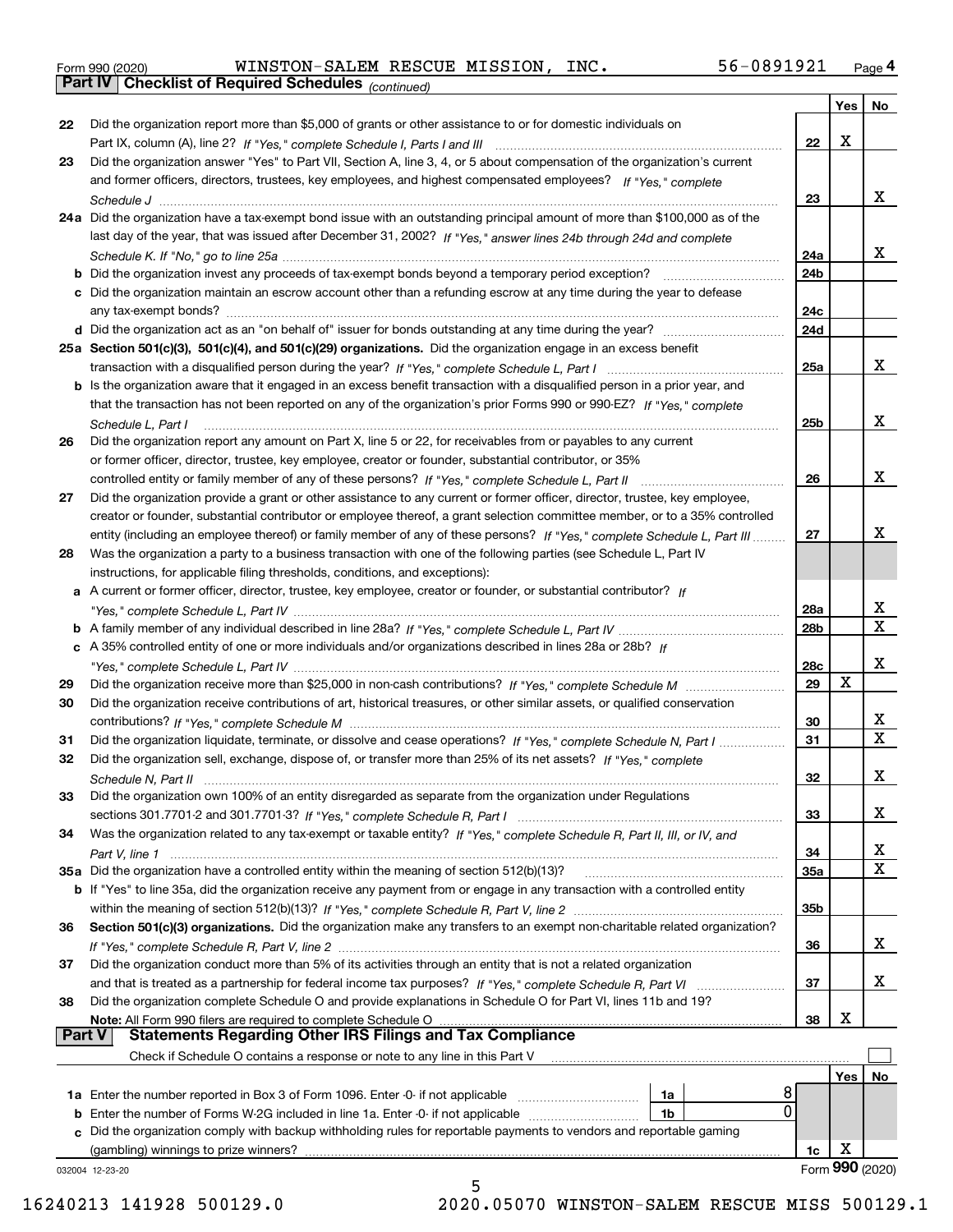Form 990 (2020) WINSTON-SALEM RESCUE MISSION, INC. 56-0891921 Page **4**

## Part IV Checklist of Required Schedules *(continued)*

| | | | Yes | No |
|---|---|---|---|---|
| 22 | Did the organization report more than $5,000 of grants or other assistance to or for domestic individuals on Part IX, column (A), line 2? *If "Yes," complete Schedule I, Parts I and III* | 22 | X | |
| 23 | Did the organization answer "Yes" to Part VII, Section A, line 3, 4, or 5 about compensation of the organization's current and former officers, directors, trustees, key employees, and highest compensated employees? *If "Yes," complete Schedule J* | 23 | | X |
| 24a | Did the organization have a tax-exempt bond issue with an outstanding principal amount of more than $100,000 as of the last day of the year, that was issued after December 31, 2002? *If "Yes," answer lines 24b through 24d and complete Schedule K. If "No," go to line 25a* | 24a | | X |
| b | Did the organization invest any proceeds of tax-exempt bonds beyond a temporary period exception? | 24b | | |
| c | Did the organization maintain an escrow account other than a refunding escrow at any time during the year to defease any tax-exempt bonds? | 24c | | |
| d | Did the organization act as an "on behalf of" issuer for bonds outstanding at any time during the year? | 24d | | |
| 25a | **Section 501(c)(3), 501(c)(4), and 501(c)(29) organizations.** Did the organization engage in an excess benefit transaction with a disqualified person during the year? *If "Yes," complete Schedule L, Part I* | 25a | | X |
| b | Is the organization aware that it engaged in an excess benefit transaction with a disqualified person in a prior year, and that the transaction has not been reported on any of the organization's prior Forms 990 or 990-EZ? *If "Yes," complete Schedule L, Part I* | 25b | | X |
| 26 | Did the organization report any amount on Part X, line 5 or 22, for receivables from or payables to any current or former officer, director, trustee, key employee, creator or founder, substantial contributor, or 35% controlled entity or family member of any of these persons? *If "Yes," complete Schedule L, Part II* | 26 | | X |
| 27 | Did the organization provide a grant or other assistance to any current or former officer, director, trustee, key employee, creator or founder, substantial contributor or employee thereof, a grant selection committee member, or to a 35% controlled entity (including an employee thereof) or family member of any of these persons? *If "Yes," complete Schedule L, Part III* | 27 | | X |
| 28 | Was the organization a party to a business transaction with one of the following parties (see Schedule L, Part IV instructions, for applicable filing thresholds, conditions, and exceptions): | | | |
| a | A current or former officer, director, trustee, key employee, creator or founder, or substantial contributor? *If "Yes," complete Schedule L, Part IV* | 28a | | X |
| b | A family member of any individual described in line 28a? *If "Yes," complete Schedule L, Part IV* | 28b | | X |
| c | A 35% controlled entity of one or more individuals and/or organizations described in lines 28a or 28b? *If "Yes," complete Schedule L, Part IV* | 28c | | X |
| 29 | Did the organization receive more than $25,000 in non-cash contributions? *If "Yes," complete Schedule M* | 29 | X | |
| 30 | Did the organization receive contributions of art, historical treasures, or other similar assets, or qualified conservation contributions? *If "Yes," complete Schedule M* | 30 | | X |
| 31 | Did the organization liquidate, terminate, or dissolve and cease operations? *If "Yes," complete Schedule N, Part I* | 31 | | X |
| 32 | Did the organization sell, exchange, dispose of, or transfer more than 25% of its net assets? *If "Yes," complete Schedule N, Part II* | 32 | | X |
| 33 | Did the organization own 100% of an entity disregarded as separate from the organization under Regulations sections 301.7701-2 and 301.7701-3? *If "Yes," complete Schedule R, Part I* | 33 | | X |
| 34 | Was the organization related to any tax-exempt or taxable entity? *If "Yes," complete Schedule R, Part II, III, or IV, and Part V, line 1* | 34 | | X |
| 35a | Did the organization have a controlled entity within the meaning of section 512(b)(13)? | 35a | | X |
| b | If "Yes" to line 35a, did the organization receive any payment from or engage in any transaction with a controlled entity within the meaning of section 512(b)(13)? *If "Yes," complete Schedule R, Part V, line 2* | 35b | | |
| 36 | **Section 501(c)(3) organizations.** Did the organization make any transfers to an exempt non-charitable related organization? *If "Yes," complete Schedule R, Part V, line 2* | 36 | | X |
| 37 | Did the organization conduct more than 5% of its activities through an entity that is not a related organization and that is treated as a partnership for federal income tax purposes? *If "Yes," complete Schedule R, Part VI* | 37 | | X |
| 38 | Did the organization complete Schedule O and provide explanations in Schedule O for Part VI, lines 11b and 19? **Note:** All Form 990 filers are required to complete Schedule O | 38 | X | |

## Part V Statements Regarding Other IRS Filings and Tax Compliance

Check if Schedule O contains a response or note to any line in this Part V ☐

| | | | | | Yes | No |
|---|---|---|---|---|---|---|
| 1a | Enter the number reported in Box 3 of Form 1096. Enter -0- if not applicable | 1a | 8 | | | |
| b | Enter the number of Forms W-2G included in line 1a. Enter -0- if not applicable | 1b | 0 | | | |
| c | Did the organization comply with backup withholding rules for reportable payments to vendors and reportable gaming (gambling) winnings to prize winners? | | | 1c | X | |

032004 12-23-20 Form **990** (2020)

16240213 141928 500129.0 2020.05070 WINSTON-SALEM RESCUE MISS 500129.1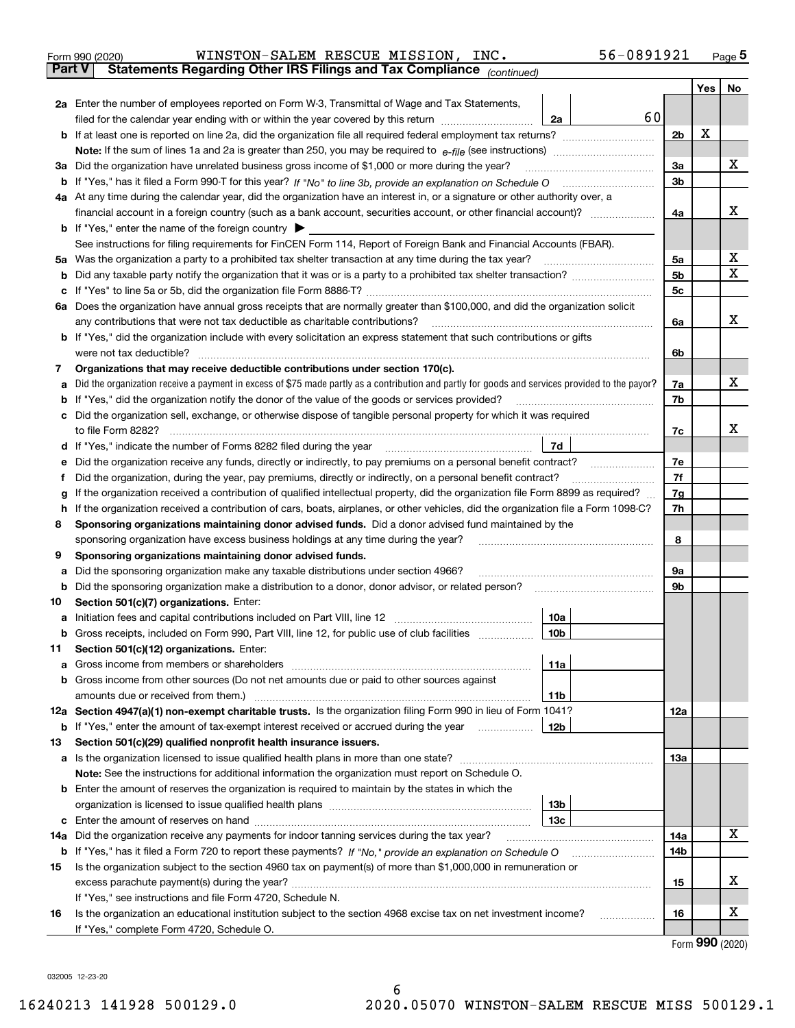Form 990 (2020) WINSTON-SALEM RESCUE MISSION, INC. 56-0891921 Page 5

**Part V Statements Regarding Other IRS Filings and Tax Compliance** *(continued)*

| | | | | | Yes | No |
|---|---|---|---|---|---|---|
| **2a** | Enter the number of employees reported on Form W-3, Transmittal of Wage and Tax Statements, filed for the calendar year ending with or within the year covered by this return | 2a | 60 | | | |
| **b** | If at least one is reported on line 2a, did the organization file all required federal employment tax returns? | | | 2b | X | |
| | **Note:** If the sum of lines 1a and 2a is greater than 250, you may be required to *e-file* (see instructions) | | | | | |
| **3a** | Did the organization have unrelated business gross income of $1,000 or more during the year? | | | 3a | | X |
| **b** | If "Yes," has it filed a Form 990-T for this year? *If "No" to line 3b, provide an explanation on Schedule O* | | | 3b | | |
| **4a** | At any time during the calendar year, did the organization have an interest in, or a signature or other authority over, a financial account in a foreign country (such as a bank account, securities account, or other financial account)? | | | 4a | | X |
| **b** | If "Yes," enter the name of the foreign country ▶ | | | | | |
| | See instructions for filing requirements for FinCEN Form 114, Report of Foreign Bank and Financial Accounts (FBAR). | | | | | |
| **5a** | Was the organization a party to a prohibited tax shelter transaction at any time during the tax year? | | | 5a | | X |
| **b** | Did any taxable party notify the organization that it was or is a party to a prohibited tax shelter transaction? | | | 5b | | X |
| **c** | If "Yes" to line 5a or 5b, did the organization file Form 8886-T? | | | 5c | | |
| **6a** | Does the organization have annual gross receipts that are normally greater than $100,000, and did the organization solicit any contributions that were not tax deductible as charitable contributions? | | | 6a | | X |
| **b** | If "Yes," did the organization include with every solicitation an express statement that such contributions or gifts were not tax deductible? | | | 6b | | |
| **7** | **Organizations that may receive deductible contributions under section 170(c).** | | | | | |
| **a** | Did the organization receive a payment in excess of $75 made partly as a contribution and partly for goods and services provided to the payor? | | | 7a | | X |
| **b** | If "Yes," did the organization notify the donor of the value of the goods or services provided? | | | 7b | | |
| **c** | Did the organization sell, exchange, or otherwise dispose of tangible personal property for which it was required to file Form 8282? | | | 7c | | X |
| **d** | If "Yes," indicate the number of Forms 8282 filed during the year | 7d | | | | |
| **e** | Did the organization receive any funds, directly or indirectly, to pay premiums on a personal benefit contract? | | | 7e | | |
| **f** | Did the organization, during the year, pay premiums, directly or indirectly, on a personal benefit contract? | | | 7f | | |
| **g** | If the organization received a contribution of qualified intellectual property, did the organization file Form 8899 as required? | | | 7g | | |
| **h** | If the organization received a contribution of cars, boats, airplanes, or other vehicles, did the organization file a Form 1098-C? | | | 7h | | |
| **8** | **Sponsoring organizations maintaining donor advised funds.** Did a donor advised fund maintained by the sponsoring organization have excess business holdings at any time during the year? | | | 8 | | |
| **9** | **Sponsoring organizations maintaining donor advised funds.** | | | | | |
| **a** | Did the sponsoring organization make any taxable distributions under section 4966? | | | 9a | | |
| **b** | Did the sponsoring organization make a distribution to a donor, donor advisor, or related person? | | | 9b | | |
| **10** | **Section 501(c)(7) organizations.** Enter: | | | | | |
| **a** | Initiation fees and capital contributions included on Part VIII, line 12 | 10a | | | | |
| **b** | Gross receipts, included on Form 990, Part VIII, line 12, for public use of club facilities | 10b | | | | |
| **11** | **Section 501(c)(12) organizations.** Enter: | | | | | |
| **a** | Gross income from members or shareholders | 11a | | | | |
| **b** | Gross income from other sources (Do not net amounts due or paid to other sources against amounts due or received from them.) | 11b | | | | |
| **12a** | **Section 4947(a)(1) non-exempt charitable trusts.** Is the organization filing Form 990 in lieu of Form 1041? | | | 12a | | |
| **b** | If "Yes," enter the amount of tax-exempt interest received or accrued during the year | 12b | | | | |
| **13** | **Section 501(c)(29) qualified nonprofit health insurance issuers.** | | | | | |
| **a** | Is the organization licensed to issue qualified health plans in more than one state? | | | 13a | | |
| | **Note:** See the instructions for additional information the organization must report on Schedule O. | | | | | |
| **b** | Enter the amount of reserves the organization is required to maintain by the states in which the organization is licensed to issue qualified health plans | 13b | | | | |
| **c** | Enter the amount of reserves on hand | 13c | | | | |
| **14a** | Did the organization receive any payments for indoor tanning services during the tax year? | | | 14a | | X |
| **b** | If "Yes," has it filed a Form 720 to report these payments? *If "No," provide an explanation on Schedule O* | | | 14b | | |
| **15** | Is the organization subject to the section 4960 tax on payment(s) of more than $1,000,000 in remuneration or excess parachute payment(s) during the year? | | | 15 | | X |
| | If "Yes," see instructions and file Form 4720, Schedule N. | | | | | |
| **16** | Is the organization an educational institution subject to the section 4968 excise tax on net investment income? | | | 16 | | X |
| | If "Yes," complete Form 4720, Schedule O. | | | | | |

Form **990** (2020)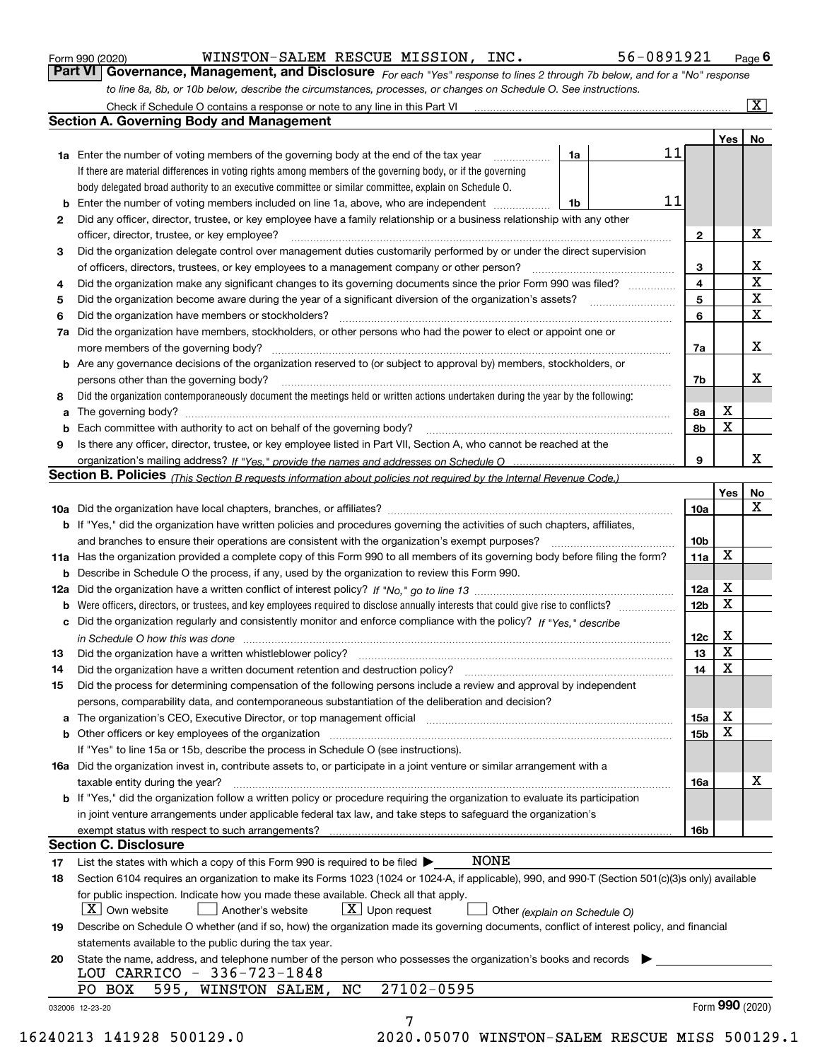Form 990 (2020) WINSTON-SALEM RESCUE MISSION, INC. 56-0891921 Page 6

## Part VI Governance, Management, and Disclosure

*For each "Yes" response to lines 2 through 7b below, and for a "No" response to line 8a, 8b, or 10b below, describe the circumstances, processes, or changes on Schedule O. See instructions.*

Check if Schedule O contains a response or note to any line in this Part VI ..... [X]

### Section A. Governing Body and Management

| | | | | Yes | No |
|---|---|---|---|---|---|
| **1a** | Enter the number of voting members of the governing body at the end of the tax year ..... **1a** 11 If there are material differences in voting rights among members of the governing body, or if the governing body delegated broad authority to an executive committee or similar committee, explain on Schedule O. | | | | |
| **b** | Enter the number of voting members included on line 1a, above, who are independent ..... **1b** 11 | | | | |
| **2** | Did any officer, director, trustee, or key employee have a family relationship or a business relationship with any other officer, director, trustee, or key employee? | **2** | | | X |
| **3** | Did the organization delegate control over management duties customarily performed by or under the direct supervision of officers, directors, trustees, or key employees to a management company or other person? | **3** | | | X |
| **4** | Did the organization make any significant changes to its governing documents since the prior Form 990 was filed? | **4** | | | X |
| **5** | Did the organization become aware during the year of a significant diversion of the organization's assets? | **5** | | | X |
| **6** | Did the organization have members or stockholders? | **6** | | | X |
| **7a** | Did the organization have members, stockholders, or other persons who had the power to elect or appoint one or more members of the governing body? | **7a** | | | X |
| **b** | Are any governance decisions of the organization reserved to (or subject to approval by) members, stockholders, or persons other than the governing body? | **7b** | | | X |
| **8** | Did the organization contemporaneously document the meetings held or written actions undertaken during the year by the following: | | | | |
| **a** | The governing body? | **8a** | | X | |
| **b** | Each committee with authority to act on behalf of the governing body? | **8b** | | X | |
| **9** | Is there any officer, director, trustee, or key employee listed in Part VII, Section A, who cannot be reached at the organization's mailing address? *If "Yes," provide the names and addresses on Schedule O* | **9** | | | X |

### Section B. Policies *(This Section B requests information about policies not required by the Internal Revenue Code.)*

| | | | Yes | No |
|---|---|---|---|---|
| **10a** | Did the organization have local chapters, branches, or affiliates? | **10a** | | X |
| **b** | If "Yes," did the organization have written policies and procedures governing the activities of such chapters, affiliates, and branches to ensure their operations are consistent with the organization's exempt purposes? | **10b** | | |
| **11a** | Has the organization provided a complete copy of this Form 990 to all members of its governing body before filing the form? | **11a** | X | |
| **b** | Describe in Schedule O the process, if any, used by the organization to review this Form 990. | | | |
| **12a** | Did the organization have a written conflict of interest policy? *If "No," go to line 13* | **12a** | X | |
| **b** | Were officers, directors, or trustees, and key employees required to disclose annually interests that could give rise to conflicts? | **12b** | X | |
| **c** | Did the organization regularly and consistently monitor and enforce compliance with the policy? *If "Yes," describe in Schedule O how this was done* | **12c** | X | |
| **13** | Did the organization have a written whistleblower policy? | **13** | X | |
| **14** | Did the organization have a written document retention and destruction policy? | **14** | X | |
| **15** | Did the process for determining compensation of the following persons include a review and approval by independent persons, comparability data, and contemporaneous substantiation of the deliberation and decision? | | | |
| **a** | The organization's CEO, Executive Director, or top management official | **15a** | X | |
| **b** | Other officers or key employees of the organization | **15b** | X | |
| | If "Yes" to line 15a or 15b, describe the process in Schedule O (see instructions). | | | |
| **16a** | Did the organization invest in, contribute assets to, or participate in a joint venture or similar arrangement with a taxable entity during the year? | **16a** | | X |
| **b** | If "Yes," did the organization follow a written policy or procedure requiring the organization to evaluate its participation in joint venture arrangements under applicable federal tax law, and take steps to safeguard the organization's exempt status with respect to such arrangements? | **16b** | | |

### Section C. Disclosure

**17** List the states with which a copy of this Form 990 is required to be filed ▶ NONE

**18** Section 6104 requires an organization to make its Forms 1023 (1024 or 1024-A, if applicable), 990, and 990-T (Section 501(c)(3)s only) available for public inspection. Indicate how you made these available. Check all that apply.

[X] Own website [ ] Another's website [X] Upon request [ ] Other *(explain on Schedule O)*

**19** Describe on Schedule O whether (and if so, how) the organization made its governing documents, conflict of interest policy, and financial statements available to the public during the tax year.

**20** State the name, address, and telephone number of the person who possesses the organization's books and records ▶

LOU CARRICO - 336-723-1848
PO BOX 595, WINSTON SALEM, NC 27102-0595

032006 12-23-20 Form **990** (2020)

16240213 141928 500129.0 2020.05070 WINSTON-SALEM RESCUE MISS 500129.1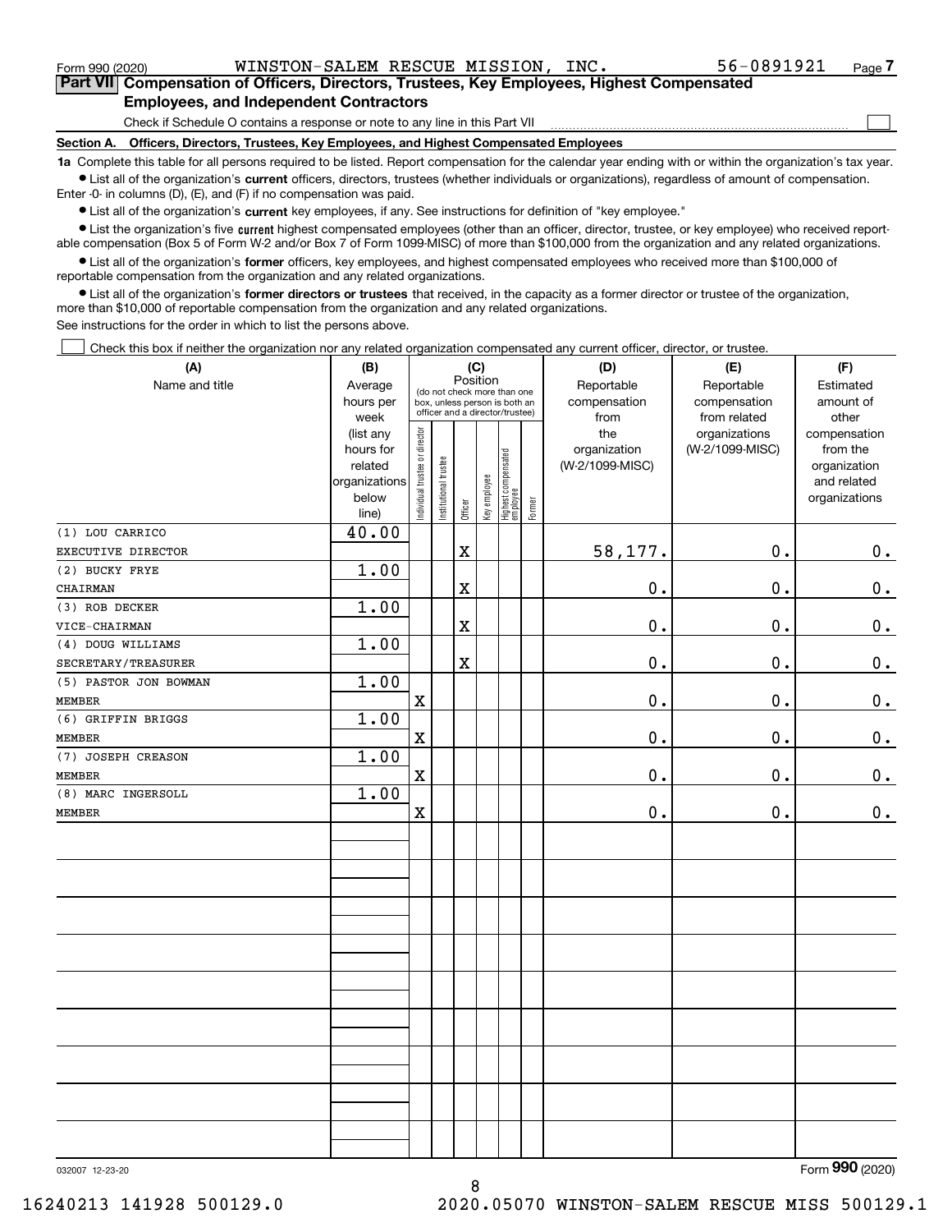Form 990 (2020) WINSTON-SALEM RESCUE MISSION, INC. 56-0891921 Page 7

## Part VII Compensation of Officers, Directors, Trustees, Key Employees, Highest Compensated Employees, and Independent Contractors

Check if Schedule O contains a response or note to any line in this Part VII ☐

### Section A. Officers, Directors, Trustees, Key Employees, and Highest Compensated Employees

**1a** Complete this table for all persons required to be listed. Report compensation for the calendar year ending with or within the organization's tax year.

- List all of the organization's **current** officers, directors, trustees (whether individuals or organizations), regardless of amount of compensation. Enter -0- in columns (D), (E), and (F) if no compensation was paid.
- List all of the organization's **current** key employees, if any. See instructions for definition of "key employee."
- List the organization's five **current** highest compensated employees (other than an officer, director, trustee, or key employee) who received reportable compensation (Box 5 of Form W-2 and/or Box 7 of Form 1099-MISC) of more than $100,000 from the organization and any related organizations.
- List all of the organization's **former** officers, key employees, and highest compensated employees who received more than $100,000 of reportable compensation from the organization and any related organizations.
- List all of the organization's **former directors or trustees** that received, in the capacity as a former director or trustee of the organization, more than $10,000 of reportable compensation from the organization and any related organizations.

See instructions for the order in which to list the persons above.

☐ Check this box if neither the organization nor any related organization compensated any current officer, director, or trustee.

| (A) Name and title | (B) Average hours per week (list any hours for related organizations below line) | (C) Position: Individual trustee or director | Institutional trustee | Officer | Key employee | Highest compensated employee | Former | (D) Reportable compensation from the organization (W-2/1099-MISC) | (E) Reportable compensation from related organizations (W-2/1099-MISC) | (F) Estimated amount of other compensation from the organization and related organizations |
|---|---|---|---|---|---|---|---|---|---|---|
| (1) LOU CARRICO<br>EXECUTIVE DIRECTOR | 40.00 | | | X | | | | 58,177. | 0. | 0. |
| (2) BUCKY FRYE<br>CHAIRMAN | 1.00 | | | X | | | | 0. | 0. | 0. |
| (3) ROB DECKER<br>VICE-CHAIRMAN | 1.00 | | | X | | | | 0. | 0. | 0. |
| (4) DOUG WILLIAMS<br>SECRETARY/TREASURER | 1.00 | | | X | | | | 0. | 0. | 0. |
| (5) PASTOR JON BOWMAN<br>MEMBER | 1.00 | X | | | | | | 0. | 0. | 0. |
| (6) GRIFFIN BRIGGS<br>MEMBER | 1.00 | X | | | | | | 0. | 0. | 0. |
| (7) JOSEPH CREASON<br>MEMBER | 1.00 | X | | | | | | 0. | 0. | 0. |
| (8) MARC INGERSOLL<br>MEMBER | 1.00 | X | | | | | | 0. | 0. | 0. |

032007 12-23-20 Form 990 (2020)

16240213 141928 500129.0 2020.05070 WINSTON-SALEM RESCUE MISS 500129.1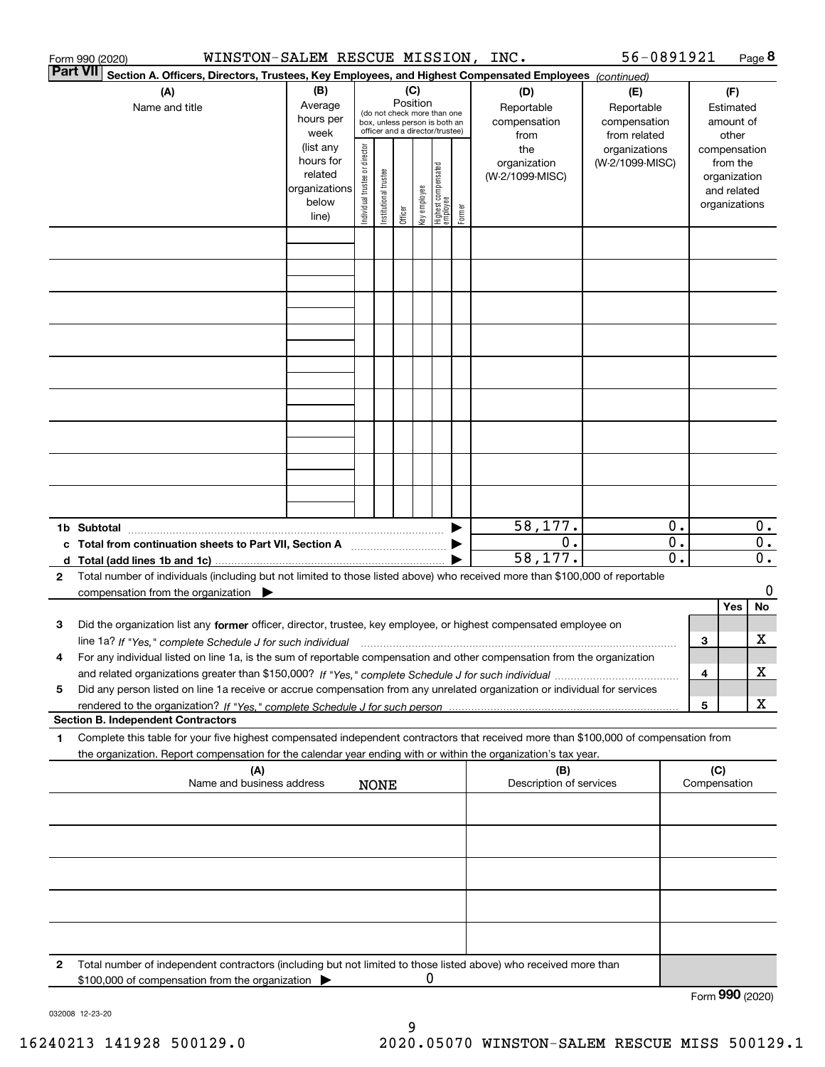Form 990 (2020) WINSTON-SALEM RESCUE MISSION, INC. 56-0891921 Page **8**

**Part VII** Section A. Officers, Directors, Trustees, Key Employees, and Highest Compensated Employees *(continued)*

| (A) Name and title | (B) Average hours per week (list any hours for related organizations below line) | (C) Position (do not check more than one box, unless person is both an officer and a director/trustee): Individual trustee or director | Institutional trustee | Officer | Key employee | Highest compensated employee | Former | (D) Reportable compensation from the organization (W-2/1099-MISC) | (E) Reportable compensation from related organizations (W-2/1099-MISC) | (F) Estimated amount of other compensation from the organization and related organizations |
|---|---|---|---|---|---|---|---|---|---|---|
| | | | | | | | | | | |
| | | | | | | | | | | |
| | | | | | | | | | | |
| | | | | | | | | | | |
| | | | | | | | | | | |
| | | | | | | | | | | |
| | | | | | | | | | | |
| | | | | | | | | | | |
| | | | | | | | | | | |
| **1b Subtotal** | | | | | | | ▶ | 58,177. | 0. | 0. |
| **c Total from continuation sheets to Part VII, Section A** | | | | | | | ▶ | 0. | 0. | 0. |
| **d Total (add lines 1b and 1c)** | | | | | | | ▶ | 58,177. | 0. | 0. |

**2** Total number of individuals (including but not limited to those listed above) who received more than $100,000 of reportable compensation from the organization ▶ 0

| | | | Yes | No |
|---|---|---|---|---|
| **3** | Did the organization list any **former** officer, director, trustee, key employee, or highest compensated employee on line 1a? *If "Yes," complete Schedule J for such individual* | 3 | | X |
| **4** | For any individual listed on line 1a, is the sum of reportable compensation and other compensation from the organization and related organizations greater than $150,000? *If "Yes," complete Schedule J for such individual* | 4 | | X |
| **5** | Did any person listed on line 1a receive or accrue compensation from any unrelated organization or individual for services rendered to the organization? *If "Yes," complete Schedule J for such person* | 5 | | X |

**Section B. Independent Contractors**

**1** Complete this table for your five highest compensated independent contractors that received more than $100,000 of compensation from the organization. Report compensation for the calendar year ending with or within the organization's tax year.

| (A) Name and business address NONE | (B) Description of services | (C) Compensation |
|---|---|---|
| | | |
| | | |
| | | |
| | | |
| | | |

**2** Total number of independent contractors (including but not limited to those listed above) who received more than $100,000 of compensation from the organization ▶ 0

Form **990** (2020)

032008 12-23-20

16240213 141928 500129.0 2020.05070 WINSTON-SALEM RESCUE MISS 500129.1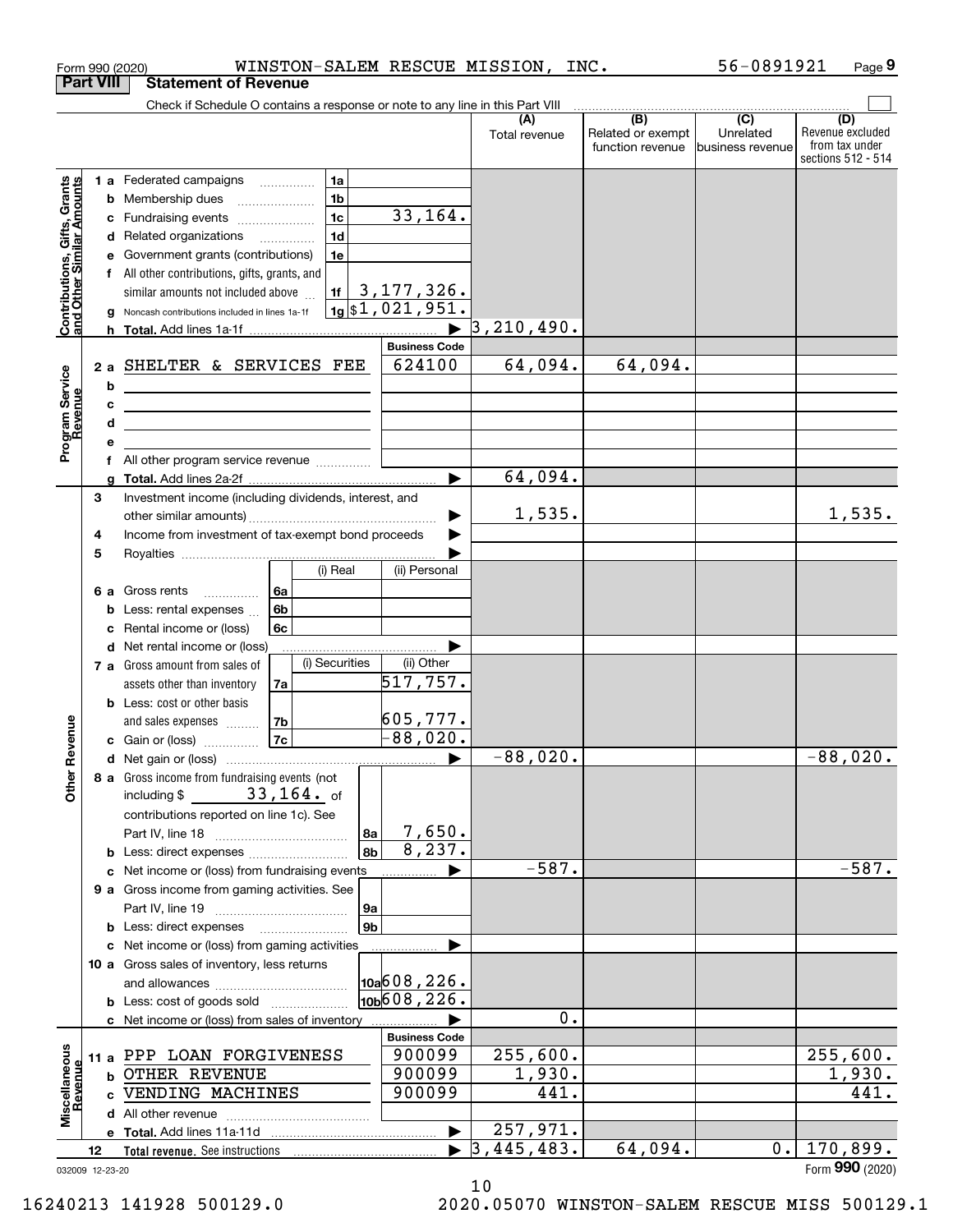Form 990 (2020) WINSTON-SALEM RESCUE MISSION, INC. 56-0891921 Page 9

## Part VIII Statement of Revenue

Check if Schedule O contains a response or note to any line in this Part VIII

| | | | | (A) Total revenue | (B) Related or exempt function revenue | (C) Unrelated business revenue | (D) Revenue excluded from tax under sections 512 - 514 |
|---|---|---|---|---|---|---|---|
| **Contributions, Gifts, Grants and Other Similar Amounts** | 1 a Federated campaigns | 1a | | | | | |
| | b Membership dues | 1b | | | | | |
| | c Fundraising events | 1c | 33,164. | | | | |
| | d Related organizations | 1d | | | | | |
| | e Government grants (contributions) | 1e | | | | | |
| | f All other contributions, gifts, grants, and similar amounts not included above | 1f | 3,177,326. | | | | |
| | g Noncash contributions included in lines 1a-1f | 1g | $1,021,951. | | | | |
| | h **Total.** Add lines 1a-1f | | | 3,210,490. | | | |
| | | | **Business Code** | | | | |
| **Program Service Revenue** | 2 a SHELTER & SERVICES FEE | | 624100 | 64,094. | 64,094. | | |
| | b | | | | | | |
| | c | | | | | | |
| | d | | | | | | |
| | e | | | | | | |
| | f All other program service revenue | | | | | | |
| | g **Total.** Add lines 2a-2f | | | 64,094. | | | |
| **Other Revenue** | 3 Investment income (including dividends, interest, and other similar amounts) | | | 1,535. | | | 1,535. |
| | 4 Income from investment of tax-exempt bond proceeds | | | | | | |
| | 5 Royalties | | | | | | |
| | | (i) Real | (ii) Personal | | | | |
| | 6 a Gross rents 6a | | | | | | |
| | b Less: rental expenses 6b | | | | | | |
| | c Rental income or (loss) 6c | | | | | | |
| | d Net rental income or (loss) | | | | | | |
| | | (i) Securities | (ii) Other | | | | |
| | 7 a Gross amount from sales of assets other than inventory 7a | | 517,757. | | | | |
| | b Less: cost or other basis and sales expenses 7b | | 605,777. | | | | |
| | c Gain or (loss) 7c | | -88,020. | | | | |
| | d Net gain or (loss) | | | -88,020. | | | -88,020. |
| | 8 a Gross income from fundraising events (not including $ 33,164. of contributions reported on line 1c). See Part IV, line 18 | 8a | 7,650. | | | | |
| | b Less: direct expenses | 8b | 8,237. | | | | |
| | c Net income or (loss) from fundraising events | | | -587. | | | -587. |
| | 9 a Gross income from gaming activities. See Part IV, line 19 | 9a | | | | | |
| | b Less: direct expenses | 9b | | | | | |
| | c Net income or (loss) from gaming activities | | | | | | |
| | 10 a Gross sales of inventory, less returns and allowances | 10a | 608,226. | | | | |
| | b Less: cost of goods sold | 10b | 608,226. | | | | |
| | c Net income or (loss) from sales of inventory | | | 0. | | | |
| | | | **Business Code** | | | | |
| **Miscellaneous Revenue** | 11 a PPP LOAN FORGIVENESS | | 900099 | 255,600. | | | 255,600. |
| | b OTHER REVENUE | | 900099 | 1,930. | | | 1,930. |
| | c VENDING MACHINES | | 900099 | 441. | | | 441. |
| | d All other revenue | | | | | | |
| | e **Total.** Add lines 11a-11d | | | 257,971. | | | |
| | 12 **Total revenue.** See instructions | | | 3,445,483. | 64,094. | 0. | 170,899. |

Form **990** (2020)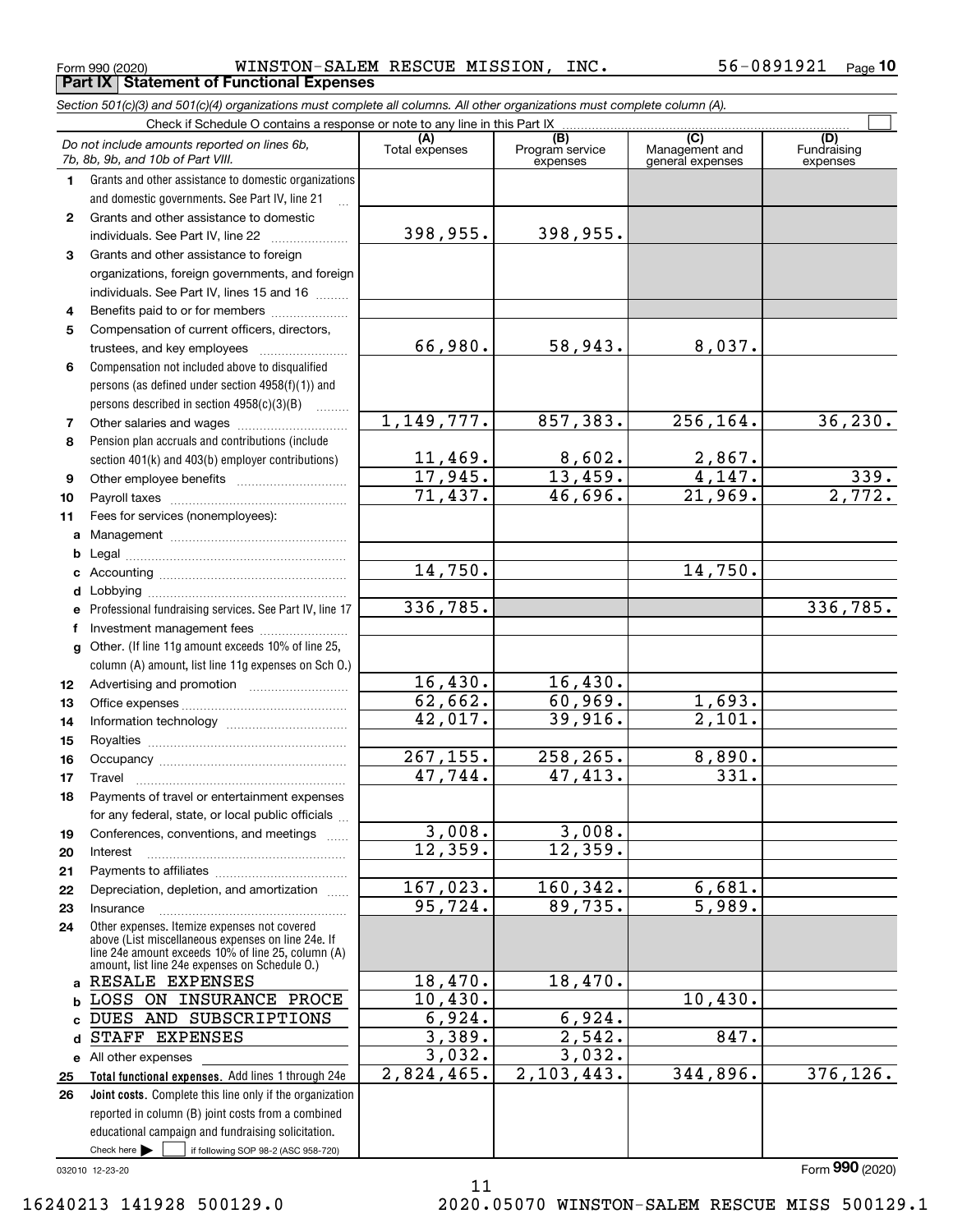Form 990 (2020) WINSTON-SALEM RESCUE MISSION, INC. 56-0891921 Page 10

**Part IX Statement of Functional Expenses**

*Section 501(c)(3) and 501(c)(4) organizations must complete all columns. All other organizations must complete column (A).*

Check if Schedule O contains a response or note to any line in this Part IX ☐

| *Do not include amounts reported on lines 6b, 7b, 8b, 9b, and 10b of Part VIII.* | (A) Total expenses | (B) Program service expenses | (C) Management and general expenses | (D) Fundraising expenses |
|---|---|---|---|---|
| 1 Grants and other assistance to domestic organizations and domestic governments. See Part IV, line 21 | | | | |
| 2 Grants and other assistance to domestic individuals. See Part IV, line 22 | 398,955. | 398,955. | | |
| 3 Grants and other assistance to foreign organizations, foreign governments, and foreign individuals. See Part IV, lines 15 and 16 | | | | |
| 4 Benefits paid to or for members | | | | |
| 5 Compensation of current officers, directors, trustees, and key employees | 66,980. | 58,943. | 8,037. | |
| 6 Compensation not included above to disqualified persons (as defined under section 4958(f)(1)) and persons described in section 4958(c)(3)(B) | | | | |
| 7 Other salaries and wages | 1,149,777. | 857,383. | 256,164. | 36,230. |
| 8 Pension plan accruals and contributions (include section 401(k) and 403(b) employer contributions) | 11,469. | 8,602. | 2,867. | |
| 9 Other employee benefits | 17,945. | 13,459. | 4,147. | 339. |
| 10 Payroll taxes | 71,437. | 46,696. | 21,969. | 2,772. |
| 11 Fees for services (nonemployees): | | | | |
| a Management | | | | |
| b Legal | | | | |
| c Accounting | 14,750. | | 14,750. | |
| d Lobbying | | | | |
| e Professional fundraising services. See Part IV, line 17 | 336,785. | | | 336,785. |
| f Investment management fees | | | | |
| g Other. (If line 11g amount exceeds 10% of line 25, column (A) amount, list line 11g expenses on Sch O.) | | | | |
| 12 Advertising and promotion | 16,430. | 16,430. | | |
| 13 Office expenses | 62,662. | 60,969. | 1,693. | |
| 14 Information technology | 42,017. | 39,916. | 2,101. | |
| 15 Royalties | | | | |
| 16 Occupancy | 267,155. | 258,265. | 8,890. | |
| 17 Travel | 47,744. | 47,413. | 331. | |
| 18 Payments of travel or entertainment expenses for any federal, state, or local public officials | | | | |
| 19 Conferences, conventions, and meetings | 3,008. | 3,008. | | |
| 20 Interest | 12,359. | 12,359. | | |
| 21 Payments to affiliates | | | | |
| 22 Depreciation, depletion, and amortization | 167,023. | 160,342. | 6,681. | |
| 23 Insurance | 95,724. | 89,735. | 5,989. | |
| 24 Other expenses. Itemize expenses not covered above (List miscellaneous expenses on line 24e. If line 24e amount exceeds 10% of line 25, column (A) amount, list line 24e expenses on Schedule O.) | | | | |
| a RESALE EXPENSES | 18,470. | 18,470. | | |
| b LOSS ON INSURANCE PROCE | 10,430. | | 10,430. | |
| c DUES AND SUBSCRIPTIONS | 6,924. | 6,924. | | |
| d STAFF EXPENSES | 3,389. | 2,542. | 847. | |
| e All other expenses | 3,032. | 3,032. | | |
| 25 **Total functional expenses.** Add lines 1 through 24e | 2,824,465. | 2,103,443. | 344,896. | 376,126. |
| 26 **Joint costs.** Complete this line only if the organization reported in column (B) joint costs from a combined educational campaign and fundraising solicitation. Check here ☐ if following SOP 98-2 (ASC 958-720) | | | | |

032010 12-23-20 Form **990** (2020)

16240213 141928 500129.0 2020.05070 WINSTON-SALEM RESCUE MISS 500129.1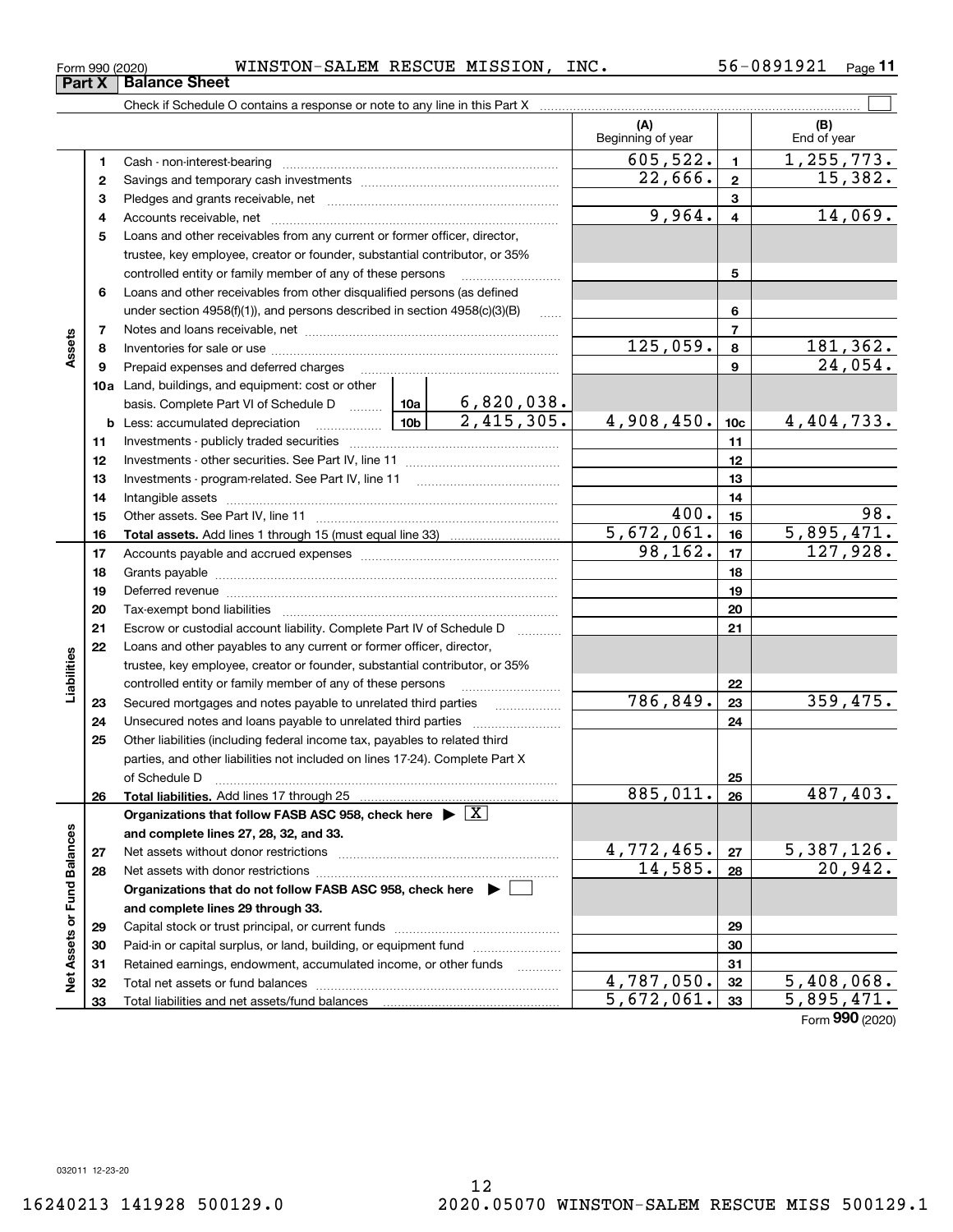Form 990 (2020) WINSTON-SALEM RESCUE MISSION, INC. 56-0891921

## Part X Balance Sheet

Check if Schedule O contains a response or note to any line in this Part X ☐

| | | | | | (A) Beginning of year | | (B) End of year |
|---|---|---|---|---|---|---|---|
| Assets | 1 | Cash - non-interest-bearing | | | 605,522. | 1 | 1,255,773. |
| | 2 | Savings and temporary cash investments | | | 22,666. | 2 | 15,382. |
| | 3 | Pledges and grants receivable, net | | | | 3 | |
| | 4 | Accounts receivable, net | | | 9,964. | 4 | 14,069. |
| | 5 | Loans and other receivables from any current or former officer, director, trustee, key employee, creator or founder, substantial contributor, or 35% controlled entity or family member of any of these persons | | | | 5 | |
| | 6 | Loans and other receivables from other disqualified persons (as defined under section 4958(f)(1)), and persons described in section 4958(c)(3)(B) | | | | 6 | |
| | 7 | Notes and loans receivable, net | | | | 7 | |
| | 8 | Inventories for sale or use | | | 125,059. | 8 | 181,362. |
| | 9 | Prepaid expenses and deferred charges | | | | 9 | 24,054. |
| | 10a | Land, buildings, and equipment: cost or other basis. Complete Part VI of Schedule D | 10a | 6,820,038. | | | |
| | b | Less: accumulated depreciation | 10b | 2,415,305. | 4,908,450. | 10c | 4,404,733. |
| | 11 | Investments - publicly traded securities | | | | 11 | |
| | 12 | Investments - other securities. See Part IV, line 11 | | | | 12 | |
| | 13 | Investments - program-related. See Part IV, line 11 | | | | 13 | |
| | 14 | Intangible assets | | | | 14 | |
| | 15 | Other assets. See Part IV, line 11 | | | 400. | 15 | 98. |
| | 16 | **Total assets.** Add lines 1 through 15 (must equal line 33) | | | 5,672,061. | 16 | 5,895,471. |
| Liabilities | 17 | Accounts payable and accrued expenses | | | 98,162. | 17 | 127,928. |
| | 18 | Grants payable | | | | 18 | |
| | 19 | Deferred revenue | | | | 19 | |
| | 20 | Tax-exempt bond liabilities | | | | 20 | |
| | 21 | Escrow or custodial account liability. Complete Part IV of Schedule D | | | | 21 | |
| | 22 | Loans and other payables to any current or former officer, director, trustee, key employee, creator or founder, substantial contributor, or 35% controlled entity or family member of any of these persons | | | | 22 | |
| | 23 | Secured mortgages and notes payable to unrelated third parties | | | 786,849. | 23 | 359,475. |
| | 24 | Unsecured notes and loans payable to unrelated third parties | | | | 24 | |
| | 25 | Other liabilities (including federal income tax, payables to related third parties, and other liabilities not included on lines 17-24). Complete Part X of Schedule D | | | | 25 | |
| | 26 | **Total liabilities.** Add lines 17 through 25 | | | 885,011. | 26 | 487,403. |
| Net Assets or Fund Balances | | **Organizations that follow FASB ASC 958, check here ▶ ☒ and complete lines 27, 28, 32, and 33.** | | | | | |
| | 27 | Net assets without donor restrictions | | | 4,772,465. | 27 | 5,387,126. |
| | 28 | Net assets with donor restrictions | | | 14,585. | 28 | 20,942. |
| | | **Organizations that do not follow FASB ASC 958, check here ▶ ☐ and complete lines 29 through 33.** | | | | | |
| | 29 | Capital stock or trust principal, or current funds | | | | 29 | |
| | 30 | Paid-in or capital surplus, or land, building, or equipment fund | | | | 30 | |
| | 31 | Retained earnings, endowment, accumulated income, or other funds | | | | 31 | |
| | 32 | Total net assets or fund balances | | | 4,787,050. | 32 | 5,408,068. |
| | 33 | Total liabilities and net assets/fund balances | | | 5,672,061. | 33 | 5,895,471. |

Form **990** (2020)

032011 12-23-20

16240213 141928 500129.0 2020.05070 WINSTON-SALEM RESCUE MISS 500129.1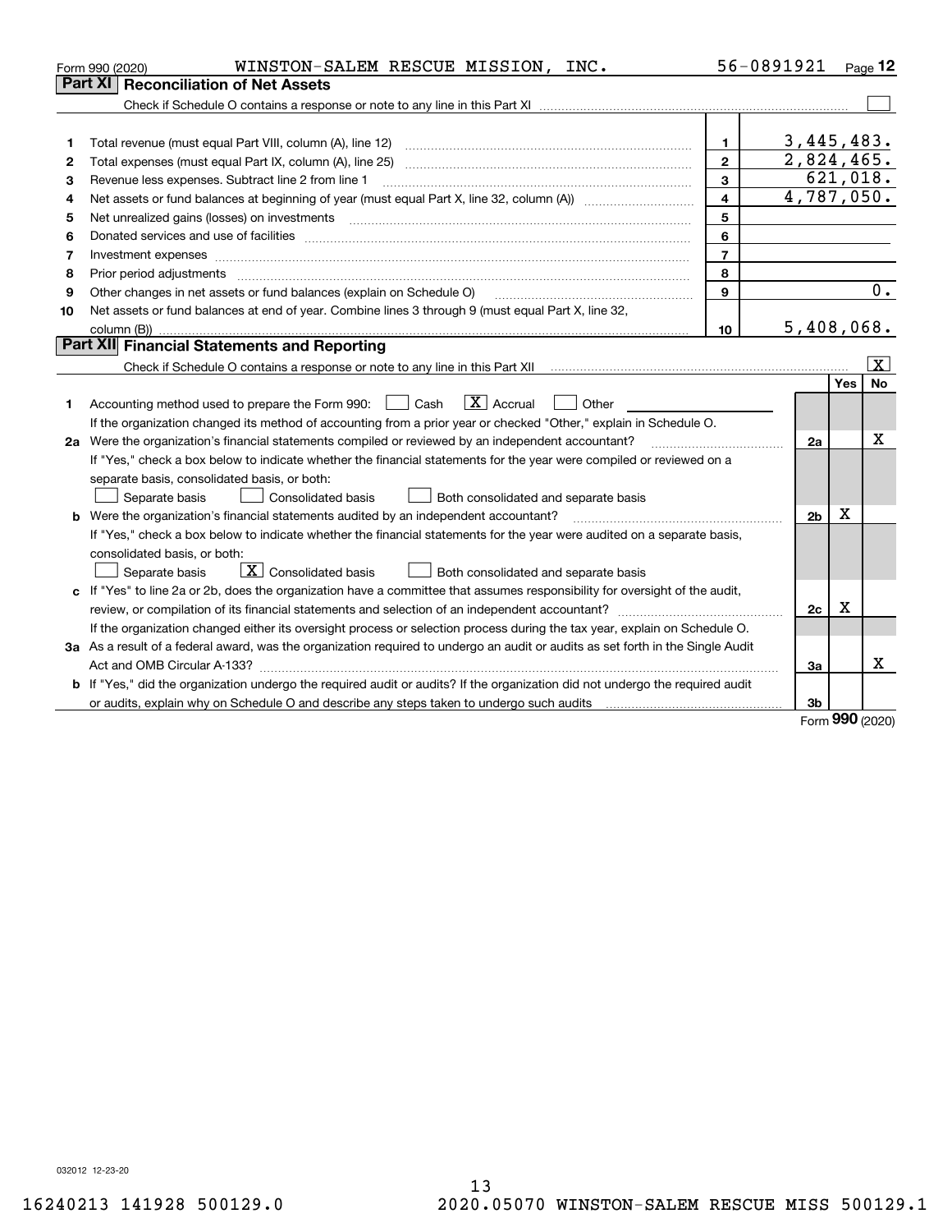Form 990 (2020) WINSTON-SALEM RESCUE MISSION, INC. 56-0891921 Page 12

## Part XI Reconciliation of Net Assets

Check if Schedule O contains a response or note to any line in this Part XI ☐

| | | | |
|---|---|---|---|
| 1 | Total revenue (must equal Part VIII, column (A), line 12) | 1 | 3,445,483. |
| 2 | Total expenses (must equal Part IX, column (A), line 25) | 2 | 2,824,465. |
| 3 | Revenue less expenses. Subtract line 2 from line 1 | 3 | 621,018. |
| 4 | Net assets or fund balances at beginning of year (must equal Part X, line 32, column (A)) | 4 | 4,787,050. |
| 5 | Net unrealized gains (losses) on investments | 5 | |
| 6 | Donated services and use of facilities | 6 | |
| 7 | Investment expenses | 7 | |
| 8 | Prior period adjustments | 8 | |
| 9 | Other changes in net assets or fund balances (explain on Schedule O) | 9 | 0. |
| 10 | Net assets or fund balances at end of year. Combine lines 3 through 9 (must equal Part X, line 32, column (B)) | 10 | 5,408,068. |

## Part XII Financial Statements and Reporting

Check if Schedule O contains a response or note to any line in this Part XII ☒

| | | | Yes | No |
|---|---|---|---|---|
| 1 | Accounting method used to prepare the Form 990: ☐ Cash ☒ Accrual ☐ Other<br>If the organization changed its method of accounting from a prior year or checked "Other," explain in Schedule O. | | | |
| 2a | Were the organization's financial statements compiled or reviewed by an independent accountant?<br>If "Yes," check a box below to indicate whether the financial statements for the year were compiled or reviewed on a separate basis, consolidated basis, or both:<br>☐ Separate basis ☐ Consolidated basis ☐ Both consolidated and separate basis | 2a | | X |
| b | Were the organization's financial statements audited by an independent accountant?<br>If "Yes," check a box below to indicate whether the financial statements for the year were audited on a separate basis, consolidated basis, or both:<br>☐ Separate basis ☒ Consolidated basis ☐ Both consolidated and separate basis | 2b | X | |
| c | If "Yes" to line 2a or 2b, does the organization have a committee that assumes responsibility for oversight of the audit, review, or compilation of its financial statements and selection of an independent accountant?<br>If the organization changed either its oversight process or selection process during the tax year, explain on Schedule O. | 2c | X | |
| 3a | As a result of a federal award, was the organization required to undergo an audit or audits as set forth in the Single Audit Act and OMB Circular A-133? | 3a | | X |
| b | If "Yes," did the organization undergo the required audit or audits? If the organization did not undergo the required audit or audits, explain why on Schedule O and describe any steps taken to undergo such audits | 3b | | |

Form 990 (2020)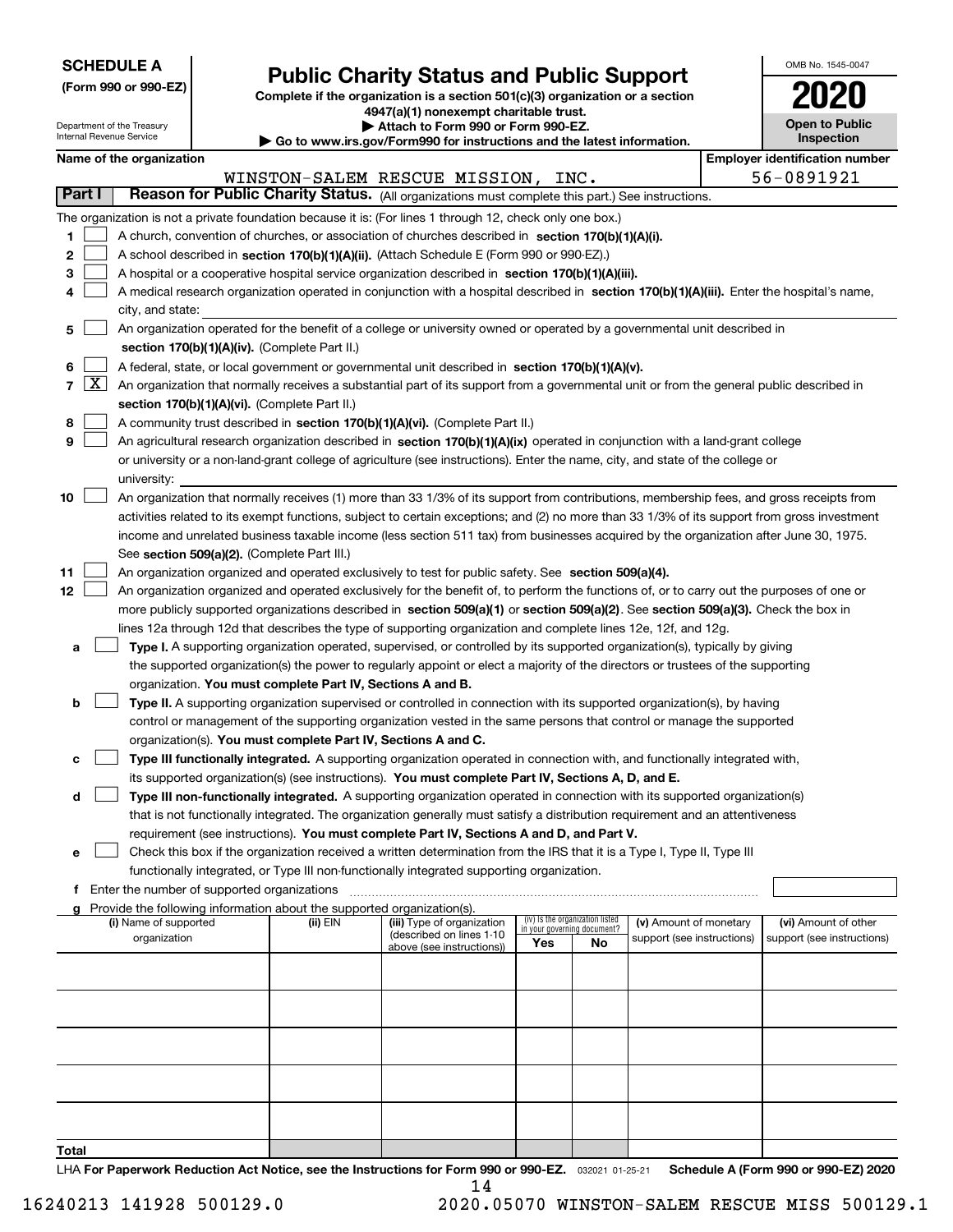**SCHEDULE A**
**(Form 990 or 990-EZ)**

Department of the Treasury
Internal Revenue Service

# Public Charity Status and Public Support

**Complete if the organization is a section 501(c)(3) organization or a section 4947(a)(1) nonexempt charitable trust.**
**▶ Attach to Form 990 or Form 990-EZ.**
**▶ Go to www.irs.gov/Form990 for instructions and the latest information.**

OMB No. 1545-0047

**2020**

**Open to Public Inspection**

**Name of the organization:** WINSTON-SALEM RESCUE MISSION, INC.

**Employer identification number:** 56-0891921

## Part I — Reason for Public Charity Status. (All organizations must complete this part.) See instructions.

The organization is not a private foundation because it is: (For lines 1 through 12, check only one box.)

1. ☐ A church, convention of churches, or association of churches described in **section 170(b)(1)(A)(i).**
2. ☐ A school described in **section 170(b)(1)(A)(ii).** (Attach Schedule E (Form 990 or 990-EZ).)
3. ☐ A hospital or a cooperative hospital service organization described in **section 170(b)(1)(A)(iii).**
4. ☐ A medical research organization operated in conjunction with a hospital described in **section 170(b)(1)(A)(iii).** Enter the hospital's name, city, and state:
5. ☐ An organization operated for the benefit of a college or university owned or operated by a governmental unit described in **section 170(b)(1)(A)(iv).** (Complete Part II.)
6. ☐ A federal, state, or local government or governmental unit described in **section 170(b)(1)(A)(v).**
7. ☒ An organization that normally receives a substantial part of its support from a governmental unit or from the general public described in **section 170(b)(1)(A)(vi).** (Complete Part II.)
8. ☐ A community trust described in **section 170(b)(1)(A)(vi).** (Complete Part II.)
9. ☐ An agricultural research organization described in **section 170(b)(1)(A)(ix)** operated in conjunction with a land-grant college or university or a non-land-grant college of agriculture (see instructions). Enter the name, city, and state of the college or university:
10. ☐ An organization that normally receives (1) more than 33 1/3% of its support from contributions, membership fees, and gross receipts from activities related to its exempt functions, subject to certain exceptions; and (2) no more than 33 1/3% of its support from gross investment income and unrelated business taxable income (less section 511 tax) from businesses acquired by the organization after June 30, 1975. See **section 509(a)(2).** (Complete Part III.)
11. ☐ An organization organized and operated exclusively to test for public safety. See **section 509(a)(4).**
12. ☐ An organization organized and operated exclusively for the benefit of, to perform the functions of, or to carry out the purposes of one or more publicly supported organizations described in **section 509(a)(1)** or **section 509(a)(2)**. See **section 509(a)(3).** Check the box in lines 12a through 12d that describes the type of supporting organization and complete lines 12e, 12f, and 12g.
   - **a** ☐ **Type I.** A supporting organization operated, supervised, or controlled by its supported organization(s), typically by giving the supported organization(s) the power to regularly appoint or elect a majority of the directors or trustees of the supporting organization. **You must complete Part IV, Sections A and B.**
   - **b** ☐ **Type II.** A supporting organization supervised or controlled in connection with its supported organization(s), by having control or management of the supporting organization vested in the same persons that control or manage the supported organization(s). **You must complete Part IV, Sections A and C.**
   - **c** ☐ **Type III functionally integrated.** A supporting organization operated in connection with, and functionally integrated with, its supported organization(s) (see instructions). **You must complete Part IV, Sections A, D, and E.**
   - **d** ☐ **Type III non-functionally integrated.** A supporting organization operated in connection with its supported organization(s) that is not functionally integrated. The organization generally must satisfy a distribution requirement and an attentiveness requirement (see instructions). **You must complete Part IV, Sections A and D, and Part V.**
   - **e** ☐ Check this box if the organization received a written determination from the IRS that it is a Type I, Type II, Type III functionally integrated, or Type III non-functionally integrated supporting organization.
   - **f** Enter the number of supported organizations
   - **g** Provide the following information about the supported organization(s).

| (i) Name of supported organization | (ii) EIN | (iii) Type of organization (described on lines 1-10 above (see instructions)) | (iv) Is the organization listed in your governing document? Yes | No | (v) Amount of monetary support (see instructions) | (vi) Amount of other support (see instructions) |
|---|---|---|---|---|---|---|
| | | | | | | |
| | | | | | | |
| | | | | | | |
| | | | | | | |
| | | | | | | |
| **Total** | | | | | | |

LHA **For Paperwork Reduction Act Notice, see the Instructions for Form 990 or 990-EZ.** 032021 01-25-21 **Schedule A (Form 990 or 990-EZ) 2020**

16240213 141928 500129.0 2020.05070 WINSTON-SALEM RESCUE MISS 500129.1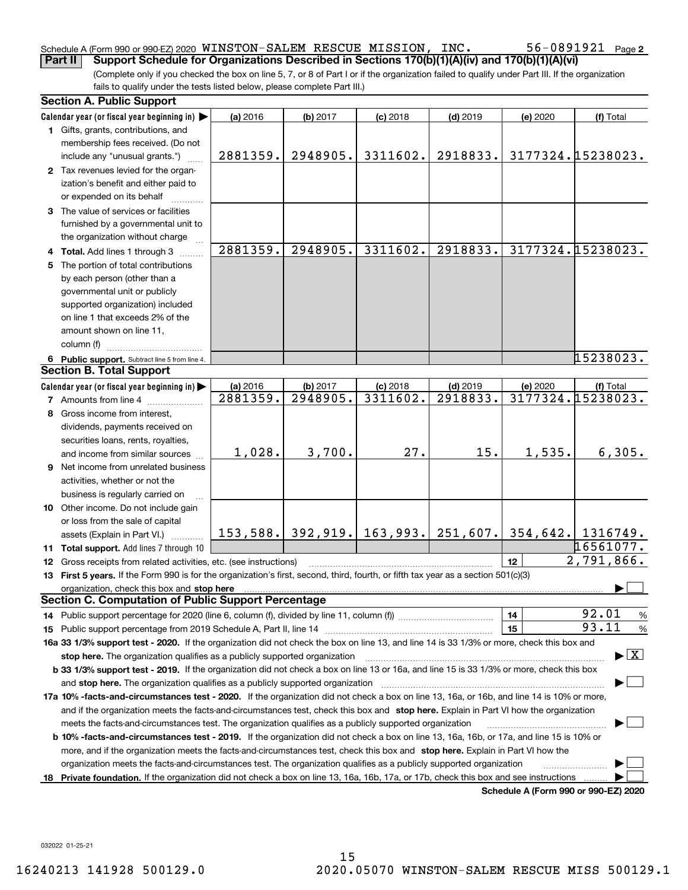Schedule A (Form 990 or 990-EZ) 2020 WINSTON-SALEM RESCUE MISSION, INC. 56-0891921 Page 2

**Part II Support Schedule for Organizations Described in Sections 170(b)(1)(A)(iv) and 170(b)(1)(A)(vi)**

(Complete only if you checked the box on line 5, 7, or 8 of Part I or if the organization failed to qualify under Part III. If the organization fails to qualify under the tests listed below, please complete Part III.)

### Section A. Public Support

| Calendar year (or fiscal year beginning in) ▶ | (a) 2016 | (b) 2017 | (c) 2018 | (d) 2019 | (e) 2020 | (f) Total |
|---|---|---|---|---|---|---|
| 1 Gifts, grants, contributions, and membership fees received. (Do not include any "unusual grants.") | 2881359. | 2948905. | 3311602. | 2918833. | 3177324. | 15238023. |
| 2 Tax revenues levied for the organization's benefit and either paid to or expended on its behalf | | | | | | |
| 3 The value of services or facilities furnished by a governmental unit to the organization without charge | | | | | | |
| 4 **Total.** Add lines 1 through 3 | 2881359. | 2948905. | 3311602. | 2918833. | 3177324. | 15238023. |
| 5 The portion of total contributions by each person (other than a governmental unit or publicly supported organization) included on line 1 that exceeds 2% of the amount shown on line 11, column (f) | | | | | | |
| 6 **Public support.** Subtract line 5 from line 4. | | | | | | 15238023. |

### Section B. Total Support

| Calendar year (or fiscal year beginning in) ▶ | (a) 2016 | (b) 2017 | (c) 2018 | (d) 2019 | (e) 2020 | (f) Total |
|---|---|---|---|---|---|---|
| 7 Amounts from line 4 | 2881359. | 2948905. | 3311602. | 2918833. | 3177324. | 15238023. |
| 8 Gross income from interest, dividends, payments received on securities loans, rents, royalties, and income from similar sources | 1,028. | 3,700. | 27. | 15. | 1,535. | 6,305. |
| 9 Net income from unrelated business activities, whether or not the business is regularly carried on | | | | | | |
| 10 Other income. Do not include gain or loss from the sale of capital assets (Explain in Part VI.) | 153,588. | 392,919. | 163,993. | 251,607. | 354,642. | 1316749. |
| 11 **Total support.** Add lines 7 through 10 | | | | | | 16561077. |

12 Gross receipts from related activities, etc. (see instructions) — 12 — 2,791,866.

13 **First 5 years.** If the Form 990 is for the organization's first, second, third, fourth, or fifth tax year as a section 501(c)(3) organization, check this box and **stop here** ☐

### Section C. Computation of Public Support Percentage

14 Public support percentage for 2020 (line 6, column (f), divided by line 11, column (f)) — 14 — 92.01 %

15 Public support percentage from 2019 Schedule A, Part II, line 14 — 15 — 93.11 %

**16a 33 1/3% support test - 2020.** If the organization did not check the box on line 13, and line 14 is 33 1/3% or more, check this box and **stop here.** The organization qualifies as a publicly supported organization ☒

**b 33 1/3% support test - 2019.** If the organization did not check a box on line 13 or 16a, and line 15 is 33 1/3% or more, check this box and **stop here.** The organization qualifies as a publicly supported organization ☐

**17a 10% -facts-and-circumstances test - 2020.** If the organization did not check a box on line 13, 16a, or 16b, and line 14 is 10% or more, and if the organization meets the facts-and-circumstances test, check this box and **stop here.** Explain in Part VI how the organization meets the facts-and-circumstances test. The organization qualifies as a publicly supported organization ☐

**b 10% -facts-and-circumstances test - 2019.** If the organization did not check a box on line 13, 16a, 16b, or 17a, and line 15 is 10% or more, and if the organization meets the facts-and-circumstances test, check this box and **stop here.** Explain in Part VI how the organization meets the facts-and-circumstances test. The organization qualifies as a publicly supported organization ☐

**18 Private foundation.** If the organization did not check a box on line 13, 16a, 16b, 17a, or 17b, check this box and see instructions ☐

**Schedule A (Form 990 or 990-EZ) 2020**

032022 01-25-21

16240213 141928 500129.0 2020.05070 WINSTON-SALEM RESCUE MISS 500129.1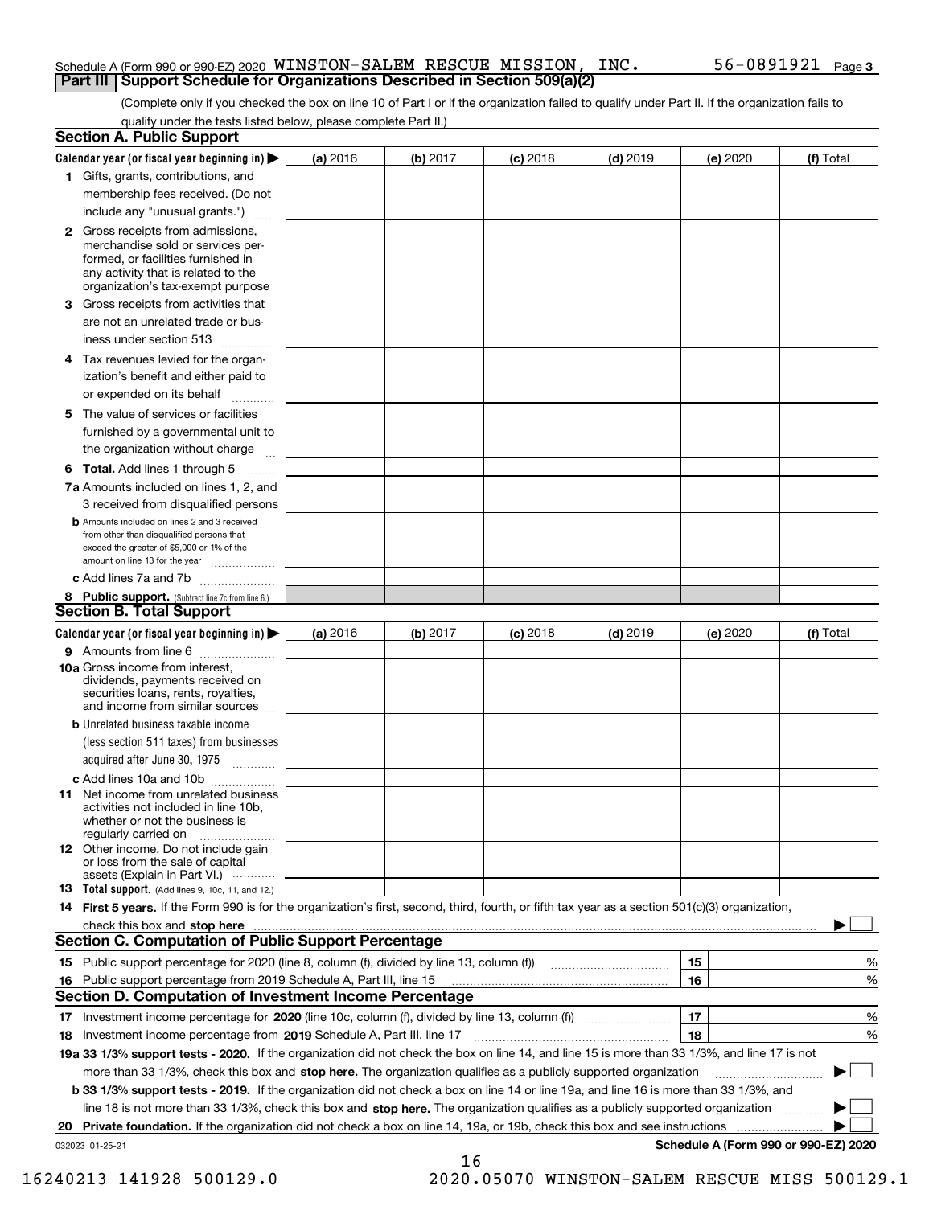Schedule A (Form 990 or 990-EZ) 2020 WINSTON-SALEM RESCUE MISSION, INC. 56-0891921 Page 3

## Part III Support Schedule for Organizations Described in Section 509(a)(2)

(Complete only if you checked the box on line 10 of Part I or if the organization failed to qualify under Part II. If the organization fails to qualify under the tests listed below, please complete Part II.)

### Section A. Public Support

| Calendar year (or fiscal year beginning in) ▶ | (a) 2016 | (b) 2017 | (c) 2018 | (d) 2019 | (e) 2020 | (f) Total |
|---|---|---|---|---|---|---|
| **1** Gifts, grants, contributions, and membership fees received. (Do not include any "unusual grants.") | | | | | | |
| **2** Gross receipts from admissions, merchandise sold or services performed, or facilities furnished in any activity that is related to the organization's tax-exempt purpose | | | | | | |
| **3** Gross receipts from activities that are not an unrelated trade or business under section 513 | | | | | | |
| **4** Tax revenues levied for the organization's benefit and either paid to or expended on its behalf | | | | | | |
| **5** The value of services or facilities furnished by a governmental unit to the organization without charge | | | | | | |
| **6 Total.** Add lines 1 through 5 | | | | | | |
| **7a** Amounts included on lines 1, 2, and 3 received from disqualified persons | | | | | | |
| **b** Amounts included on lines 2 and 3 received from other than disqualified persons that exceed the greater of $5,000 or 1% of the amount on line 13 for the year | | | | | | |
| **c** Add lines 7a and 7b | | | | | | |
| **8 Public support.** (Subtract line 7c from line 6.) | | | | | | |

### Section B. Total Support

| Calendar year (or fiscal year beginning in) ▶ | (a) 2016 | (b) 2017 | (c) 2018 | (d) 2019 | (e) 2020 | (f) Total |
|---|---|---|---|---|---|---|
| **9** Amounts from line 6 | | | | | | |
| **10a** Gross income from interest, dividends, payments received on securities loans, rents, royalties, and income from similar sources | | | | | | |
| **b** Unrelated business taxable income (less section 511 taxes) from businesses acquired after June 30, 1975 | | | | | | |
| **c** Add lines 10a and 10b | | | | | | |
| **11** Net income from unrelated business activities not included in line 10b, whether or not the business is regularly carried on | | | | | | |
| **12** Other income. Do not include gain or loss from the sale of capital assets (Explain in Part VI.) | | | | | | |
| **13 Total support.** (Add lines 9, 10c, 11, and 12.) | | | | | | |

**14 First 5 years.** If the Form 990 is for the organization's first, second, third, fourth, or fifth tax year as a section 501(c)(3) organization, check this box and **stop here** ▶ ☐

### Section C. Computation of Public Support Percentage

| | | | |
|---|---|---|---|
| **15** Public support percentage for 2020 (line 8, column (f), divided by line 13, column (f)) | 15 | | % |
| **16** Public support percentage from 2019 Schedule A, Part III, line 15 | 16 | | % |

### Section D. Computation of Investment Income Percentage

| | | | |
|---|---|---|---|
| **17** Investment income percentage for **2020** (line 10c, column (f), divided by line 13, column (f)) | 17 | | % |
| **18** Investment income percentage from **2019** Schedule A, Part III, line 17 | 18 | | % |

**19a 33 1/3% support tests - 2020.** If the organization did not check the box on line 14, and line 15 is more than 33 1/3%, and line 17 is not more than 33 1/3%, check this box and **stop here.** The organization qualifies as a publicly supported organization ▶ ☐

**b 33 1/3% support tests - 2019.** If the organization did not check a box on line 14 or line 19a, and line 16 is more than 33 1/3%, and line 18 is not more than 33 1/3%, check this box and **stop here.** The organization qualifies as a publicly supported organization ▶ ☐

**20 Private foundation.** If the organization did not check a box on line 14, 19a, or 19b, check this box and see instructions ▶ ☐

032023 01-25-21

Schedule A (Form 990 or 990-EZ) 2020

16240213 141928 500129.0 2020.05070 WINSTON-SALEM RESCUE MISS 500129.1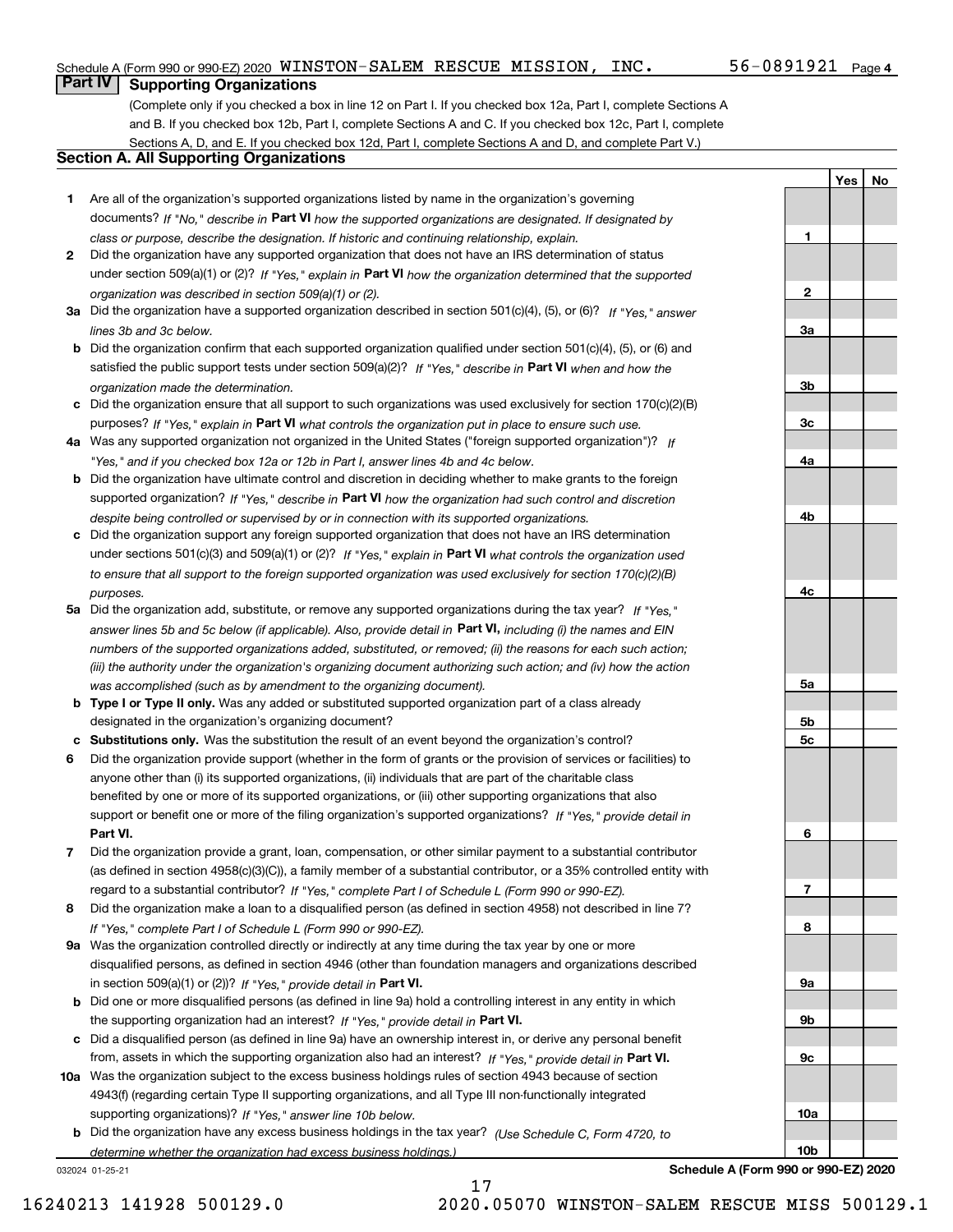Schedule A (Form 990 or 990-EZ) 2020 WINSTON-SALEM RESCUE MISSION, INC. 56-0891921 Page 4

## Part IV Supporting Organizations

(Complete only if you checked a box in line 12 on Part I. If you checked box 12a, Part I, complete Sections A and B. If you checked box 12b, Part I, complete Sections A and C. If you checked box 12c, Part I, complete Sections A, D, and E. If you checked box 12d, Part I, complete Sections A and D, and complete Part V.)

### Section A. All Supporting Organizations

| | | | Yes | No |
|---|---|---|---|---|
| **1** | Are all of the organization's supported organizations listed by name in the organization's governing documents? *If "No," describe in* **Part VI** *how the supported organizations are designated. If designated by class or purpose, describe the designation. If historic and continuing relationship, explain.* | **1** | | |
| **2** | Did the organization have any supported organization that does not have an IRS determination of status under section 509(a)(1) or (2)? *If "Yes," explain in* **Part VI** *how the organization determined that the supported organization was described in section 509(a)(1) or (2).* | **2** | | |
| **3a** | Did the organization have a supported organization described in section 501(c)(4), (5), or (6)? *If "Yes," answer lines 3b and 3c below.* | **3a** | | |
| **b** | Did the organization confirm that each supported organization qualified under section 501(c)(4), (5), or (6) and satisfied the public support tests under section 509(a)(2)? *If "Yes," describe in* **Part VI** *when and how the organization made the determination.* | **3b** | | |
| **c** | Did the organization ensure that all support to such organizations was used exclusively for section 170(c)(2)(B) purposes? *If "Yes," explain in* **Part VI** *what controls the organization put in place to ensure such use.* | **3c** | | |
| **4a** | Was any supported organization not organized in the United States ("foreign supported organization")? *If "Yes," and if you checked box 12a or 12b in Part I, answer lines 4b and 4c below.* | **4a** | | |
| **b** | Did the organization have ultimate control and discretion in deciding whether to make grants to the foreign supported organization? *If "Yes," describe in* **Part VI** *how the organization had such control and discretion despite being controlled or supervised by or in connection with its supported organizations.* | **4b** | | |
| **c** | Did the organization support any foreign supported organization that does not have an IRS determination under sections 501(c)(3) and 509(a)(1) or (2)? *If "Yes," explain in* **Part VI** *what controls the organization used to ensure that all support to the foreign supported organization was used exclusively for section 170(c)(2)(B) purposes.* | **4c** | | |
| **5a** | Did the organization add, substitute, or remove any supported organizations during the tax year? *If "Yes," answer lines 5b and 5c below (if applicable). Also, provide detail in* **Part VI,** *including (i) the names and EIN numbers of the supported organizations added, substituted, or removed; (ii) the reasons for each such action; (iii) the authority under the organization's organizing document authorizing such action; and (iv) how the action was accomplished (such as by amendment to the organizing document).* | **5a** | | |
| **b** | **Type I or Type II only.** Was any added or substituted supported organization part of a class already designated in the organization's organizing document? | **5b** | | |
| **c** | **Substitutions only.** Was the substitution the result of an event beyond the organization's control? | **5c** | | |
| **6** | Did the organization provide support (whether in the form of grants or the provision of services or facilities) to anyone other than (i) its supported organizations, (ii) individuals that are part of the charitable class benefited by one or more of its supported organizations, or (iii) other supporting organizations that also support or benefit one or more of the filing organization's supported organizations? *If "Yes," provide detail in* **Part VI.** | **6** | | |
| **7** | Did the organization provide a grant, loan, compensation, or other similar payment to a substantial contributor (as defined in section 4958(c)(3)(C)), a family member of a substantial contributor, or a 35% controlled entity with regard to a substantial contributor? *If "Yes," complete Part I of Schedule L (Form 990 or 990-EZ).* | **7** | | |
| **8** | Did the organization make a loan to a disqualified person (as defined in section 4958) not described in line 7? *If "Yes," complete Part I of Schedule L (Form 990 or 990-EZ).* | **8** | | |
| **9a** | Was the organization controlled directly or indirectly at any time during the tax year by one or more disqualified persons, as defined in section 4946 (other than foundation managers and organizations described in section 509(a)(1) or (2))? *If "Yes," provide detail in* **Part VI.** | **9a** | | |
| **b** | Did one or more disqualified persons (as defined in line 9a) hold a controlling interest in any entity in which the supporting organization had an interest? *If "Yes," provide detail in* **Part VI.** | **9b** | | |
| **c** | Did a disqualified person (as defined in line 9a) have an ownership interest in, or derive any personal benefit from, assets in which the supporting organization also had an interest? *If "Yes," provide detail in* **Part VI.** | **9c** | | |
| **10a** | Was the organization subject to the excess business holdings rules of section 4943 because of section 4943(f) (regarding certain Type II supporting organizations, and all Type III non-functionally integrated supporting organizations)? *If "Yes," answer line 10b below.* | **10a** | | |
| **b** | Did the organization have any excess business holdings in the tax year? *(Use Schedule C, Form 4720, to determine whether the organization had excess business holdings.)* | **10b** | | |

032024 01-25-21 **Schedule A (Form 990 or 990-EZ) 2020**

16240213 141928 500129.0 2020.05070 WINSTON-SALEM RESCUE MISS 500129.1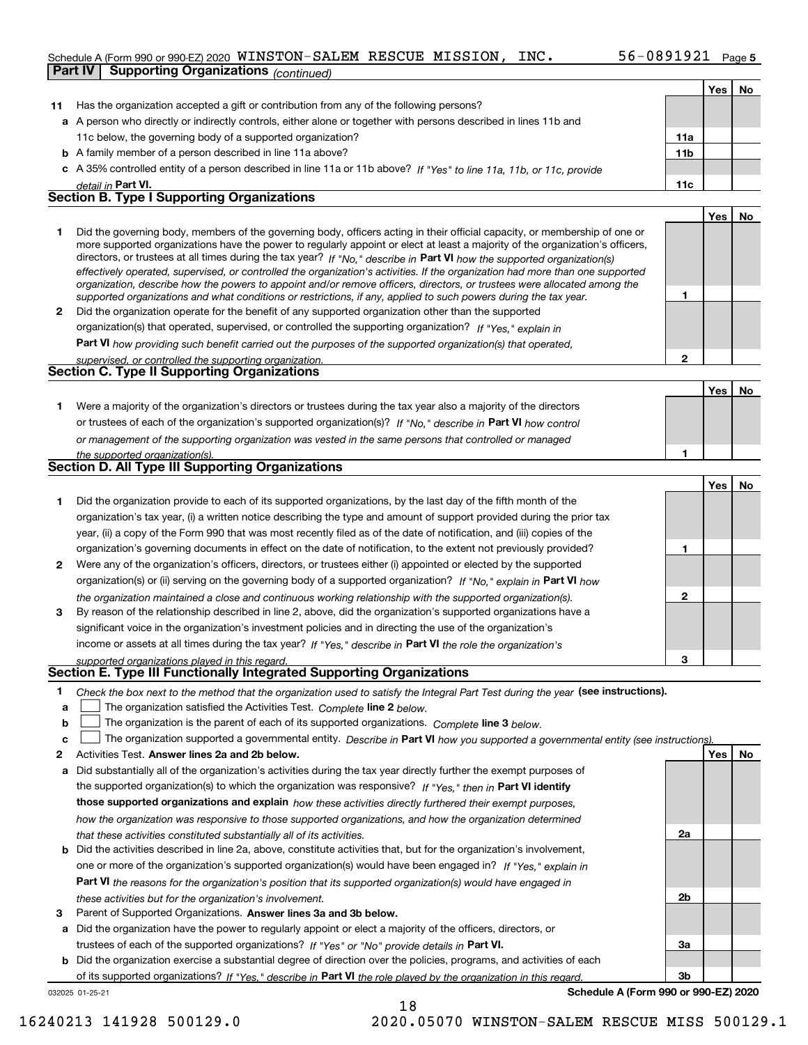Schedule A (Form 990 or 990-EZ) 2020 WINSTON-SALEM RESCUE MISSION, INC. 56-0891921 Page 5

**Part IV Supporting Organizations** *(continued)*

| | | | Yes | No |
|---|---|---|---|---|
| **11** | Has the organization accepted a gift or contribution from any of the following persons? | | | |
| **a** | A person who directly or indirectly controls, either alone or together with persons described in lines 11b and 11c below, the governing body of a supported organization? | **11a** | | |
| **b** | A family member of a person described in line 11a above? | **11b** | | |
| **c** | A 35% controlled entity of a person described in line 11a or 11b above? *If "Yes" to line 11a, 11b, or 11c, provide detail in* **Part VI.** | **11c** | | |

## Section B. Type I Supporting Organizations

| | | | Yes | No |
|---|---|---|---|---|
| **1** | Did the governing body, members of the governing body, officers acting in their official capacity, or membership of one or more supported organizations have the power to regularly appoint or elect at least a majority of the organization's officers, directors, or trustees at all times during the tax year? *If "No," describe in* **Part VI** *how the supported organization(s) effectively operated, supervised, or controlled the organization's activities. If the organization had more than one supported organization, describe how the powers to appoint and/or remove officers, directors, or trustees were allocated among the supported organizations and what conditions or restrictions, if any, applied to such powers during the tax year.* | **1** | | |
| **2** | Did the organization operate for the benefit of any supported organization other than the supported organization(s) that operated, supervised, or controlled the supporting organization? *If "Yes," explain in* **Part VI** *how providing such benefit carried out the purposes of the supported organization(s) that operated, supervised, or controlled the supporting organization.* | **2** | | |

## Section C. Type II Supporting Organizations

| | | | Yes | No |
|---|---|---|---|---|
| **1** | Were a majority of the organization's directors or trustees during the tax year also a majority of the directors or trustees of each of the organization's supported organization(s)? *If "No," describe in* **Part VI** *how control or management of the supporting organization was vested in the same persons that controlled or managed the supported organization(s).* | **1** | | |

## Section D. All Type III Supporting Organizations

| | | | Yes | No |
|---|---|---|---|---|
| **1** | Did the organization provide to each of its supported organizations, by the last day of the fifth month of the organization's tax year, (i) a written notice describing the type and amount of support provided during the prior tax year, (ii) a copy of the Form 990 that was most recently filed as of the date of notification, and (iii) copies of the organization's governing documents in effect on the date of notification, to the extent not previously provided? | **1** | | |
| **2** | Were any of the organization's officers, directors, or trustees either (i) appointed or elected by the supported organization(s) or (ii) serving on the governing body of a supported organization? *If "No," explain in* **Part VI** *how the organization maintained a close and continuous working relationship with the supported organization(s).* | **2** | | |
| **3** | By reason of the relationship described in line 2, above, did the organization's supported organizations have a significant voice in the organization's investment policies and in directing the use of the organization's income or assets at all times during the tax year? *If "Yes," describe in* **Part VI** *the role the organization's supported organizations played in this regard.* | **3** | | |

## Section E. Type III Functionally Integrated Supporting Organizations

**1** *Check the box next to the method that the organization used to satisfy the Integral Part Test during the year* **(see instructions).**

- **a** ☐ The organization satisfied the Activities Test. *Complete* **line 2** *below.*
- **b** ☐ The organization is the parent of each of its supported organizations. *Complete* **line 3** *below.*
- **c** ☐ The organization supported a governmental entity. *Describe in* **Part VI** *how you supported a governmental entity (see instructions).*

| | | | Yes | No |
|---|---|---|---|---|
| **2** | Activities Test. **Answer lines 2a and 2b below.** | | | |
| **a** | Did substantially all of the organization's activities during the tax year directly further the exempt purposes of the supported organization(s) to which the organization was responsive? *If "Yes," then in* **Part VI identify those supported organizations and explain** *how these activities directly furthered their exempt purposes, how the organization was responsive to those supported organizations, and how the organization determined that these activities constituted substantially all of its activities.* | **2a** | | |
| **b** | Did the activities described in line 2a, above, constitute activities that, but for the organization's involvement, one or more of the organization's supported organization(s) would have been engaged in? *If "Yes," explain in* **Part VI** *the reasons for the organization's position that its supported organization(s) would have engaged in these activities but for the organization's involvement.* | **2b** | | |
| **3** | Parent of Supported Organizations. **Answer lines 3a and 3b below.** | | | |
| **a** | Did the organization have the power to regularly appoint or elect a majority of the officers, directors, or trustees of each of the supported organizations? *If "Yes" or "No" provide details in* **Part VI.** | **3a** | | |
| **b** | Did the organization exercise a substantial degree of direction over the policies, programs, and activities of each of its supported organizations? *If "Yes," describe in* **Part VI** *the role played by the organization in this regard.* | **3b** | | |

032025 01-25-21 **Schedule A (Form 990 or 990-EZ) 2020**

16240213 141928 500129.0 2020.05070 WINSTON-SALEM RESCUE MISS 500129.1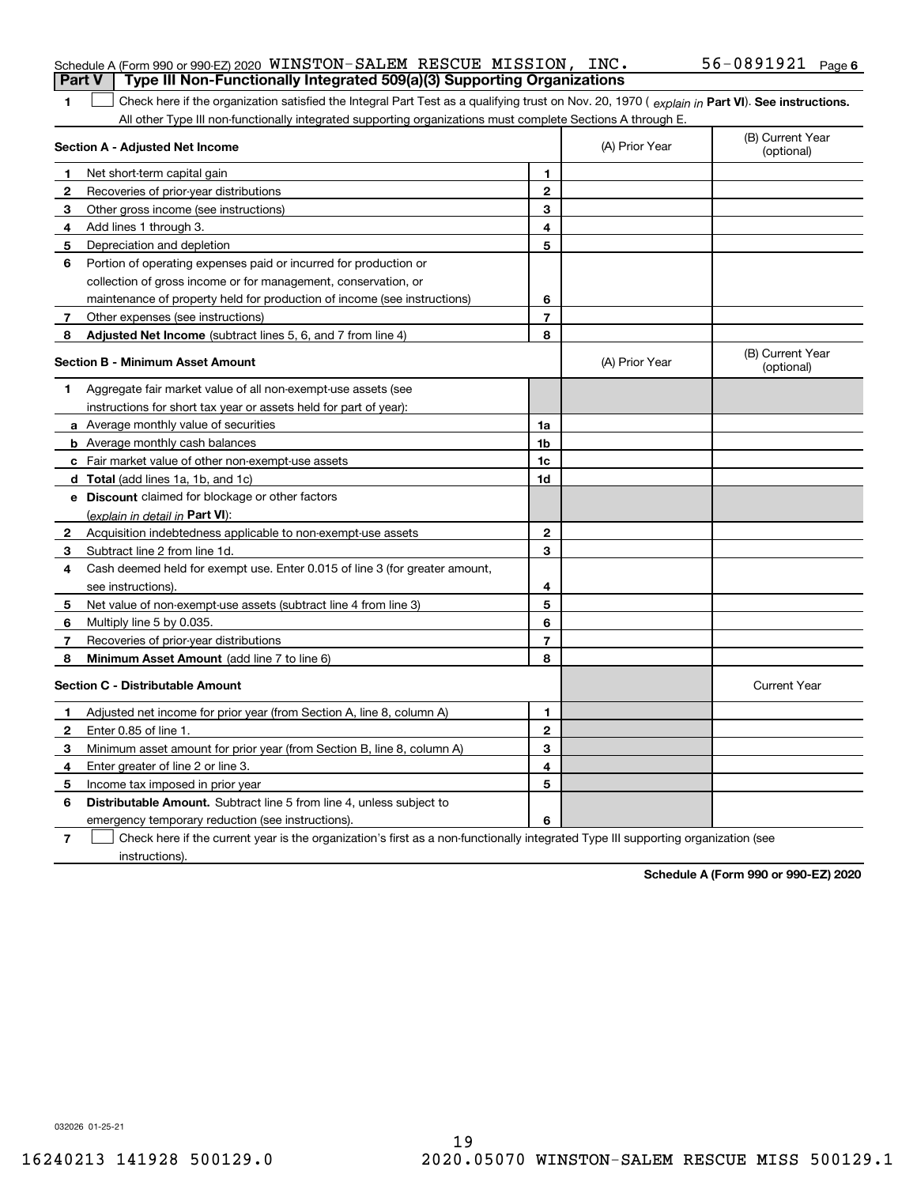Schedule A (Form 990 or 990-EZ) 2020 WINSTON-SALEM RESCUE MISSION, INC. 56-0891921 Page 6

**Part V | Type III Non-Functionally Integrated 509(a)(3) Supporting Organizations**

**1** ☐ Check here if the organization satisfied the Integral Part Test as a qualifying trust on Nov. 20, 1970 ( *explain in* **Part VI**). **See instructions.** All other Type III non-functionally integrated supporting organizations must complete Sections A through E.

| **Section A - Adjusted Net Income** | | (A) Prior Year | (B) Current Year (optional) |
|---|---|---|---|
| **1** Net short-term capital gain | **1** | | |
| **2** Recoveries of prior-year distributions | **2** | | |
| **3** Other gross income (see instructions) | **3** | | |
| **4** Add lines 1 through 3. | **4** | | |
| **5** Depreciation and depletion | **5** | | |
| **6** Portion of operating expenses paid or incurred for production or collection of gross income or for management, conservation, or maintenance of property held for production of income (see instructions) | **6** | | |
| **7** Other expenses (see instructions) | **7** | | |
| **8** **Adjusted Net Income** (subtract lines 5, 6, and 7 from line 4) | **8** | | |

| **Section B - Minimum Asset Amount** | | (A) Prior Year | (B) Current Year (optional) |
|---|---|---|---|
| **1** Aggregate fair market value of all non-exempt-use assets (see instructions for short tax year or assets held for part of year): | | | |
| **a** Average monthly value of securities | **1a** | | |
| **b** Average monthly cash balances | **1b** | | |
| **c** Fair market value of other non-exempt-use assets | **1c** | | |
| **d** **Total** (add lines 1a, 1b, and 1c) | **1d** | | |
| **e** **Discount** claimed for blockage or other factors (*explain in detail in* **Part VI**): | | | |
| **2** Acquisition indebtedness applicable to non-exempt-use assets | **2** | | |
| **3** Subtract line 2 from line 1d. | **3** | | |
| **4** Cash deemed held for exempt use. Enter 0.015 of line 3 (for greater amount, see instructions). | **4** | | |
| **5** Net value of non-exempt-use assets (subtract line 4 from line 3) | **5** | | |
| **6** Multiply line 5 by 0.035. | **6** | | |
| **7** Recoveries of prior-year distributions | **7** | | |
| **8** **Minimum Asset Amount** (add line 7 to line 6) | **8** | | |

| **Section C - Distributable Amount** | | | Current Year |
|---|---|---|---|
| **1** Adjusted net income for prior year (from Section A, line 8, column A) | **1** | | |
| **2** Enter 0.85 of line 1. | **2** | | |
| **3** Minimum asset amount for prior year (from Section B, line 8, column A) | **3** | | |
| **4** Enter greater of line 2 or line 3. | **4** | | |
| **5** Income tax imposed in prior year | **5** | | |
| **6** **Distributable Amount.** Subtract line 5 from line 4, unless subject to emergency temporary reduction (see instructions). | **6** | | |

**7** ☐ Check here if the current year is the organization's first as a non-functionally integrated Type III supporting organization (see instructions).

**Schedule A (Form 990 or 990-EZ) 2020**

032026 01-25-21

16240213 141928 500129.0 2020.05070 WINSTON-SALEM RESCUE MISS 500129.1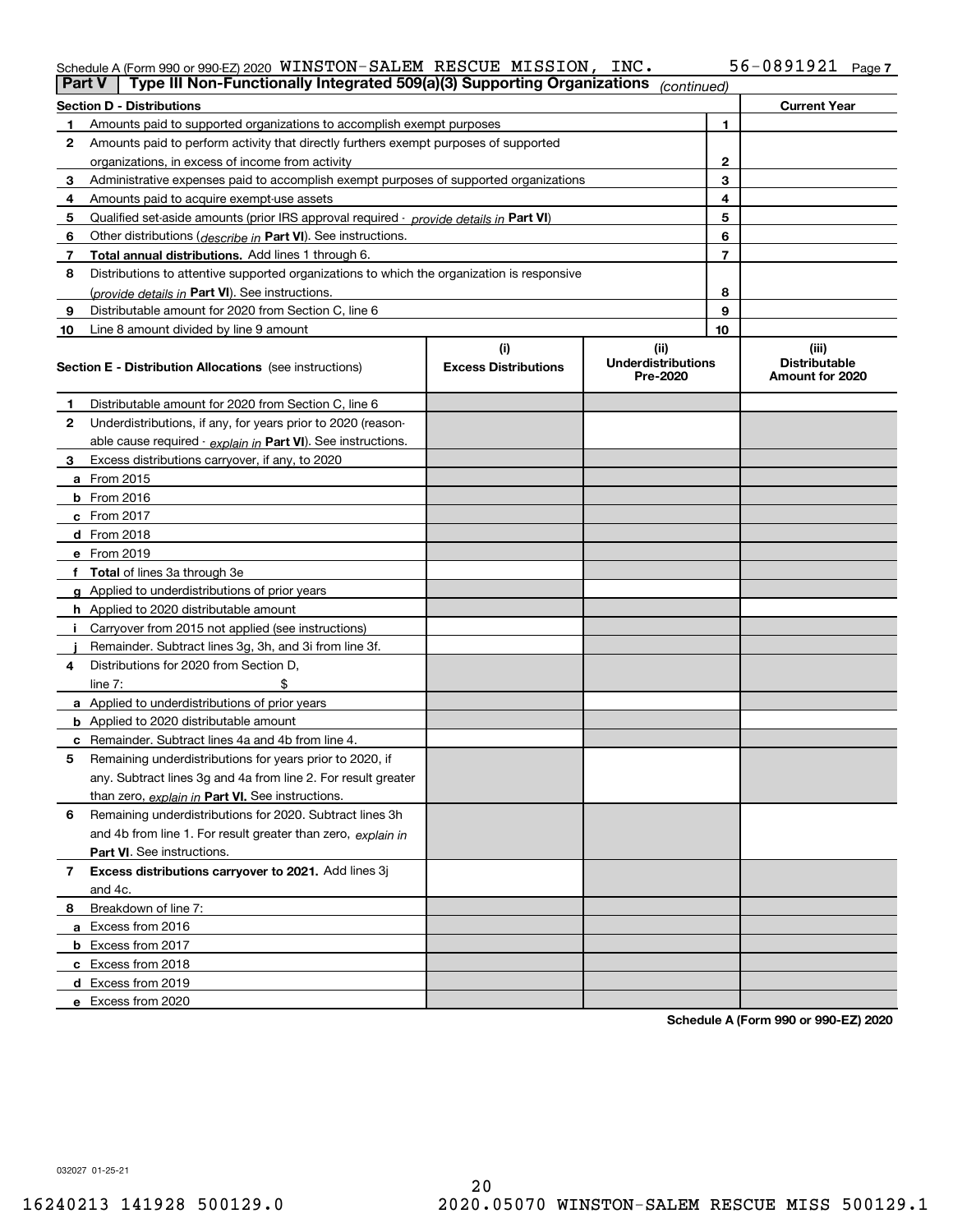Schedule A (Form 990 or 990-EZ) 2020 WINSTON-SALEM RESCUE MISSION, INC. 56-0891921 Page 7

## Part V Type III Non-Functionally Integrated 509(a)(3) Supporting Organizations *(continued)*

| Section D - Distributions | | | Current Year |
|---|---|---|---|
| 1 | Amounts paid to supported organizations to accomplish exempt purposes | 1 | |
| 2 | Amounts paid to perform activity that directly furthers exempt purposes of supported organizations, in excess of income from activity | 2 | |
| 3 | Administrative expenses paid to accomplish exempt purposes of supported organizations | 3 | |
| 4 | Amounts paid to acquire exempt-use assets | 4 | |
| 5 | Qualified set-aside amounts (prior IRS approval required - *provide details in* **Part VI**) | 5 | |
| 6 | Other distributions (*describe in* **Part VI**). See instructions. | 6 | |
| 7 | **Total annual distributions.** Add lines 1 through 6. | 7 | |
| 8 | Distributions to attentive supported organizations to which the organization is responsive (*provide details in* **Part VI**). See instructions. | 8 | |
| 9 | Distributable amount for 2020 from Section C, line 6 | 9 | |
| 10 | Line 8 amount divided by line 9 amount | 10 | |

| | Section E - Distribution Allocations (see instructions) | (i) Excess Distributions | (ii) Underdistributions Pre-2020 | (iii) Distributable Amount for 2020 |
|---|---|---|---|---|
| 1 | Distributable amount for 2020 from Section C, line 6 | | | |
| 2 | Underdistributions, if any, for years prior to 2020 (reasonable cause required - *explain in* **Part VI**). See instructions. | | | |
| 3 | Excess distributions carryover, if any, to 2020 | | | |
| a | From 2015 | | | |
| b | From 2016 | | | |
| c | From 2017 | | | |
| d | From 2018 | | | |
| e | From 2019 | | | |
| f | **Total** of lines 3a through 3e | | | |
| g | Applied to underdistributions of prior years | | | |
| h | Applied to 2020 distributable amount | | | |
| i | Carryover from 2015 not applied (see instructions) | | | |
| j | Remainder. Subtract lines 3g, 3h, and 3i from line 3f. | | | |
| 4 | Distributions for 2020 from Section D, line 7: $ | | | |
| a | Applied to underdistributions of prior years | | | |
| b | Applied to 2020 distributable amount | | | |
| c | Remainder. Subtract lines 4a and 4b from line 4. | | | |
| 5 | Remaining underdistributions for years prior to 2020, if any. Subtract lines 3g and 4a from line 2. For result greater than zero, *explain in* **Part VI**. See instructions. | | | |
| 6 | Remaining underdistributions for 2020. Subtract lines 3h and 4b from line 1. For result greater than zero, *explain in* **Part VI**. See instructions. | | | |
| 7 | **Excess distributions carryover to 2021.** Add lines 3j and 4c. | | | |
| 8 | Breakdown of line 7: | | | |
| a | Excess from 2016 | | | |
| b | Excess from 2017 | | | |
| c | Excess from 2018 | | | |
| d | Excess from 2019 | | | |
| e | Excess from 2020 | | | |

**Schedule A (Form 990 or 990-EZ) 2020**

032027 01-25-21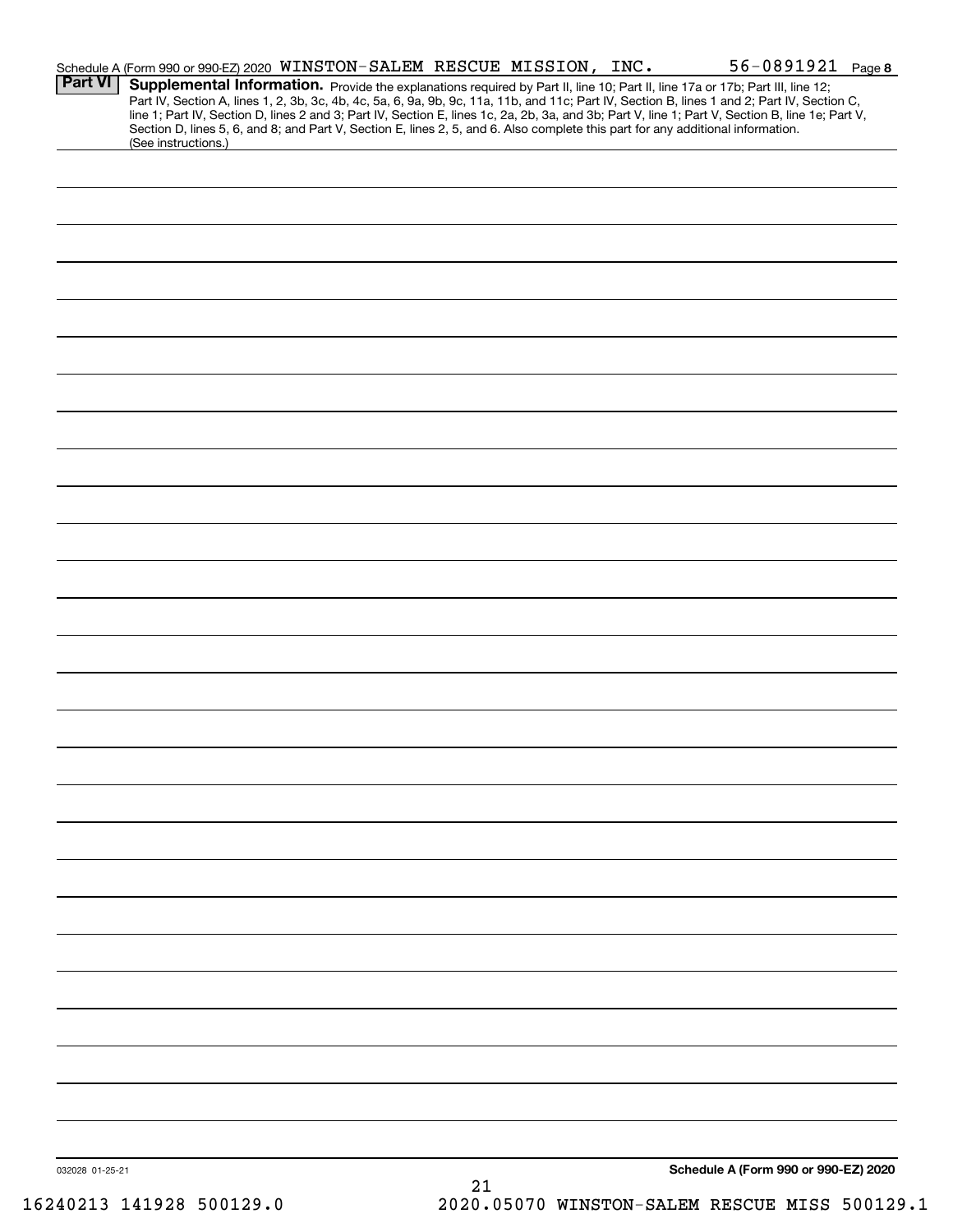Schedule A (Form 990 or 990-EZ) 2020 WINSTON-SALEM RESCUE MISSION, INC. 56-0891921 Page 8

**Part VI** **Supplemental Information.** Provide the explanations required by Part II, line 10; Part II, line 17a or 17b; Part III, line 12; Part IV, Section A, lines 1, 2, 3b, 3c, 4b, 4c, 5a, 6, 9a, 9b, 9c, 11a, 11b, and 11c; Part IV, Section B, lines 1 and 2; Part IV, Section C, line 1; Part IV, Section D, lines 2 and 3; Part IV, Section E, lines 1c, 2a, 2b, 3a, and 3b; Part V, line 1; Part V, Section B, line 1e; Part V, Section D, lines 5, 6, and 8; and Part V, Section E, lines 2, 5, and 6. Also complete this part for any additional information. (See instructions.)

032028 01-25-21

**Schedule A (Form 990 or 990-EZ) 2020**

16240213 141928 500129.0 2020.05070 WINSTON-SALEM RESCUE MISS 500129.1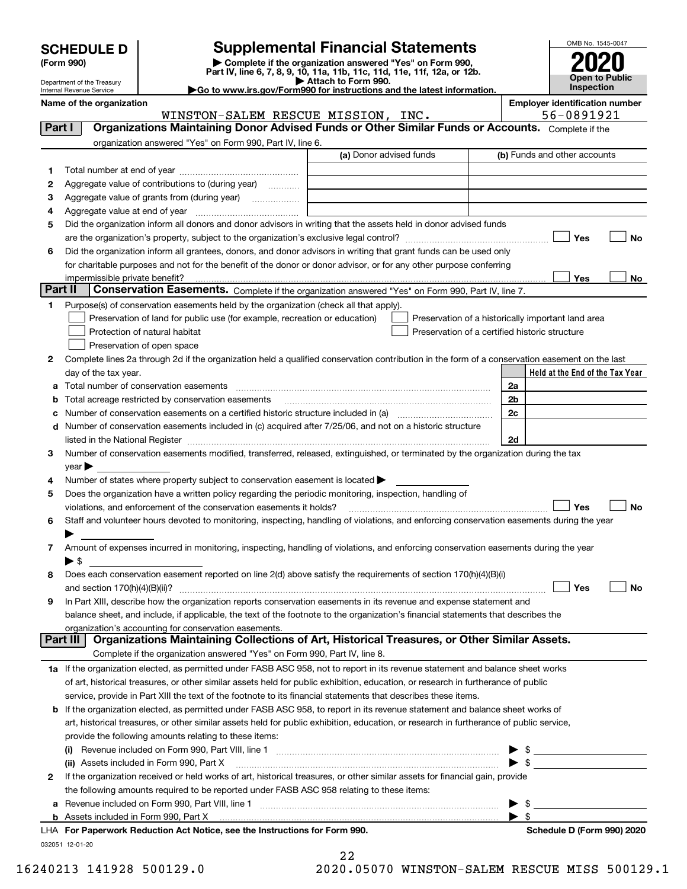# SCHEDULE D (Form 990)

Department of the Treasury
Internal Revenue Service

## Supplemental Financial Statements

▶ Complete if the organization answered "Yes" on Form 990, Part IV, line 6, 7, 8, 9, 10, 11a, 11b, 11c, 11d, 11e, 11f, 12a, or 12b.
▶ Attach to Form 990.
▶Go to www.irs.gov/Form990 for instructions and the latest information.

OMB No. 1545-0047

**2020**

**Open to Public Inspection**

**Name of the organization**
WINSTON-SALEM RESCUE MISSION, INC.

**Employer identification number**
56-0891921

### Part I — Organizations Maintaining Donor Advised Funds or Other Similar Funds or Accounts. Complete if the organization answered "Yes" on Form 990, Part IV, line 6.

| | | (a) Donor advised funds | (b) Funds and other accounts |
|---|---|---|---|
| 1 | Total number at end of year | | |
| 2 | Aggregate value of contributions to (during year) | | |
| 3 | Aggregate value of grants from (during year) | | |
| 4 | Aggregate value at end of year | | |

5 Did the organization inform all donors and donor advisors in writing that the assets held in donor advised funds are the organization's property, subject to the organization's exclusive legal control? ☐ Yes ☐ No

6 Did the organization inform all grantees, donors, and donor advisors in writing that grant funds can be used only for charitable purposes and not for the benefit of the donor or donor advisor, or for any other purpose conferring impermissible private benefit? ☐ Yes ☐ No

### Part II — Conservation Easements. Complete if the organization answered "Yes" on Form 990, Part IV, line 7.

1 Purpose(s) of conservation easements held by the organization (check all that apply).

☐ Preservation of land for public use (for example, recreation or education)
☐ Preservation of a historically important land area
☐ Protection of natural habitat
☐ Preservation of a certified historic structure
☐ Preservation of open space

2 Complete lines 2a through 2d if the organization held a qualified conservation contribution in the form of a conservation easement on the last day of the tax year.

| | | | Held at the End of the Tax Year |
|---|---|---|---|
| a | Total number of conservation easements | 2a | |
| b | Total acreage restricted by conservation easements | 2b | |
| c | Number of conservation easements on a certified historic structure included in (a) | 2c | |
| d | Number of conservation easements included in (c) acquired after 7/25/06, and not on a historic structure listed in the National Register | 2d | |

3 Number of conservation easements modified, transferred, released, extinguished, or terminated by the organization during the tax year ▶

4 Number of states where property subject to conservation easement is located ▶

5 Does the organization have a written policy regarding the periodic monitoring, inspection, handling of violations, and enforcement of the conservation easements it holds? ☐ Yes ☐ No

6 Staff and volunteer hours devoted to monitoring, inspecting, handling of violations, and enforcing conservation easements during the year ▶

7 Amount of expenses incurred in monitoring, inspecting, handling of violations, and enforcing conservation easements during the year ▶ $

8 Does each conservation easement reported on line 2(d) above satisfy the requirements of section 170(h)(4)(B)(i) and section 170(h)(4)(B)(ii)? ☐ Yes ☐ No

9 In Part XIII, describe how the organization reports conservation easements in its revenue and expense statement and balance sheet, and include, if applicable, the text of the footnote to the organization's financial statements that describes the organization's accounting for conservation easements.

### Part III — Organizations Maintaining Collections of Art, Historical Treasures, or Other Similar Assets. Complete if the organization answered "Yes" on Form 990, Part IV, line 8.

1a If the organization elected, as permitted under FASB ASC 958, not to report in its revenue statement and balance sheet works of art, historical treasures, or other similar assets held for public exhibition, education, or research in furtherance of public service, provide in Part XIII the text of the footnote to its financial statements that describes these items.

b If the organization elected, as permitted under FASB ASC 958, to report in its revenue statement and balance sheet works of art, historical treasures, or other similar assets held for public exhibition, education, or research in furtherance of public service, provide the following amounts relating to these items:

(i) Revenue included on Form 990, Part VIII, line 1 ▶ $

(ii) Assets included in Form 990, Part X ▶ $

2 If the organization received or held works of art, historical treasures, or other similar assets for financial gain, provide the following amounts required to be reported under FASB ASC 958 relating to these items:

a Revenue included on Form 990, Part VIII, line 1 ▶ $

b Assets included in Form 990, Part X ▶ $

LHA **For Paperwork Reduction Act Notice, see the Instructions for Form 990.** **Schedule D (Form 990) 2020**

032051 12-01-20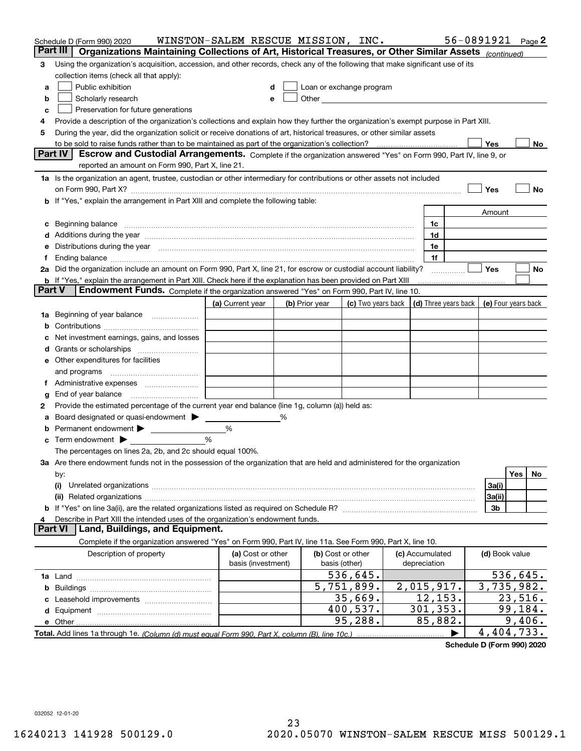Schedule D (Form 990) 2020 WINSTON-SALEM RESCUE MISSION, INC. 56-0891921 Page 2

## Part III Organizations Maintaining Collections of Art, Historical Treasures, or Other Similar Assets *(continued)*

**3** Using the organization's acquisition, accession, and other records, check any of the following that make significant use of its collection items (check all that apply):

- **a** ☐ Public exhibition
- **b** ☐ Scholarly research
- **c** ☐ Preservation for future generations
- **d** ☐ Loan or exchange program
- **e** ☐ Other

**4** Provide a description of the organization's collections and explain how they further the organization's exempt purpose in Part XIII.

**5** During the year, did the organization solicit or receive donations of art, historical treasures, or other similar assets to be sold to raise funds rather than to be maintained as part of the organization's collection? ☐ Yes ☐ No

## Part IV Escrow and Custodial Arrangements.

Complete if the organization answered "Yes" on Form 990, Part IV, line 9, or reported an amount on Form 990, Part X, line 21.

**1a** Is the organization an agent, trustee, custodian or other intermediary for contributions or other assets not included on Form 990, Part X? ☐ Yes ☐ No

**b** If "Yes," explain the arrangement in Part XIII and complete the following table:

| | | Amount |
|---|---|---|
| **c** Beginning balance | 1c | |
| **d** Additions during the year | 1d | |
| **e** Distributions during the year | 1e | |
| **f** Ending balance | 1f | |

**2a** Did the organization include an amount on Form 990, Part X, line 21, for escrow or custodial account liability? ☐ Yes ☐ No

**b** If "Yes," explain the arrangement in Part XIII. Check here if the explanation has been provided on Part XIII ☐

## Part V Endowment Funds.

Complete if the organization answered "Yes" on Form 990, Part IV, line 10.

| | (a) Current year | (b) Prior year | (c) Two years back | (d) Three years back | (e) Four years back |
|---|---|---|---|---|---|
| **1a** Beginning of year balance | | | | | |
| **b** Contributions | | | | | |
| **c** Net investment earnings, gains, and losses | | | | | |
| **d** Grants or scholarships | | | | | |
| **e** Other expenditures for facilities and programs | | | | | |
| **f** Administrative expenses | | | | | |
| **g** End of year balance | | | | | |

**2** Provide the estimated percentage of the current year end balance (line 1g, column (a)) held as:

- **a** Board designated or quasi-endowment ▶ ______ %
- **b** Permanent endowment ▶ ______ %
- **c** Term endowment ▶ ______ %

The percentages on lines 2a, 2b, and 2c should equal 100%.

**3a** Are there endowment funds not in the possession of the organization that are held and administered for the organization by:

| | | Yes | No |
|---|---|---|---|
| **(i)** Unrelated organizations | 3a(i) | | |
| **(ii)** Related organizations | 3a(ii) | | |
| **b** If "Yes" on line 3a(ii), are the related organizations listed as required on Schedule R? | 3b | | |

**4** Describe in Part XIII the intended uses of the organization's endowment funds.

## Part VI Land, Buildings, and Equipment.

Complete if the organization answered "Yes" on Form 990, Part IV, line 11a. See Form 990, Part X, line 10.

| Description of property | (a) Cost or other basis (investment) | (b) Cost or other basis (other) | (c) Accumulated depreciation | (d) Book value |
|---|---|---|---|---|
| **1a** Land | | 536,645. | | 536,645. |
| **b** Buildings | | 5,751,899. | 2,015,917. | 3,735,982. |
| **c** Leasehold improvements | | 35,669. | 12,153. | 23,516. |
| **d** Equipment | | 400,537. | 301,353. | 99,184. |
| **e** Other | | 95,288. | 85,882. | 9,406. |
| **Total.** Add lines 1a through 1e. *(Column (d) must equal Form 990, Part X, column (B), line 10c.)* ▶ | | | | 4,404,733. |

**Schedule D (Form 990) 2020**

032052 12-01-20

16240213 141928 500129.0 2020.05070 WINSTON-SALEM RESCUE MISS 500129.1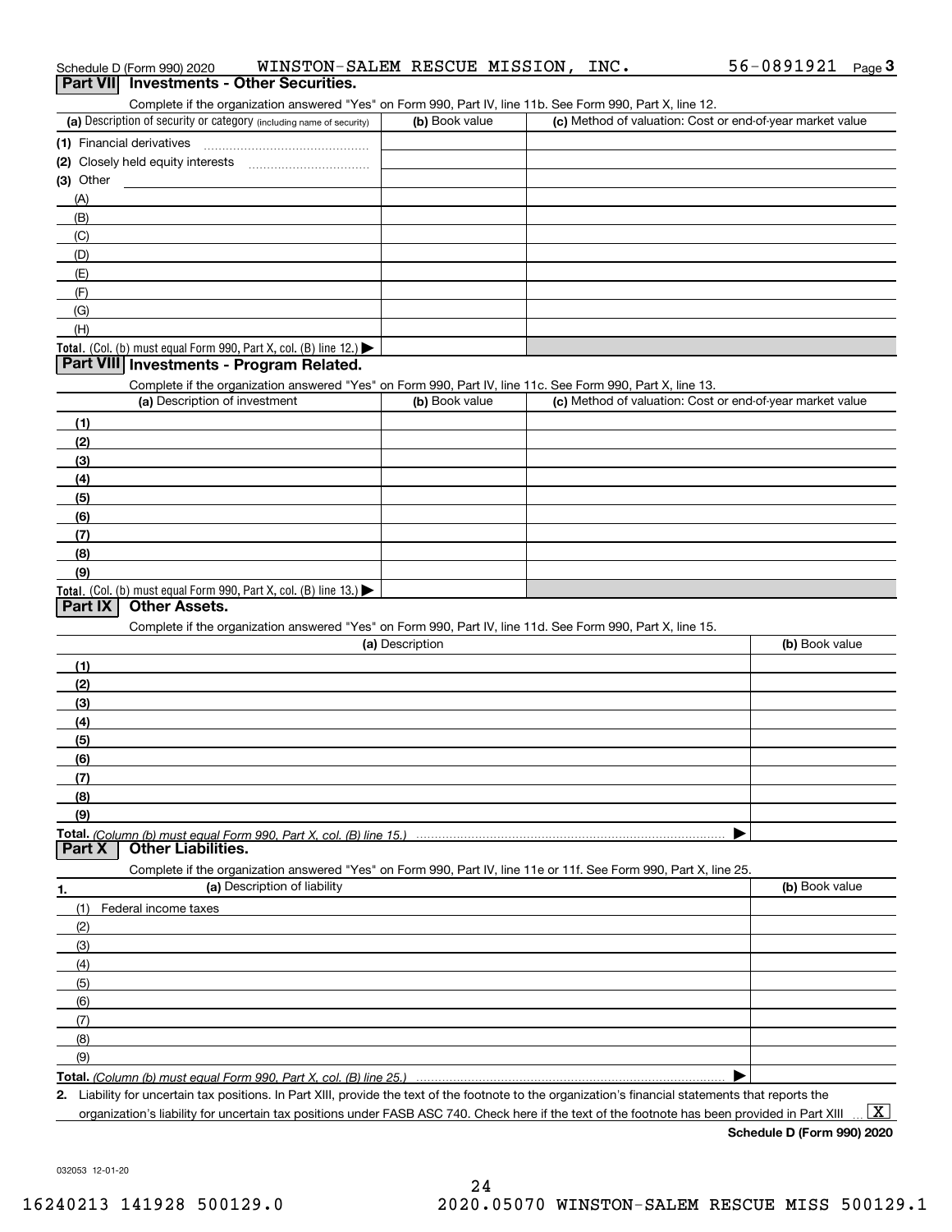Schedule D (Form 990) 2020 WINSTON-SALEM RESCUE MISSION, INC. 56-0891921 Page 3

## Part VII Investments - Other Securities.

Complete if the organization answered "Yes" on Form 990, Part IV, line 11b. See Form 990, Part X, line 12.

| (a) Description of security or category (including name of security) | (b) Book value | (c) Method of valuation: Cost or end-of-year market value |
|---|---|---|
| (1) Financial derivatives | | |
| (2) Closely held equity interests | | |
| (3) Other | | |
| (A) | | |
| (B) | | |
| (C) | | |
| (D) | | |
| (E) | | |
| (F) | | |
| (G) | | |
| (H) | | |
| **Total.** (Col. (b) must equal Form 990, Part X, col. (B) line 12.) ▶ | | |

## Part VIII Investments - Program Related.

Complete if the organization answered "Yes" on Form 990, Part IV, line 11c. See Form 990, Part X, line 13.

| (a) Description of investment | (b) Book value | (c) Method of valuation: Cost or end-of-year market value |
|---|---|---|
| (1) | | |
| (2) | | |
| (3) | | |
| (4) | | |
| (5) | | |
| (6) | | |
| (7) | | |
| (8) | | |
| (9) | | |
| **Total.** (Col. (b) must equal Form 990, Part X, col. (B) line 13.) ▶ | | |

## Part IX Other Assets.

Complete if the organization answered "Yes" on Form 990, Part IV, line 11d. See Form 990, Part X, line 15.

| (a) Description | (b) Book value |
|---|---|
| (1) | |
| (2) | |
| (3) | |
| (4) | |
| (5) | |
| (6) | |
| (7) | |
| (8) | |
| (9) | |
| **Total.** *(Column (b) must equal Form 990, Part X, col. (B) line 15.)* ▶ | |

## Part X Other Liabilities.

Complete if the organization answered "Yes" on Form 990, Part IV, line 11e or 11f. See Form 990, Part X, line 25.

| 1. (a) Description of liability | (b) Book value |
|---|---|
| (1) Federal income taxes | |
| (2) | |
| (3) | |
| (4) | |
| (5) | |
| (6) | |
| (7) | |
| (8) | |
| (9) | |
| **Total.** *(Column (b) must equal Form 990, Part X, col. (B) line 25.)* ▶ | |

**2.** Liability for uncertain tax positions. In Part XIII, provide the text of the footnote to the organization's financial statements that reports the organization's liability for uncertain tax positions under FASB ASC 740. Check here if the text of the footnote has been provided in Part XIII ... [X]

**Schedule D (Form 990) 2020**

032053 12-01-20

16240213 141928 500129.0 2020.05070 WINSTON-SALEM RESCUE MISS 500129.1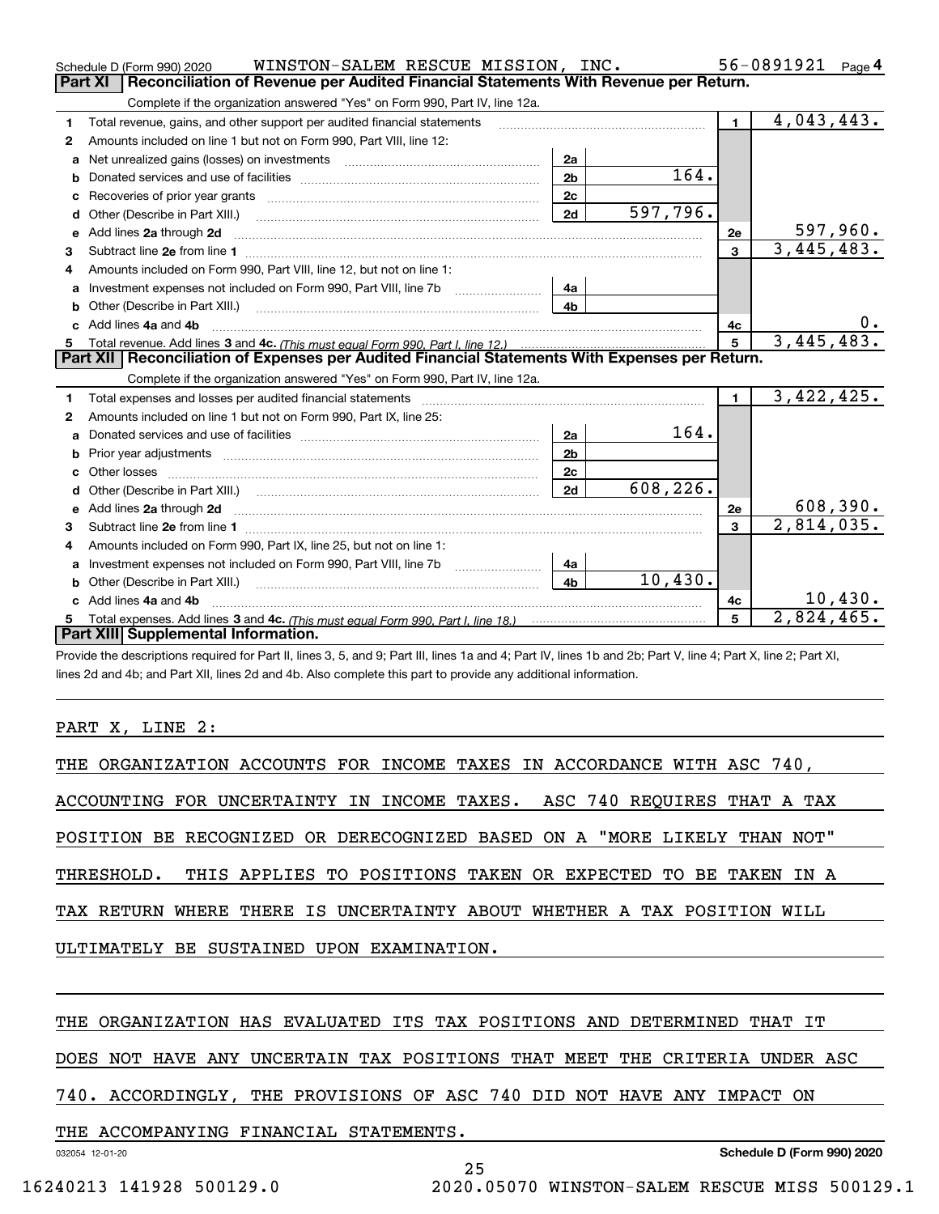Schedule D (Form 990) 2020 WINSTON-SALEM RESCUE MISSION, INC. 56-0891921 Page 4

## Part XI Reconciliation of Revenue per Audited Financial Statements With Revenue per Return.

Complete if the organization answered "Yes" on Form 990, Part IV, line 12a.

| | | | | | |
|---|---|---|---|---|---|
| 1 | Total revenue, gains, and other support per audited financial statements | | | 1 | 4,043,443. |
| 2 | Amounts included on line 1 but not on Form 990, Part VIII, line 12: | | | | |
| a | Net unrealized gains (losses) on investments | 2a | | | |
| b | Donated services and use of facilities | 2b | 164. | | |
| c | Recoveries of prior year grants | 2c | | | |
| d | Other (Describe in Part XIII.) | 2d | 597,796. | | |
| e | Add lines 2a through 2d | | | 2e | 597,960. |
| 3 | Subtract line 2e from line 1 | | | 3 | 3,445,483. |
| 4 | Amounts included on Form 990, Part VIII, line 12, but not on line 1: | | | | |
| a | Investment expenses not included on Form 990, Part VIII, line 7b | 4a | | | |
| b | Other (Describe in Part XIII.) | 4b | | | |
| c | Add lines 4a and 4b | | | 4c | 0. |
| 5 | Total revenue. Add lines 3 and 4c. *(This must equal Form 990, Part I, line 12.)* | | | 5 | 3,445,483. |

## Part XII Reconciliation of Expenses per Audited Financial Statements With Expenses per Return.

Complete if the organization answered "Yes" on Form 990, Part IV, line 12a.

| | | | | | |
|---|---|---|---|---|---|
| 1 | Total expenses and losses per audited financial statements | | | 1 | 3,422,425. |
| 2 | Amounts included on line 1 but not on Form 990, Part IX, line 25: | | | | |
| a | Donated services and use of facilities | 2a | 164. | | |
| b | Prior year adjustments | 2b | | | |
| c | Other losses | 2c | | | |
| d | Other (Describe in Part XIII.) | 2d | 608,226. | | |
| e | Add lines 2a through 2d | | | 2e | 608,390. |
| 3 | Subtract line 2e from line 1 | | | 3 | 2,814,035. |
| 4 | Amounts included on Form 990, Part IX, line 25, but not on line 1: | | | | |
| a | Investment expenses not included on Form 990, Part VIII, line 7b | 4a | | | |
| b | Other (Describe in Part XIII.) | 4b | 10,430. | | |
| c | Add lines 4a and 4b | | | 4c | 10,430. |
| 5 | Total expenses. Add lines 3 and 4c. *(This must equal Form 990, Part I, line 18.)* | | | 5 | 2,824,465. |

## Part XIII Supplemental Information.

Provide the descriptions required for Part II, lines 3, 5, and 9; Part III, lines 1a and 4; Part IV, lines 1b and 2b; Part V, line 4; Part X, line 2; Part XI, lines 2d and 4b; and Part XII, lines 2d and 4b. Also complete this part to provide any additional information.

PART X, LINE 2:

THE ORGANIZATION ACCOUNTS FOR INCOME TAXES IN ACCORDANCE WITH ASC 740, ACCOUNTING FOR UNCERTAINTY IN INCOME TAXES. ASC 740 REQUIRES THAT A TAX POSITION BE RECOGNIZED OR DERECOGNIZED BASED ON A "MORE LIKELY THAN NOT" THRESHOLD. THIS APPLIES TO POSITIONS TAKEN OR EXPECTED TO BE TAKEN IN A TAX RETURN WHERE THERE IS UNCERTAINTY ABOUT WHETHER A TAX POSITION WILL ULTIMATELY BE SUSTAINED UPON EXAMINATION.

THE ORGANIZATION HAS EVALUATED ITS TAX POSITIONS AND DETERMINED THAT IT DOES NOT HAVE ANY UNCERTAIN TAX POSITIONS THAT MEET THE CRITERIA UNDER ASC 740. ACCORDINGLY, THE PROVISIONS OF ASC 740 DID NOT HAVE ANY IMPACT ON THE ACCOMPANYING FINANCIAL STATEMENTS.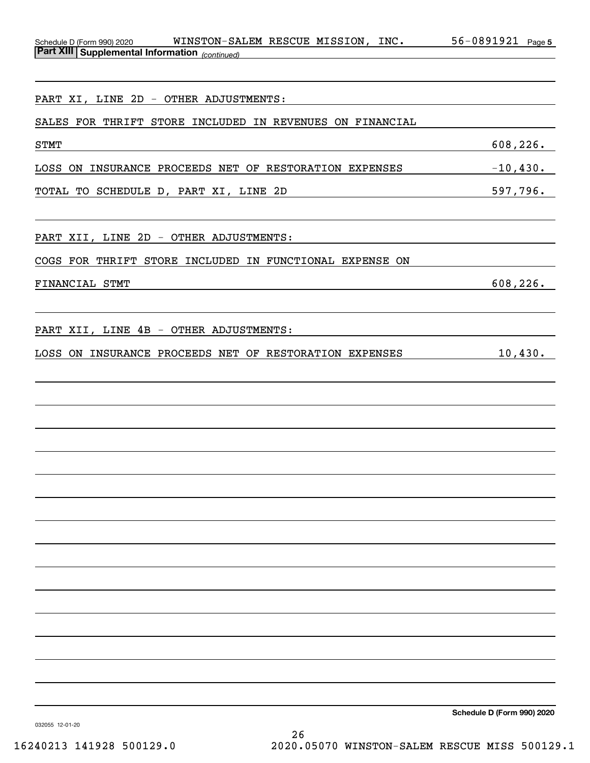Schedule D (Form 990) 2020 WINSTON-SALEM RESCUE MISSION, INC. 56-0891921 Page 5

**Part XIII | Supplemental Information** *(continued)*

PART XI, LINE 2D - OTHER ADJUSTMENTS:

| | |
|---|---|
| SALES FOR THRIFT STORE INCLUDED IN REVENUES ON FINANCIAL STMT | 608,226. |
| LOSS ON INSURANCE PROCEEDS NET OF RESTORATION EXPENSES | -10,430. |
| TOTAL TO SCHEDULE D, PART XI, LINE 2D | 597,796. |

PART XII, LINE 2D - OTHER ADJUSTMENTS:

| | |
|---|---|
| COGS FOR THRIFT STORE INCLUDED IN FUNCTIONAL EXPENSE ON FINANCIAL STMT | 608,226. |

PART XII, LINE 4B - OTHER ADJUSTMENTS:

| | |
|---|---|
| LOSS ON INSURANCE PROCEEDS NET OF RESTORATION EXPENSES | 10,430. |

Schedule D (Form 990) 2020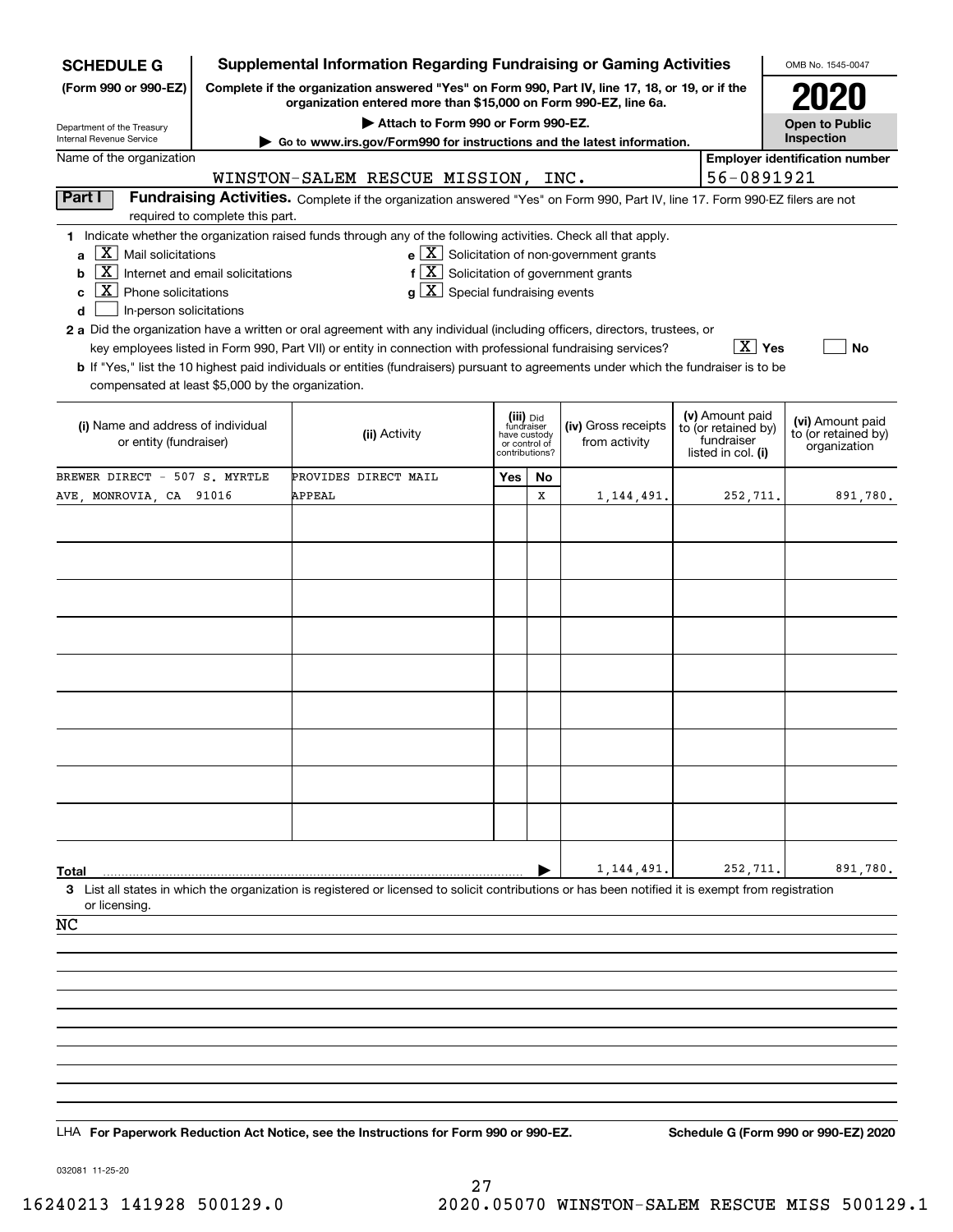**SCHEDULE G (Form 990 or 990-EZ)**

Department of the Treasury
Internal Revenue Service

# Supplemental Information Regarding Fundraising or Gaming Activities

**Complete if the organization answered "Yes" on Form 990, Part IV, line 17, 18, or 19, or if the organization entered more than $15,000 on Form 990-EZ, line 6a.**

**▶ Attach to Form 990 or Form 990-EZ.**

**▶ Go to www.irs.gov/Form990 for instructions and the latest information.**

OMB No. 1545-0047

**2020**

**Open to Public Inspection**

Name of the organization: WINSTON-SALEM RESCUE MISSION, INC.

**Employer identification number:** 56-0891921

## Part I Fundraising Activities.

Complete if the organization answered "Yes" on Form 990, Part IV, line 17. Form 990-EZ filers are not required to complete this part.

**1** Indicate whether the organization raised funds through any of the following activities. Check all that apply.

- **a** [X] Mail solicitations
- **b** [X] Internet and email solicitations
- **c** [X] Phone solicitations
- **d** [ ] In-person solicitations
- **e** [X] Solicitation of non-government grants
- **f** [X] Solicitation of government grants
- **g** [X] Special fundraising events

**2 a** Did the organization have a written or oral agreement with any individual (including officers, directors, trustees, or key employees listed in Form 990, Part VII) or entity in connection with professional fundraising services? [X] Yes [ ] No

**b** If "Yes," list the 10 highest paid individuals or entities (fundraisers) pursuant to agreements under which the fundraiser is to be compensated at least $5,000 by the organization.

| (i) Name and address of individual or entity (fundraiser) | (ii) Activity | (iii) Did fundraiser have custody or control of contributions? Yes | No | (iv) Gross receipts from activity | (v) Amount paid to (or retained by) fundraiser listed in col. (i) | (vi) Amount paid to (or retained by) organization |
|---|---|---|---|---|---|---|
| BREWER DIRECT - 507 S. MYRTLE AVE, MONROVIA, CA 91016 | PROVIDES DIRECT MAIL APPEAL | | X | 1,144,491. | 252,711. | 891,780. |
| | | | | | | |
| | | | | | | |
| | | | | | | |
| | | | | | | |
| | | | | | | |
| | | | | | | |
| | | | | | | |
| | | | | | | |
| | | | | | | |
| **Total** ▶ | | | | 1,144,491. | 252,711. | 891,780. |

**3** List all states in which the organization is registered or licensed to solicit contributions or has been notified it is exempt from registration or licensing.

NC

LHA **For Paperwork Reduction Act Notice, see the Instructions for Form 990 or 990-EZ.** **Schedule G (Form 990 or 990-EZ) 2020**

032081 11-25-20

16240213 141928 500129.0 2020.05070 WINSTON-SALEM RESCUE MISS 500129.1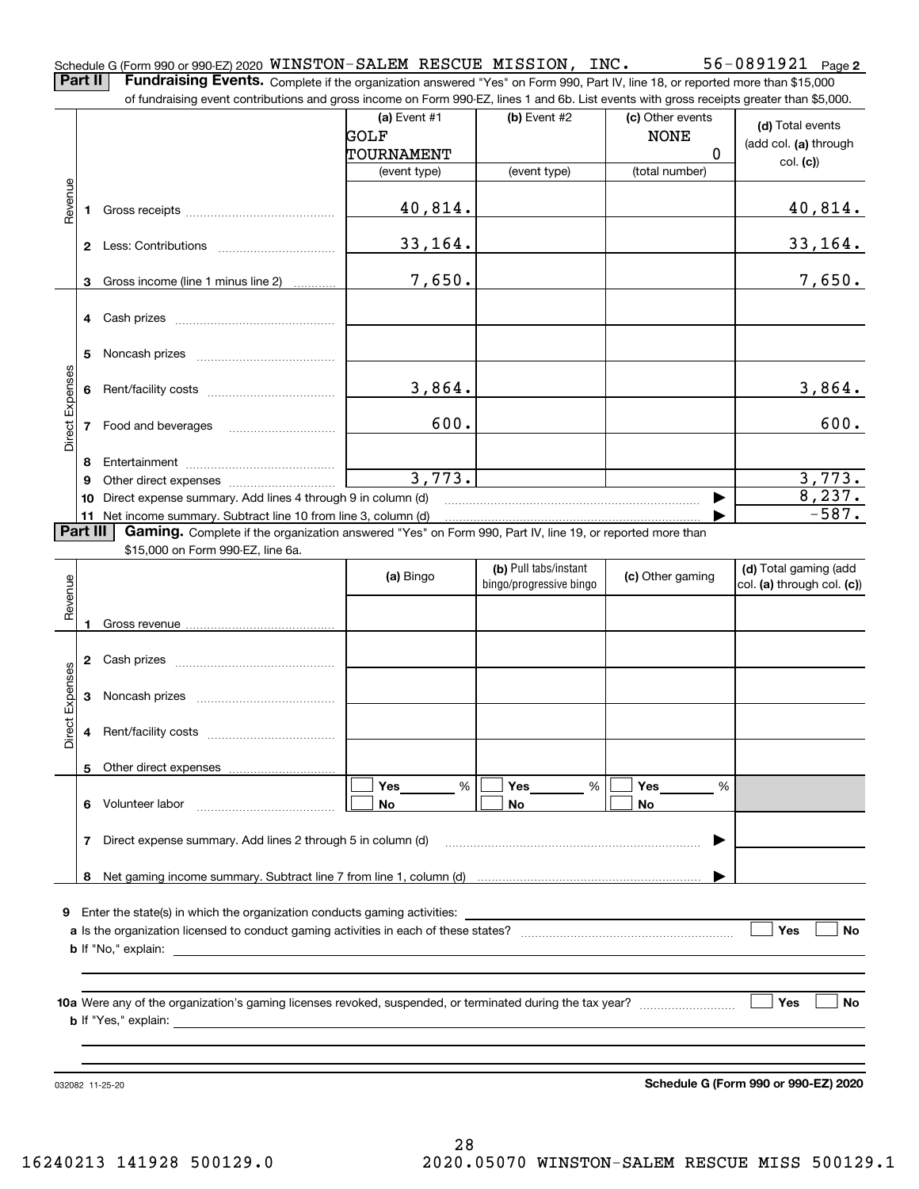Schedule G (Form 990 or 990-EZ) 2020 WINSTON-SALEM RESCUE MISSION, INC. 56-0891921 Page **2**

**Part II** **Fundraising Events.** Complete if the organization answered "Yes" on Form 990, Part IV, line 18, or reported more than $15,000 of fundraising event contributions and gross income on Form 990-EZ, lines 1 and 6b. List events with gross receipts greater than $5,000.

| | | (a) Event #1 GOLF TOURNAMENT (event type) | (b) Event #2 (event type) | (c) Other events NONE 0 (total number) | (d) Total events (add col. (a) through col. (c)) |
|---|---|---|---|---|---|
| Revenue | 1 Gross receipts | 40,814. | | | 40,814. |
| | 2 Less: Contributions | 33,164. | | | 33,164. |
| | 3 Gross income (line 1 minus line 2) | 7,650. | | | 7,650. |
| Direct Expenses | 4 Cash prizes | | | | |
| | 5 Noncash prizes | | | | |
| | 6 Rent/facility costs | 3,864. | | | 3,864. |
| | 7 Food and beverages | 600. | | | 600. |
| | 8 Entertainment | | | | |
| | 9 Other direct expenses | 3,773. | | | 3,773. |
| | 10 Direct expense summary. Add lines 4 through 9 in column (d) | | | ▶ | 8,237. |
| | 11 Net income summary. Subtract line 10 from line 3, column (d) | | | ▶ | -587. |

**Part III** **Gaming.** Complete if the organization answered "Yes" on Form 990, Part IV, line 19, or reported more than $15,000 on Form 990-EZ, line 6a.

| | | (a) Bingo | (b) Pull tabs/instant bingo/progressive bingo | (c) Other gaming | (d) Total gaming (add col. (a) through col. (c)) |
|---|---|---|---|---|---|
| Revenue | 1 Gross revenue | | | | |
| Direct Expenses | 2 Cash prizes | | | | |
| | 3 Noncash prizes | | | | |
| | 4 Rent/facility costs | | | | |
| | 5 Other direct expenses | | | | |
| | 6 Volunteer labor | ☐ Yes ___ % ☐ No | ☐ Yes ___ % ☐ No | ☐ Yes ___ % ☐ No | |
| | 7 Direct expense summary. Add lines 2 through 5 in column (d) | | | ▶ | |
| | 8 Net gaming income summary. Subtract line 7 from line 1, column (d) | | | ▶ | |

**9** Enter the state(s) in which the organization conducts gaming activities: ______

**a** Is the organization licensed to conduct gaming activities in each of these states? ☐ Yes ☐ No

**b** If "No," explain: ______

**10a** Were any of the organization's gaming licenses revoked, suspended, or terminated during the tax year? ☐ Yes ☐ No

**b** If "Yes," explain: ______

032082 11-25-20 **Schedule G (Form 990 or 990-EZ) 2020**

16240213 141928 500129.0 2020.05070 WINSTON-SALEM RESCUE MISS 500129.1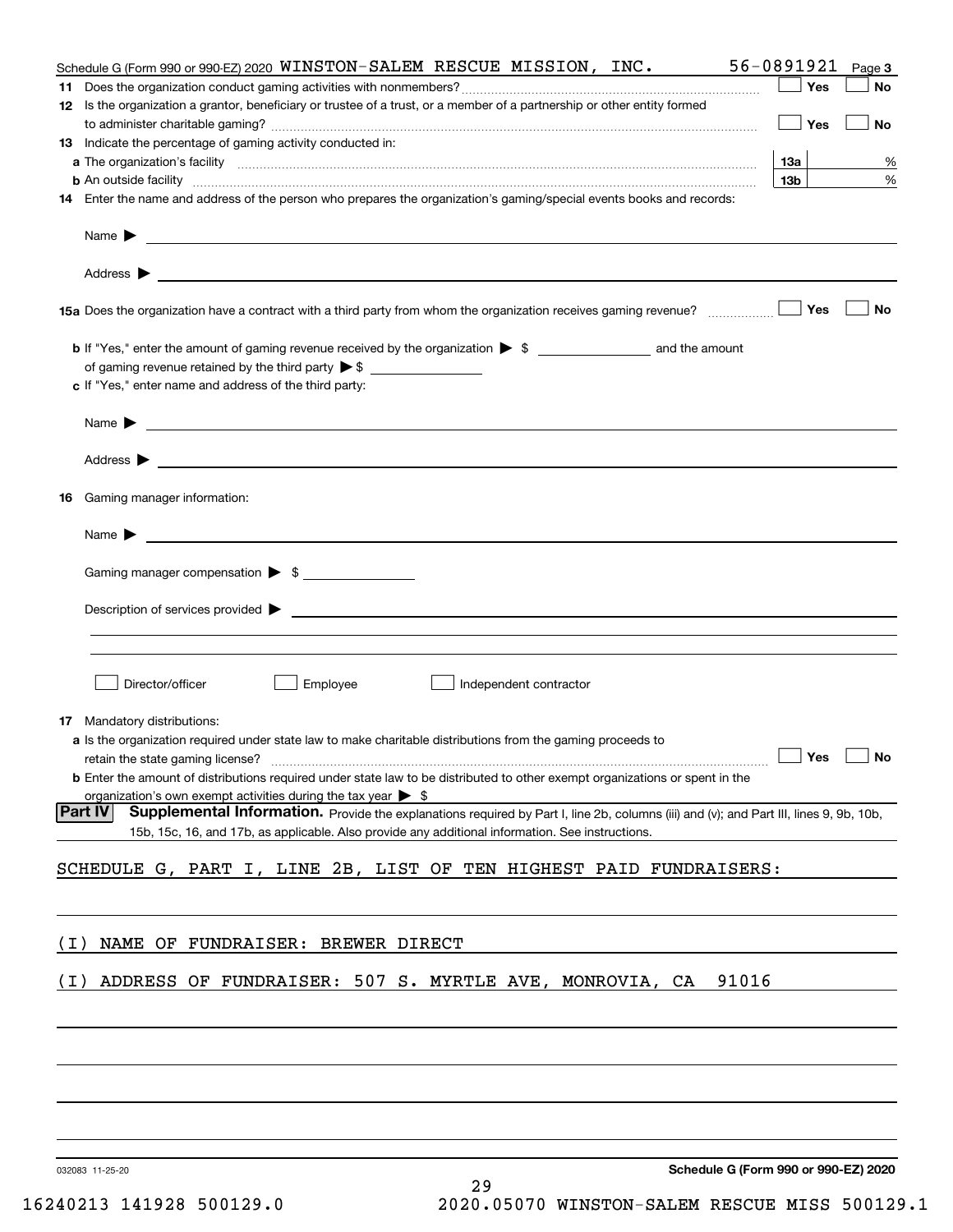Schedule G (Form 990 or 990-EZ) 2020 WINSTON-SALEM RESCUE MISSION, INC. 56-0891921 Page 3

**11** Does the organization conduct gaming activities with nonmembers? ☐ Yes ☐ No

**12** Is the organization a grantor, beneficiary or trustee of a trust, or a member of a partnership or other entity formed to administer charitable gaming? ☐ Yes ☐ No

**13** Indicate the percentage of gaming activity conducted in:

**a** The organization's facility **13a** %

**b** An outside facility **13b** %

**14** Enter the name and address of the person who prepares the organization's gaming/special events books and records:

Name ▶

Address ▶

**15a** Does the organization have a contract with a third party from whom the organization receives gaming revenue? ☐ Yes ☐ No

**b** If "Yes," enter the amount of gaming revenue received by the organization ▶ $ and the amount of gaming revenue retained by the third party ▶ $

**c** If "Yes," enter name and address of the third party:

Name ▶

Address ▶

**16** Gaming manager information:

Name ▶

Gaming manager compensation ▶ $

Description of services provided ▶

☐ Director/officer ☐ Employee ☐ Independent contractor

**17** Mandatory distributions:

**a** Is the organization required under state law to make charitable distributions from the gaming proceeds to retain the state gaming license? ☐ Yes ☐ No

**b** Enter the amount of distributions required under state law to be distributed to other exempt organizations or spent in the organization's own exempt activities during the tax year ▶ $

**Part IV** **Supplemental Information.** Provide the explanations required by Part I, line 2b, columns (iii) and (v); and Part III, lines 9, 9b, 10b, 15b, 15c, 16, and 17b, as applicable. Also provide any additional information. See instructions.

SCHEDULE G, PART I, LINE 2B, LIST OF TEN HIGHEST PAID FUNDRAISERS:

(I) NAME OF FUNDRAISER: BREWER DIRECT

(I) ADDRESS OF FUNDRAISER: 507 S. MYRTLE AVE, MONROVIA, CA 91016

032083 11-25-20 **Schedule G (Form 990 or 990-EZ) 2020**

16240213 141928 500129.0 2020.05070 WINSTON-SALEM RESCUE MISS 500129.1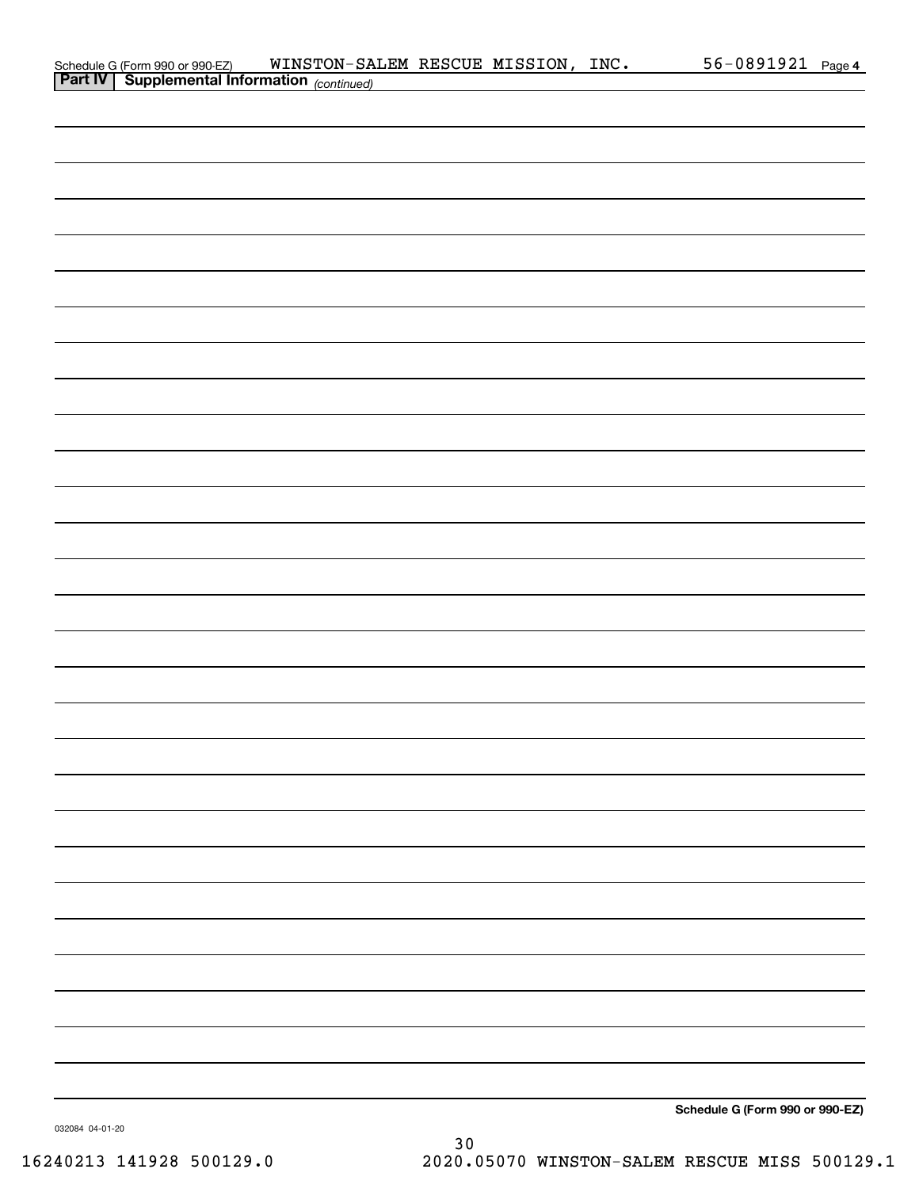Schedule G (Form 990 or 990-EZ) WINSTON-SALEM RESCUE MISSION, INC. 56-0891921 Page 4

**Part IV** **Supplemental Information** *(continued)*

**Schedule G (Form 990 or 990-EZ)**

032084 04-01-20

16240213 141928 500129.0 2020.05070 WINSTON-SALEM RESCUE MISS 500129.1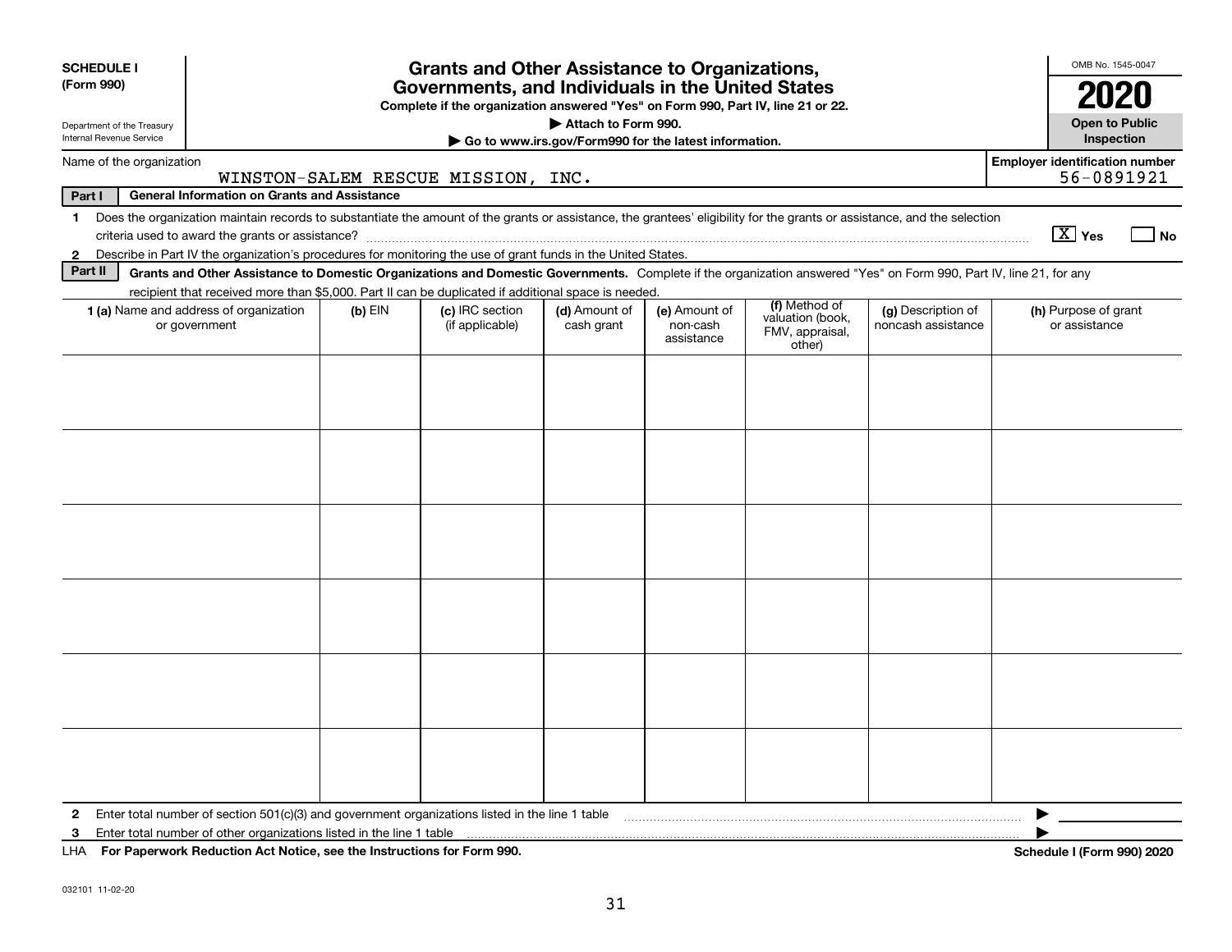**SCHEDULE I (Form 990)**

Department of the Treasury
Internal Revenue Service

# Grants and Other Assistance to Organizations, Governments, and Individuals in the United States

**Complete if the organization answered "Yes" on Form 990, Part IV, line 21 or 22.**

**▶ Attach to Form 990.**

**▶ Go to www.irs.gov/Form990 for the latest information.**

OMB No. 1545-0047

**2020**

**Open to Public Inspection**

Name of the organization: WINSTON-SALEM RESCUE MISSION, INC.

Employer identification number: 56-0891921

**Part I — General Information on Grants and Assistance**

1 Does the organization maintain records to substantiate the amount of the grants or assistance, the grantees' eligibility for the grants or assistance, and the selection criteria used to award the grants or assistance? [X] Yes [ ] No

2 Describe in Part IV the organization's procedures for monitoring the use of grant funds in the United States.

**Part II — Grants and Other Assistance to Domestic Organizations and Domestic Governments.** Complete if the organization answered "Yes" on Form 990, Part IV, line 21, for any recipient that received more than $5,000. Part II can be duplicated if additional space is needed.

| 1 (a) Name and address of organization or government | (b) EIN | (c) IRC section (if applicable) | (d) Amount of cash grant | (e) Amount of non-cash assistance | (f) Method of valuation (book, FMV, appraisal, other) | (g) Description of noncash assistance | (h) Purpose of grant or assistance |
|---|---|---|---|---|---|---|---|
| | | | | | | | |
| | | | | | | | |
| | | | | | | | |
| | | | | | | | |
| | | | | | | | |
| | | | | | | | |

2 Enter total number of section 501(c)(3) and government organizations listed in the line 1 table ▶

3 Enter total number of other organizations listed in the line 1 table ▶

LHA **For Paperwork Reduction Act Notice, see the Instructions for Form 990.** **Schedule I (Form 990) 2020**

032101 11-02-20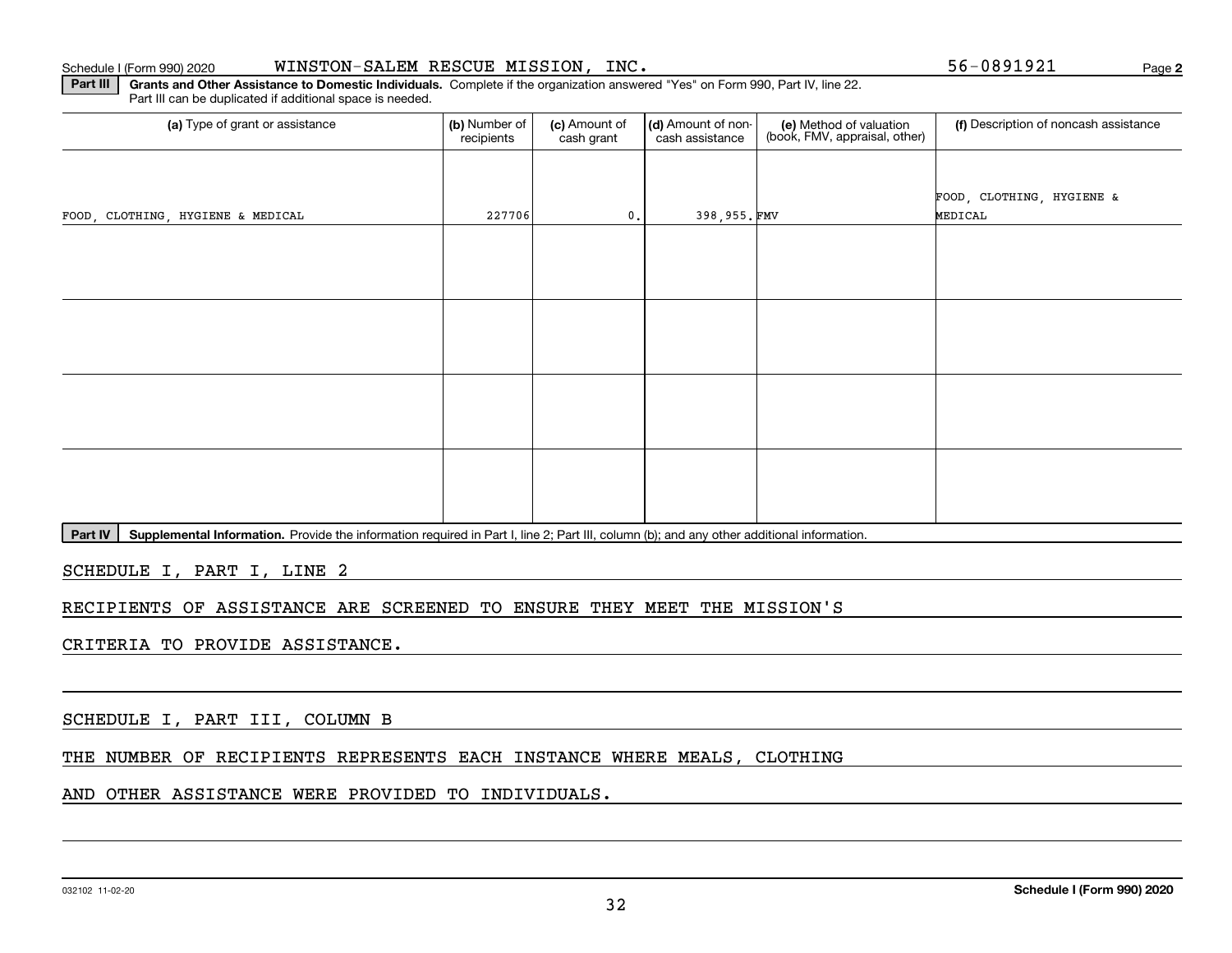Schedule I (Form 990) 2020 WINSTON-SALEM RESCUE MISSION, INC. 56-0891921

**Part III** **Grants and Other Assistance to Domestic Individuals.** Complete if the organization answered "Yes" on Form 990, Part IV, line 22. Part III can be duplicated if additional space is needed.

| (a) Type of grant or assistance | (b) Number of recipients | (c) Amount of cash grant | (d) Amount of non-cash assistance | (e) Method of valuation (book, FMV, appraisal, other) | (f) Description of noncash assistance |
|---|---|---|---|---|---|
| FOOD, CLOTHING, HYGIENE & MEDICAL | 227706 | 0. | 398,955. | FMV | FOOD, CLOTHING, HYGIENE & MEDICAL |
| | | | | | |
| | | | | | |
| | | | | | |
| | | | | | |

**Part IV** **Supplemental Information.** Provide the information required in Part I, line 2; Part III, column (b); and any other additional information.

SCHEDULE I, PART I, LINE 2

RECIPIENTS OF ASSISTANCE ARE SCREENED TO ENSURE THEY MEET THE MISSION'S CRITERIA TO PROVIDE ASSISTANCE.

SCHEDULE I, PART III, COLUMN B

THE NUMBER OF RECIPIENTS REPRESENTS EACH INSTANCE WHERE MEALS, CLOTHING AND OTHER ASSISTANCE WERE PROVIDED TO INDIVIDUALS.

032102 11-02-20 **Schedule I (Form 990) 2020**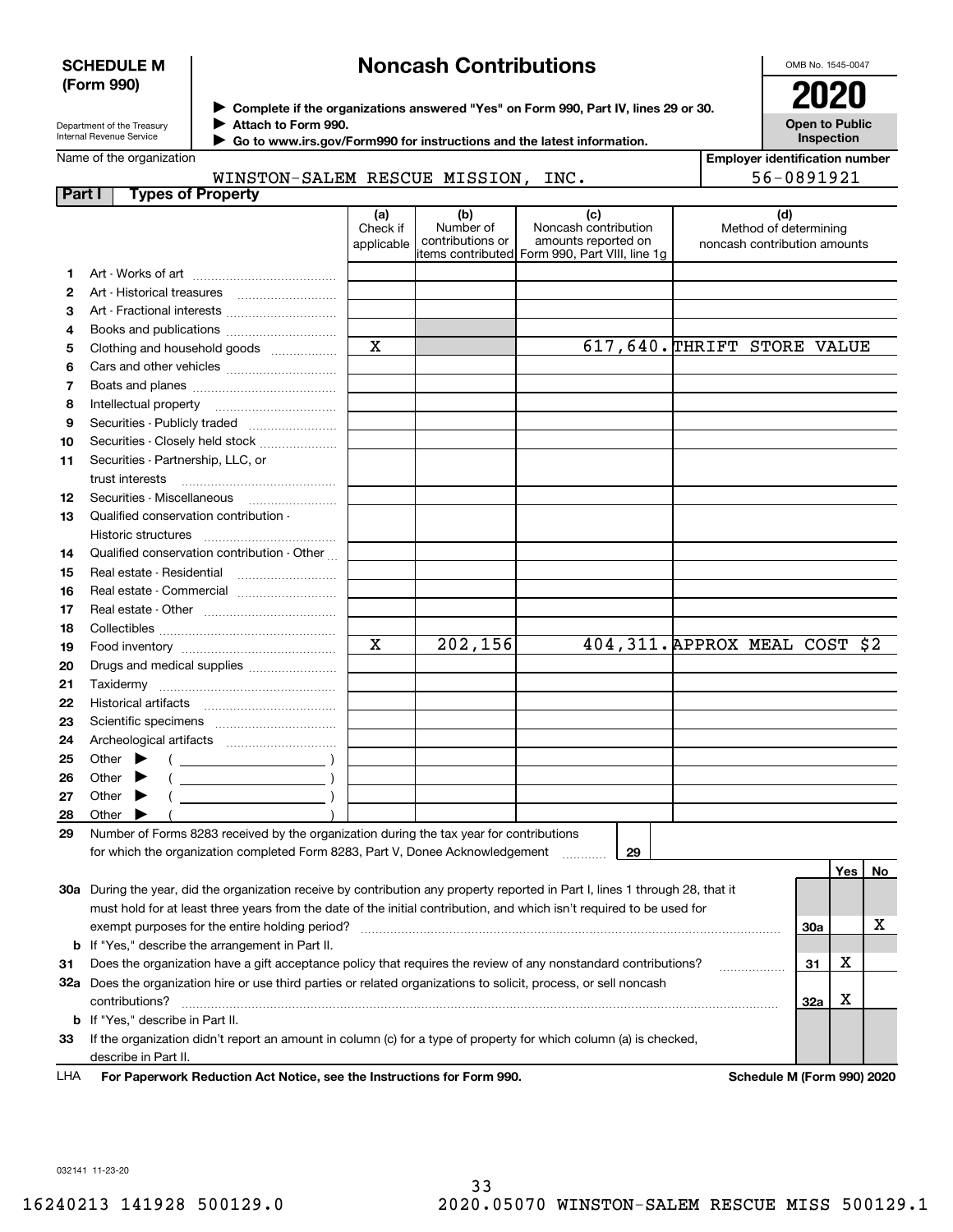**SCHEDULE M (Form 990)**

Department of the Treasury
Internal Revenue Service

# Noncash Contributions

▶ Complete if the organizations answered "Yes" on Form 990, Part IV, lines 29 or 30.
▶ Attach to Form 990.
▶ Go to www.irs.gov/Form990 for instructions and the latest information.

OMB No. 1545-0047

**2020**

**Open to Public Inspection**

Name of the organization: WINSTON-SALEM RESCUE MISSION, INC.

Employer identification number: 56-0891921

**Part I Types of Property**

| | | (a) Check if applicable | (b) Number of contributions or items contributed | (c) Noncash contribution amounts reported on Form 990, Part VIII, line 1g | (d) Method of determining noncash contribution amounts |
|---|---|---|---|---|---|
| 1 | Art - Works of art | | | | |
| 2 | Art - Historical treasures | | | | |
| 3 | Art - Fractional interests | | | | |
| 4 | Books and publications | | | | |
| 5 | Clothing and household goods | X | | 617,640. | THRIFT STORE VALUE |
| 6 | Cars and other vehicles | | | | |
| 7 | Boats and planes | | | | |
| 8 | Intellectual property | | | | |
| 9 | Securities - Publicly traded | | | | |
| 10 | Securities - Closely held stock | | | | |
| 11 | Securities - Partnership, LLC, or trust interests | | | | |
| 12 | Securities - Miscellaneous | | | | |
| 13 | Qualified conservation contribution - Historic structures | | | | |
| 14 | Qualified conservation contribution - Other | | | | |
| 15 | Real estate - Residential | | | | |
| 16 | Real estate - Commercial | | | | |
| 17 | Real estate - Other | | | | |
| 18 | Collectibles | | | | |
| 19 | Food inventory | X | 202,156 | 404,311. | APPROX MEAL COST $2 |
| 20 | Drugs and medical supplies | | | | |
| 21 | Taxidermy | | | | |
| 22 | Historical artifacts | | | | |
| 23 | Scientific specimens | | | | |
| 24 | Archeological artifacts | | | | |
| 25 | Other ▶ ( ) | | | | |
| 26 | Other ▶ ( ) | | | | |
| 27 | Other ▶ ( ) | | | | |
| 28 | Other ▶ ( ) | | | | |

29 Number of Forms 8283 received by the organization during the tax year for contributions for which the organization completed Form 8283, Part V, Donee Acknowledgement ..... **29**

| | | | Yes | No |
|---|---|---|---|---|
| 30a | During the year, did the organization receive by contribution any property reported in Part I, lines 1 through 28, that it must hold for at least three years from the date of the initial contribution, and which isn't required to be used for exempt purposes for the entire holding period? | 30a | | X |
| b | If "Yes," describe the arrangement in Part II. | | | |
| 31 | Does the organization have a gift acceptance policy that requires the review of any nonstandard contributions? | 31 | X | |
| 32a | Does the organization hire or use third parties or related organizations to solicit, process, or sell noncash contributions? | 32a | X | |
| b | If "Yes," describe in Part II. | | | |
| 33 | If the organization didn't report an amount in column (c) for a type of property for which column (a) is checked, describe in Part II. | | | |

LHA **For Paperwork Reduction Act Notice, see the Instructions for Form 990.** **Schedule M (Form 990) 2020**

032141 11-23-20

16240213 141928 500129.0 2020.05070 WINSTON-SALEM RESCUE MISS 500129.1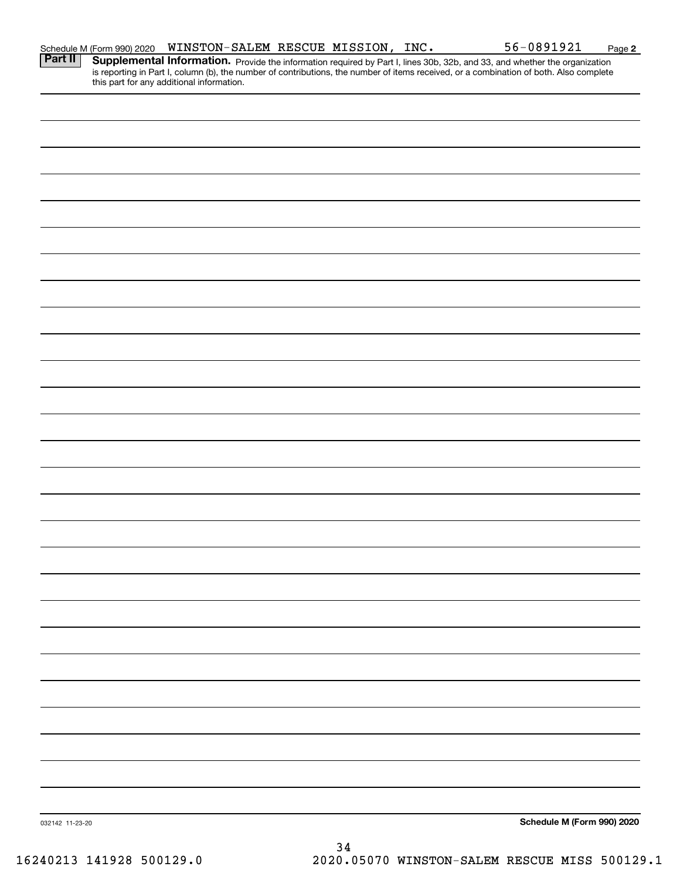Schedule M (Form 990) 2020 WINSTON-SALEM RESCUE MISSION, INC. 56-0891921

**Part II** **Supplemental Information.** Provide the information required by Part I, lines 30b, 32b, and 33, and whether the organization is reporting in Part I, column (b), the number of contributions, the number of items received, or a combination of both. Also complete this part for any additional information.

032142 11-23-20

**Schedule M (Form 990) 2020**

16240213 141928 500129.0 2020.05070 WINSTON-SALEM RESCUE MISS 500129.1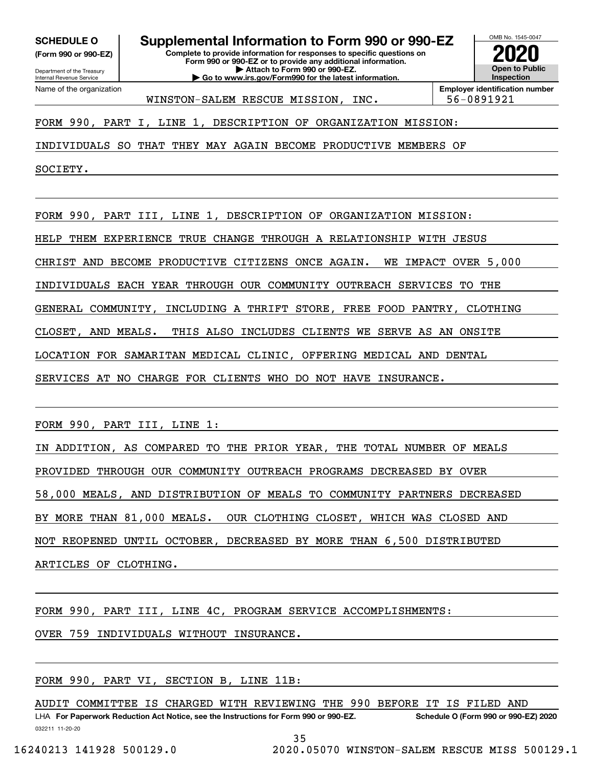**SCHEDULE O** **(Form 990 or 990-EZ)**

Department of the Treasury
Internal Revenue Service

# Supplemental Information to Form 990 or 990-EZ

**Complete to provide information for responses to specific questions on Form 990 or 990-EZ or to provide any additional information.**
**▶ Attach to Form 990 or 990-EZ.**
**▶ Go to www.irs.gov/Form990 for the latest information.**

OMB No. 1545-0047
**2020**
**Open to Public Inspection**

| Name of the organization | Employer identification number |
|---|---|
| WINSTON-SALEM RESCUE MISSION, INC. | 56-0891921 |

FORM 990, PART I, LINE 1, DESCRIPTION OF ORGANIZATION MISSION:

INDIVIDUALS SO THAT THEY MAY AGAIN BECOME PRODUCTIVE MEMBERS OF SOCIETY.

FORM 990, PART III, LINE 1, DESCRIPTION OF ORGANIZATION MISSION:

HELP THEM EXPERIENCE TRUE CHANGE THROUGH A RELATIONSHIP WITH JESUS CHRIST AND BECOME PRODUCTIVE CITIZENS ONCE AGAIN. WE IMPACT OVER 5,000 INDIVIDUALS EACH YEAR THROUGH OUR COMMUNITY OUTREACH SERVICES TO THE GENERAL COMMUNITY, INCLUDING A THRIFT STORE, FREE FOOD PANTRY, CLOTHING CLOSET, AND MEALS. THIS ALSO INCLUDES CLIENTS WE SERVE AS AN ONSITE LOCATION FOR SAMARITAN MEDICAL CLINIC, OFFERING MEDICAL AND DENTAL SERVICES AT NO CHARGE FOR CLIENTS WHO DO NOT HAVE INSURANCE.

FORM 990, PART III, LINE 1:

IN ADDITION, AS COMPARED TO THE PRIOR YEAR, THE TOTAL NUMBER OF MEALS PROVIDED THROUGH OUR COMMUNITY OUTREACH PROGRAMS DECREASED BY OVER 58,000 MEALS, AND DISTRIBUTION OF MEALS TO COMMUNITY PARTNERS DECREASED BY MORE THAN 81,000 MEALS. OUR CLOTHING CLOSET, WHICH WAS CLOSED AND NOT REOPENED UNTIL OCTOBER, DECREASED BY MORE THAN 6,500 DISTRIBUTED ARTICLES OF CLOTHING.

FORM 990, PART III, LINE 4C, PROGRAM SERVICE ACCOMPLISHMENTS:

OVER 759 INDIVIDUALS WITHOUT INSURANCE.

FORM 990, PART VI, SECTION B, LINE 11B:

AUDIT COMMITTEE IS CHARGED WITH REVIEWING THE 990 BEFORE IT IS FILED AND

LHA **For Paperwork Reduction Act Notice, see the Instructions for Form 990 or 990-EZ.** **Schedule O (Form 990 or 990-EZ) 2020**

032211 11-20-20

16240213 141928 500129.0 2020.05070 WINSTON-SALEM RESCUE MISS 500129.1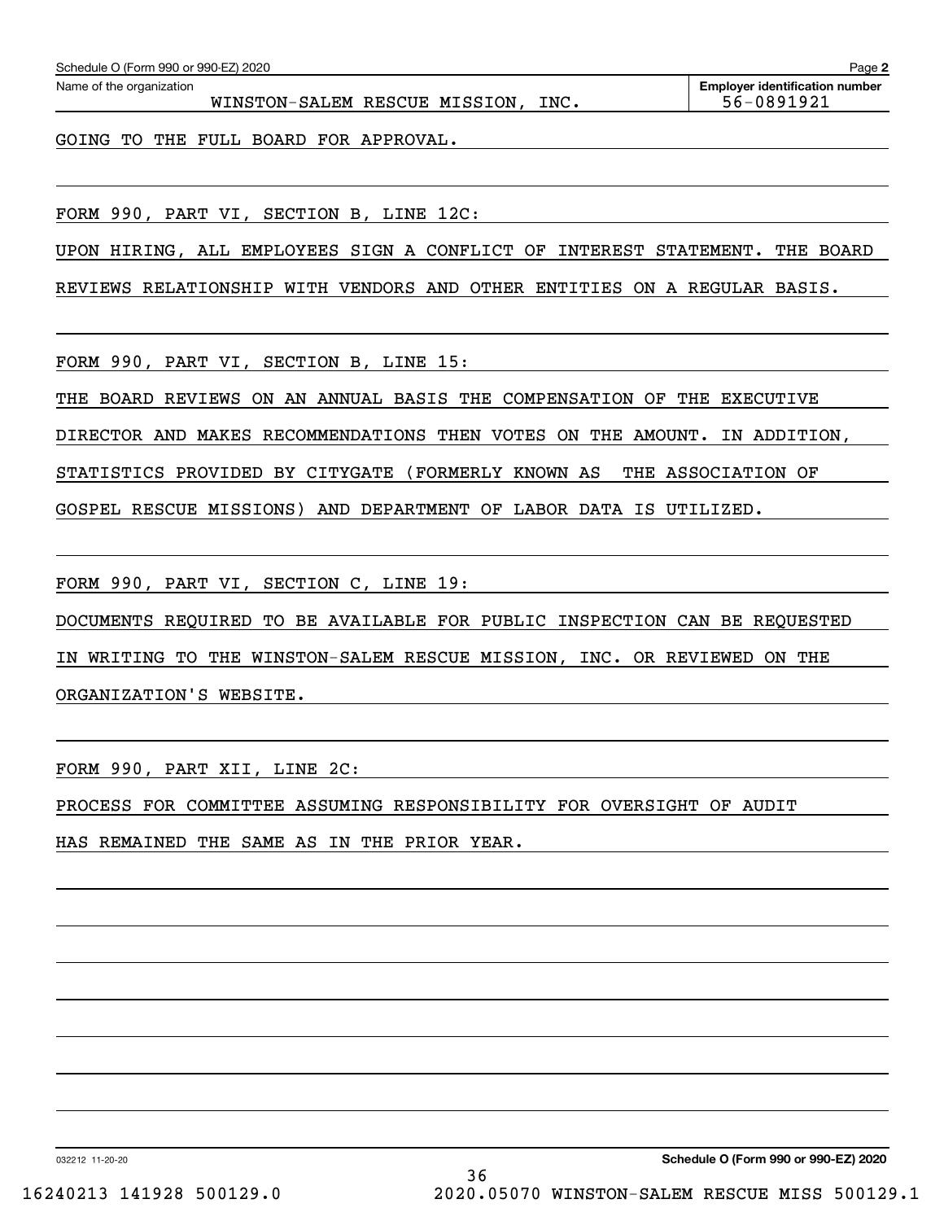Schedule O (Form 990 or 990-EZ) 2020 Page **2**

Name of the organization: WINSTON-SALEM RESCUE MISSION, INC.

**Employer identification number** 56-0891921

GOING TO THE FULL BOARD FOR APPROVAL.

FORM 990, PART VI, SECTION B, LINE 12C:

UPON HIRING, ALL EMPLOYEES SIGN A CONFLICT OF INTEREST STATEMENT. THE BOARD REVIEWS RELATIONSHIP WITH VENDORS AND OTHER ENTITIES ON A REGULAR BASIS.

FORM 990, PART VI, SECTION B, LINE 15:

THE BOARD REVIEWS ON AN ANNUAL BASIS THE COMPENSATION OF THE EXECUTIVE DIRECTOR AND MAKES RECOMMENDATIONS THEN VOTES ON THE AMOUNT. IN ADDITION, STATISTICS PROVIDED BY CITYGATE (FORMERLY KNOWN AS THE ASSOCIATION OF GOSPEL RESCUE MISSIONS) AND DEPARTMENT OF LABOR DATA IS UTILIZED.

FORM 990, PART VI, SECTION C, LINE 19:

DOCUMENTS REQUIRED TO BE AVAILABLE FOR PUBLIC INSPECTION CAN BE REQUESTED IN WRITING TO THE WINSTON-SALEM RESCUE MISSION, INC. OR REVIEWED ON THE ORGANIZATION'S WEBSITE.

FORM 990, PART XII, LINE 2C:

PROCESS FOR COMMITTEE ASSUMING RESPONSIBILITY FOR OVERSIGHT OF AUDIT HAS REMAINED THE SAME AS IN THE PRIOR YEAR.

032212 11-20-20 **Schedule O (Form 990 or 990-EZ) 2020**

16240213 141928 500129.0 2020.05070 WINSTON-SALEM RESCUE MISS 500129.1